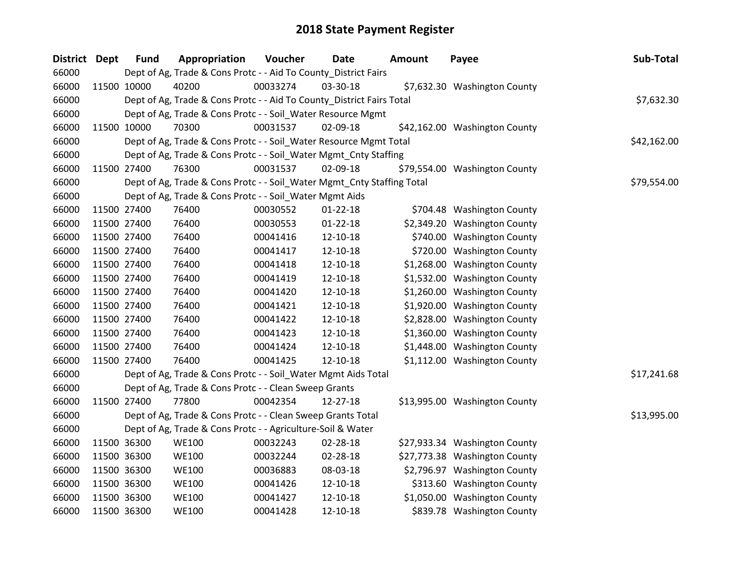# 2018 State Payment Register

| District | Dept | Fund | Appropriation | Voucher | Date | Amount | Payee | Sub-Total |
|---|---|---|---|---|---|---|---|---|
| 66000 | | Dept of Ag, Trade & Cons Protc - - Aid To County_District Fairs | | | | | | |
| 66000 | 11500 | 10000 | 40200 | 00033274 | 03-30-18 | $7,632.30 | Washington County | |
| 66000 | | Dept of Ag, Trade & Cons Protc - - Aid To County_District Fairs Total | | | | | | $7,632.30 |
| 66000 | | Dept of Ag, Trade & Cons Protc - - Soil_Water Resource Mgmt | | | | | | |
| 66000 | 11500 | 10000 | 70300 | 00031537 | 02-09-18 | $42,162.00 | Washington County | |
| 66000 | | Dept of Ag, Trade & Cons Protc - - Soil_Water Resource Mgmt Total | | | | | | $42,162.00 |
| 66000 | | Dept of Ag, Trade & Cons Protc - - Soil_Water Mgmt_Cnty Staffing | | | | | | |
| 66000 | 11500 | 27400 | 76300 | 00031537 | 02-09-18 | $79,554.00 | Washington County | |
| 66000 | | Dept of Ag, Trade & Cons Protc - - Soil_Water Mgmt_Cnty Staffing Total | | | | | | $79,554.00 |
| 66000 | | Dept of Ag, Trade & Cons Protc - - Soil_Water Mgmt Aids | | | | | | |
| 66000 | 11500 | 27400 | 76400 | 00030552 | 01-22-18 | $704.48 | Washington County | |
| 66000 | 11500 | 27400 | 76400 | 00030553 | 01-22-18 | $2,349.20 | Washington County | |
| 66000 | 11500 | 27400 | 76400 | 00041416 | 12-10-18 | $740.00 | Washington County | |
| 66000 | 11500 | 27400 | 76400 | 00041417 | 12-10-18 | $720.00 | Washington County | |
| 66000 | 11500 | 27400 | 76400 | 00041418 | 12-10-18 | $1,268.00 | Washington County | |
| 66000 | 11500 | 27400 | 76400 | 00041419 | 12-10-18 | $1,532.00 | Washington County | |
| 66000 | 11500 | 27400 | 76400 | 00041420 | 12-10-18 | $1,260.00 | Washington County | |
| 66000 | 11500 | 27400 | 76400 | 00041421 | 12-10-18 | $1,920.00 | Washington County | |
| 66000 | 11500 | 27400 | 76400 | 00041422 | 12-10-18 | $2,828.00 | Washington County | |
| 66000 | 11500 | 27400 | 76400 | 00041423 | 12-10-18 | $1,360.00 | Washington County | |
| 66000 | 11500 | 27400 | 76400 | 00041424 | 12-10-18 | $1,448.00 | Washington County | |
| 66000 | 11500 | 27400 | 76400 | 00041425 | 12-10-18 | $1,112.00 | Washington County | |
| 66000 | | Dept of Ag, Trade & Cons Protc - - Soil_Water Mgmt Aids Total | | | | | | $17,241.68 |
| 66000 | | Dept of Ag, Trade & Cons Protc - - Clean Sweep Grants | | | | | | |
| 66000 | 11500 | 27400 | 77800 | 00042354 | 12-27-18 | $13,995.00 | Washington County | |
| 66000 | | Dept of Ag, Trade & Cons Protc - - Clean Sweep Grants Total | | | | | | $13,995.00 |
| 66000 | | Dept of Ag, Trade & Cons Protc - - Agriculture-Soil & Water | | | | | | |
| 66000 | 11500 | 36300 | WE100 | 00032243 | 02-28-18 | $27,933.34 | Washington County | |
| 66000 | 11500 | 36300 | WE100 | 00032244 | 02-28-18 | $27,773.38 | Washington County | |
| 66000 | 11500 | 36300 | WE100 | 00036883 | 08-03-18 | $2,796.97 | Washington County | |
| 66000 | 11500 | 36300 | WE100 | 00041426 | 12-10-18 | $313.60 | Washington County | |
| 66000 | 11500 | 36300 | WE100 | 00041427 | 12-10-18 | $1,050.00 | Washington County | |
| 66000 | 11500 | 36300 | WE100 | 00041428 | 12-10-18 | $839.78 | Washington County | |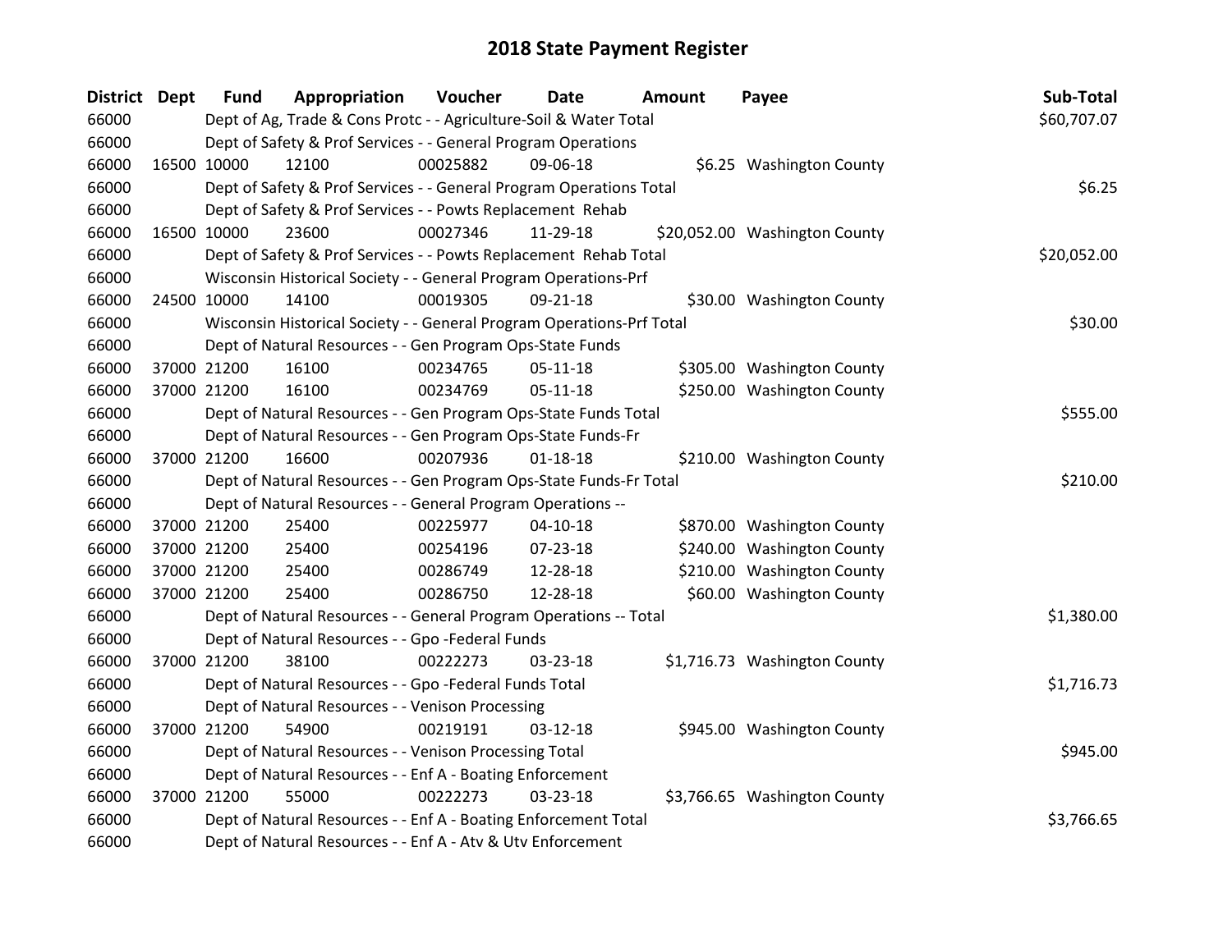# 2018 State Payment Register

| District | Dept | Fund | Appropriation | Voucher | Date | Amount | Payee | Sub-Total |
|---|---|---|---|---|---|---|---|---|
| 66000 | | Dept of Ag, Trade & Cons Protc - - Agriculture-Soil & Water Total | | | | | | $60,707.07 |
| 66000 | | Dept of Safety & Prof Services - - General Program Operations | | | | | | |
| 66000 | 16500 | 10000 | 12100 | 00025882 | 09-06-18 | $6.25 | Washington County | |
| 66000 | | Dept of Safety & Prof Services - - General Program Operations Total | | | | | | $6.25 |
| 66000 | | Dept of Safety & Prof Services - - Powts Replacement Rehab | | | | | | |
| 66000 | 16500 | 10000 | 23600 | 00027346 | 11-29-18 | $20,052.00 | Washington County | |
| 66000 | | Dept of Safety & Prof Services - - Powts Replacement Rehab Total | | | | | | $20,052.00 |
| 66000 | | Wisconsin Historical Society - - General Program Operations-Prf | | | | | | |
| 66000 | 24500 | 10000 | 14100 | 00019305 | 09-21-18 | $30.00 | Washington County | |
| 66000 | | Wisconsin Historical Society - - General Program Operations-Prf Total | | | | | | $30.00 |
| 66000 | | Dept of Natural Resources - - Gen Program Ops-State Funds | | | | | | |
| 66000 | 37000 | 21200 | 16100 | 00234765 | 05-11-18 | $305.00 | Washington County | |
| 66000 | 37000 | 21200 | 16100 | 00234769 | 05-11-18 | $250.00 | Washington County | |
| 66000 | | Dept of Natural Resources - - Gen Program Ops-State Funds Total | | | | | | $555.00 |
| 66000 | | Dept of Natural Resources - - Gen Program Ops-State Funds-Fr | | | | | | |
| 66000 | 37000 | 21200 | 16600 | 00207936 | 01-18-18 | $210.00 | Washington County | |
| 66000 | | Dept of Natural Resources - - Gen Program Ops-State Funds-Fr Total | | | | | | $210.00 |
| 66000 | | Dept of Natural Resources - - General Program Operations -- | | | | | | |
| 66000 | 37000 | 21200 | 25400 | 00225977 | 04-10-18 | $870.00 | Washington County | |
| 66000 | 37000 | 21200 | 25400 | 00254196 | 07-23-18 | $240.00 | Washington County | |
| 66000 | 37000 | 21200 | 25400 | 00286749 | 12-28-18 | $210.00 | Washington County | |
| 66000 | 37000 | 21200 | 25400 | 00286750 | 12-28-18 | $60.00 | Washington County | |
| 66000 | | Dept of Natural Resources - - General Program Operations -- Total | | | | | | $1,380.00 |
| 66000 | | Dept of Natural Resources - - Gpo -Federal Funds | | | | | | |
| 66000 | 37000 | 21200 | 38100 | 00222273 | 03-23-18 | $1,716.73 | Washington County | |
| 66000 | | Dept of Natural Resources - - Gpo -Federal Funds Total | | | | | | $1,716.73 |
| 66000 | | Dept of Natural Resources - - Venison Processing | | | | | | |
| 66000 | 37000 | 21200 | 54900 | 00219191 | 03-12-18 | $945.00 | Washington County | |
| 66000 | | Dept of Natural Resources - - Venison Processing Total | | | | | | $945.00 |
| 66000 | | Dept of Natural Resources - - Enf A - Boating Enforcement | | | | | | |
| 66000 | 37000 | 21200 | 55000 | 00222273 | 03-23-18 | $3,766.65 | Washington County | |
| 66000 | | Dept of Natural Resources - - Enf A - Boating Enforcement Total | | | | | | $3,766.65 |
| 66000 | | Dept of Natural Resources - - Enf A - Atv & Utv Enforcement | | | | | | |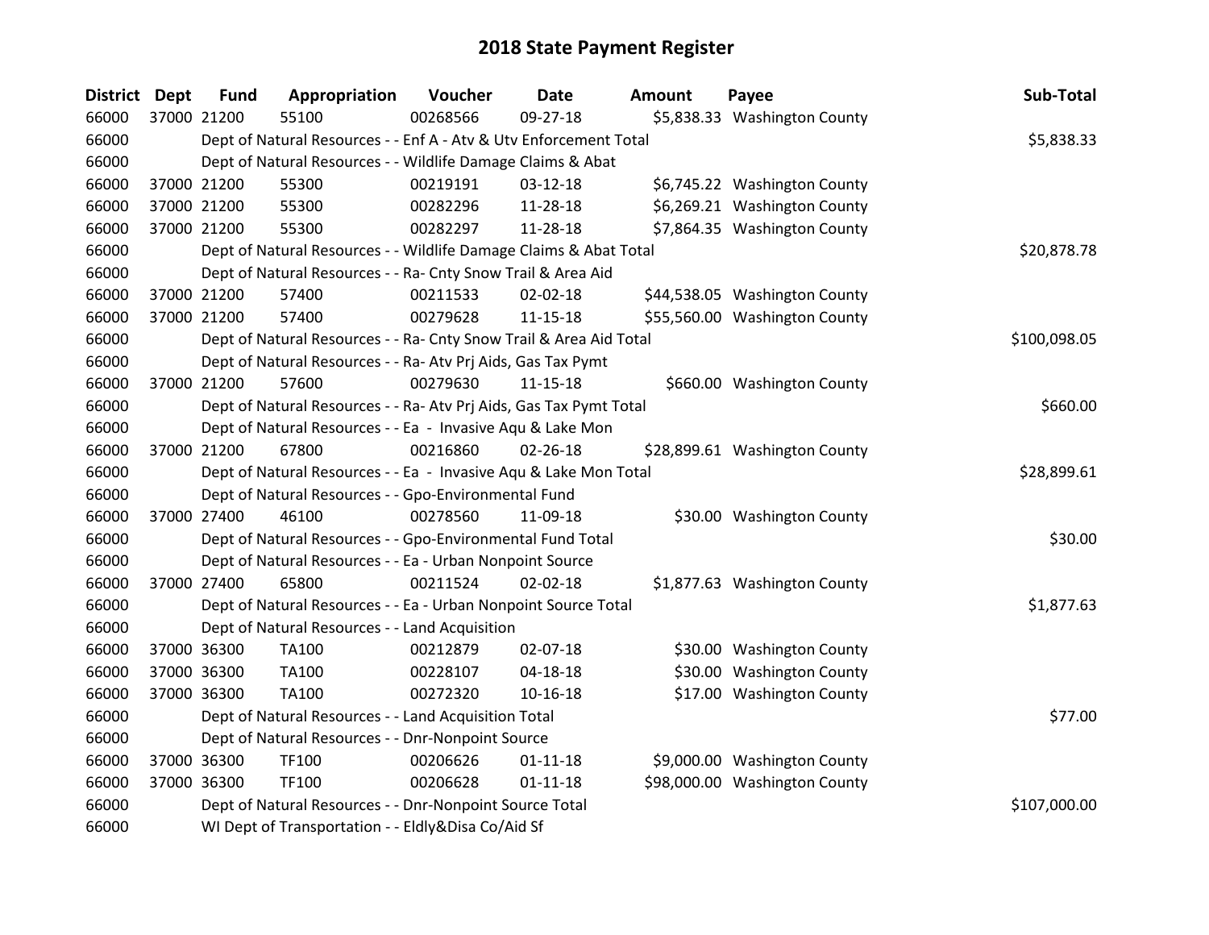# 2018 State Payment Register

| District | Dept | Fund | Appropriation | Voucher | Date | Amount | Payee | Sub-Total |
|---|---|---|---|---|---|---|---|---|
| 66000 | 37000 | 21200 | 55100 | 00268566 | 09-27-18 | $5,838.33 | Washington County | |
| 66000 | | Dept of Natural Resources - - Enf A - Atv & Utv Enforcement Total | | | | | | $5,838.33 |
| 66000 | | Dept of Natural Resources - - Wildlife Damage Claims & Abat | | | | | | |
| 66000 | 37000 | 21200 | 55300 | 00219191 | 03-12-18 | $6,745.22 | Washington County | |
| 66000 | 37000 | 21200 | 55300 | 00282296 | 11-28-18 | $6,269.21 | Washington County | |
| 66000 | 37000 | 21200 | 55300 | 00282297 | 11-28-18 | $7,864.35 | Washington County | |
| 66000 | | Dept of Natural Resources - - Wildlife Damage Claims & Abat Total | | | | | | $20,878.78 |
| 66000 | | Dept of Natural Resources - - Ra- Cnty Snow Trail & Area Aid | | | | | | |
| 66000 | 37000 | 21200 | 57400 | 00211533 | 02-02-18 | $44,538.05 | Washington County | |
| 66000 | 37000 | 21200 | 57400 | 00279628 | 11-15-18 | $55,560.00 | Washington County | |
| 66000 | | Dept of Natural Resources - - Ra- Cnty Snow Trail & Area Aid Total | | | | | | $100,098.05 |
| 66000 | | Dept of Natural Resources - - Ra- Atv Prj Aids, Gas Tax Pymt | | | | | | |
| 66000 | 37000 | 21200 | 57600 | 00279630 | 11-15-18 | $660.00 | Washington County | |
| 66000 | | Dept of Natural Resources - - Ra- Atv Prj Aids, Gas Tax Pymt Total | | | | | | $660.00 |
| 66000 | | Dept of Natural Resources - - Ea - Invasive Aqu & Lake Mon | | | | | | |
| 66000 | 37000 | 21200 | 67800 | 00216860 | 02-26-18 | $28,899.61 | Washington County | |
| 66000 | | Dept of Natural Resources - - Ea - Invasive Aqu & Lake Mon Total | | | | | | $28,899.61 |
| 66000 | | Dept of Natural Resources - - Gpo-Environmental Fund | | | | | | |
| 66000 | 37000 | 27400 | 46100 | 00278560 | 11-09-18 | $30.00 | Washington County | |
| 66000 | | Dept of Natural Resources - - Gpo-Environmental Fund Total | | | | | | $30.00 |
| 66000 | | Dept of Natural Resources - - Ea - Urban Nonpoint Source | | | | | | |
| 66000 | 37000 | 27400 | 65800 | 00211524 | 02-02-18 | $1,877.63 | Washington County | |
| 66000 | | Dept of Natural Resources - - Ea - Urban Nonpoint Source Total | | | | | | $1,877.63 |
| 66000 | | Dept of Natural Resources - - Land Acquisition | | | | | | |
| 66000 | 37000 | 36300 | TA100 | 00212879 | 02-07-18 | $30.00 | Washington County | |
| 66000 | 37000 | 36300 | TA100 | 00228107 | 04-18-18 | $30.00 | Washington County | |
| 66000 | 37000 | 36300 | TA100 | 00272320 | 10-16-18 | $17.00 | Washington County | |
| 66000 | | Dept of Natural Resources - - Land Acquisition Total | | | | | | $77.00 |
| 66000 | | Dept of Natural Resources - - Dnr-Nonpoint Source | | | | | | |
| 66000 | 37000 | 36300 | TF100 | 00206626 | 01-11-18 | $9,000.00 | Washington County | |
| 66000 | 37000 | 36300 | TF100 | 00206628 | 01-11-18 | $98,000.00 | Washington County | |
| 66000 | | Dept of Natural Resources - - Dnr-Nonpoint Source Total | | | | | | $107,000.00 |
| 66000 | | WI Dept of Transportation - - Eldly&Disa Co/Aid Sf | | | | | | |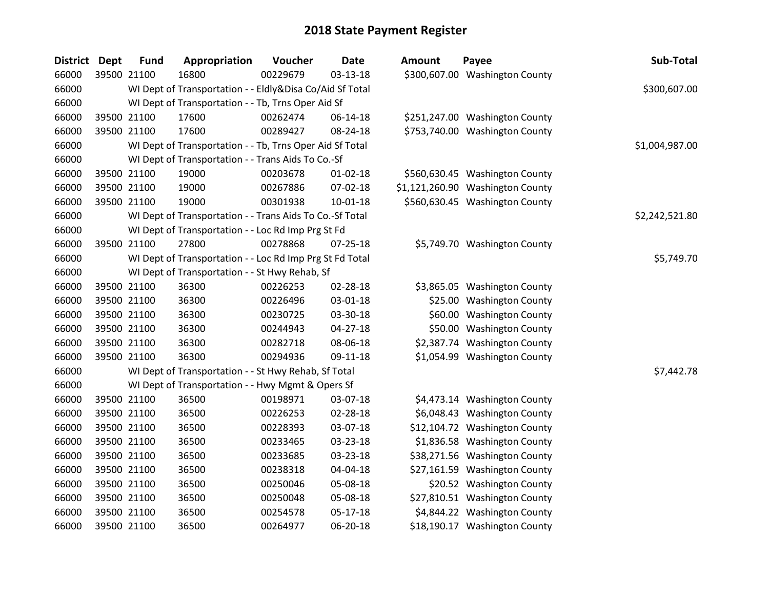# 2018 State Payment Register

| District | Dept | Fund | Appropriation | Voucher | Date | Amount | Payee | Sub-Total |
|---|---|---|---|---|---|---|---|---|
| 66000 | 39500 | 21100 | 16800 | 00229679 | 03-13-18 | $300,607.00 | Washington County | |
| 66000 | | WI Dept of Transportation - - Eldly&Disa Co/Aid Sf Total | | | | | | $300,607.00 |
| 66000 | | WI Dept of Transportation - - Tb, Trns Oper Aid Sf | | | | | | |
| 66000 | 39500 | 21100 | 17600 | 00262474 | 06-14-18 | $251,247.00 | Washington County | |
| 66000 | 39500 | 21100 | 17600 | 00289427 | 08-24-18 | $753,740.00 | Washington County | |
| 66000 | | WI Dept of Transportation - - Tb, Trns Oper Aid Sf Total | | | | | | $1,004,987.00 |
| 66000 | | WI Dept of Transportation - - Trans Aids To Co.-Sf | | | | | | |
| 66000 | 39500 | 21100 | 19000 | 00203678 | 01-02-18 | $560,630.45 | Washington County | |
| 66000 | 39500 | 21100 | 19000 | 00267886 | 07-02-18 | $1,121,260.90 | Washington County | |
| 66000 | 39500 | 21100 | 19000 | 00301938 | 10-01-18 | $560,630.45 | Washington County | |
| 66000 | | WI Dept of Transportation - - Trans Aids To Co.-Sf Total | | | | | | $2,242,521.80 |
| 66000 | | WI Dept of Transportation - - Loc Rd Imp Prg St Fd | | | | | | |
| 66000 | 39500 | 21100 | 27800 | 00278868 | 07-25-18 | $5,749.70 | Washington County | |
| 66000 | | WI Dept of Transportation - - Loc Rd Imp Prg St Fd Total | | | | | | $5,749.70 |
| 66000 | | WI Dept of Transportation - - St Hwy Rehab, Sf | | | | | | |
| 66000 | 39500 | 21100 | 36300 | 00226253 | 02-28-18 | $3,865.05 | Washington County | |
| 66000 | 39500 | 21100 | 36300 | 00226496 | 03-01-18 | $25.00 | Washington County | |
| 66000 | 39500 | 21100 | 36300 | 00230725 | 03-30-18 | $60.00 | Washington County | |
| 66000 | 39500 | 21100 | 36300 | 00244943 | 04-27-18 | $50.00 | Washington County | |
| 66000 | 39500 | 21100 | 36300 | 00282718 | 08-06-18 | $2,387.74 | Washington County | |
| 66000 | 39500 | 21100 | 36300 | 00294936 | 09-11-18 | $1,054.99 | Washington County | |
| 66000 | | WI Dept of Transportation - - St Hwy Rehab, Sf Total | | | | | | $7,442.78 |
| 66000 | | WI Dept of Transportation - - Hwy Mgmt & Opers Sf | | | | | | |
| 66000 | 39500 | 21100 | 36500 | 00198971 | 03-07-18 | $4,473.14 | Washington County | |
| 66000 | 39500 | 21100 | 36500 | 00226253 | 02-28-18 | $6,048.43 | Washington County | |
| 66000 | 39500 | 21100 | 36500 | 00228393 | 03-07-18 | $12,104.72 | Washington County | |
| 66000 | 39500 | 21100 | 36500 | 00233465 | 03-23-18 | $1,836.58 | Washington County | |
| 66000 | 39500 | 21100 | 36500 | 00233685 | 03-23-18 | $38,271.56 | Washington County | |
| 66000 | 39500 | 21100 | 36500 | 00238318 | 04-04-18 | $27,161.59 | Washington County | |
| 66000 | 39500 | 21100 | 36500 | 00250046 | 05-08-18 | $20.52 | Washington County | |
| 66000 | 39500 | 21100 | 36500 | 00250048 | 05-08-18 | $27,810.51 | Washington County | |
| 66000 | 39500 | 21100 | 36500 | 00254578 | 05-17-18 | $4,844.22 | Washington County | |
| 66000 | 39500 | 21100 | 36500 | 00264977 | 06-20-18 | $18,190.17 | Washington County | |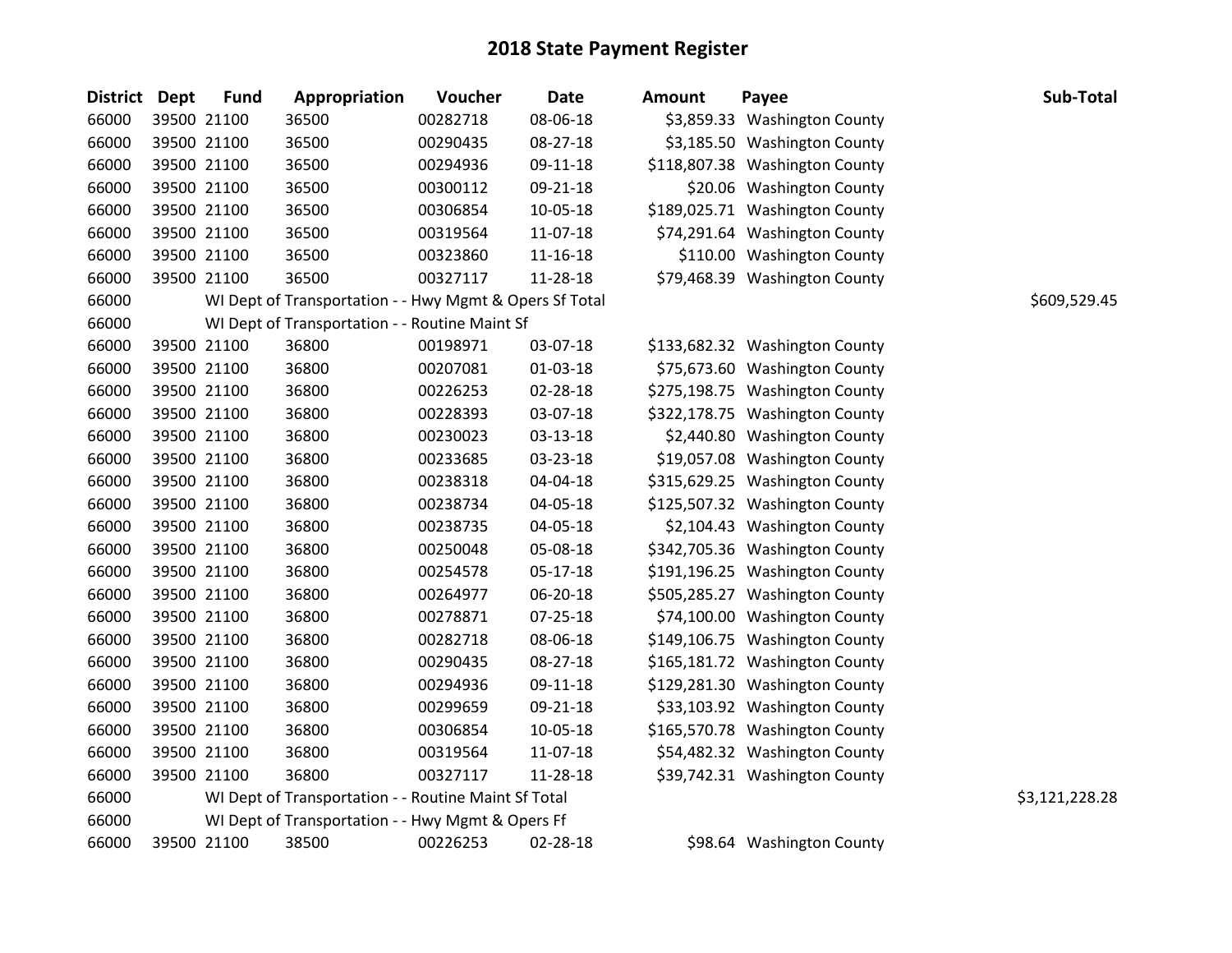# 2018 State Payment Register

| District | Dept | Fund | Appropriation | Voucher | Date | Amount | Payee | Sub-Total |
|---|---|---|---|---|---|---|---|---|
| 66000 | 39500 | 21100 | 36500 | 00282718 | 08-06-18 | $3,859.33 | Washington County | |
| 66000 | 39500 | 21100 | 36500 | 00290435 | 08-27-18 | $3,185.50 | Washington County | |
| 66000 | 39500 | 21100 | 36500 | 00294936 | 09-11-18 | $118,807.38 | Washington County | |
| 66000 | 39500 | 21100 | 36500 | 00300112 | 09-21-18 | $20.06 | Washington County | |
| 66000 | 39500 | 21100 | 36500 | 00306854 | 10-05-18 | $189,025.71 | Washington County | |
| 66000 | 39500 | 21100 | 36500 | 00319564 | 11-07-18 | $74,291.64 | Washington County | |
| 66000 | 39500 | 21100 | 36500 | 00323860 | 11-16-18 | $110.00 | Washington County | |
| 66000 | 39500 | 21100 | 36500 | 00327117 | 11-28-18 | $79,468.39 | Washington County | |
| 66000 | | WI Dept of Transportation - - Hwy Mgmt & Opers Sf Total | | | | | | $609,529.45 |
| 66000 | | WI Dept of Transportation - - Routine Maint Sf | | | | | | |
| 66000 | 39500 | 21100 | 36800 | 00198971 | 03-07-18 | $133,682.32 | Washington County | |
| 66000 | 39500 | 21100 | 36800 | 00207081 | 01-03-18 | $75,673.60 | Washington County | |
| 66000 | 39500 | 21100 | 36800 | 00226253 | 02-28-18 | $275,198.75 | Washington County | |
| 66000 | 39500 | 21100 | 36800 | 00228393 | 03-07-18 | $322,178.75 | Washington County | |
| 66000 | 39500 | 21100 | 36800 | 00230023 | 03-13-18 | $2,440.80 | Washington County | |
| 66000 | 39500 | 21100 | 36800 | 00233685 | 03-23-18 | $19,057.08 | Washington County | |
| 66000 | 39500 | 21100 | 36800 | 00238318 | 04-04-18 | $315,629.25 | Washington County | |
| 66000 | 39500 | 21100 | 36800 | 00238734 | 04-05-18 | $125,507.32 | Washington County | |
| 66000 | 39500 | 21100 | 36800 | 00238735 | 04-05-18 | $2,104.43 | Washington County | |
| 66000 | 39500 | 21100 | 36800 | 00250048 | 05-08-18 | $342,705.36 | Washington County | |
| 66000 | 39500 | 21100 | 36800 | 00254578 | 05-17-18 | $191,196.25 | Washington County | |
| 66000 | 39500 | 21100 | 36800 | 00264977 | 06-20-18 | $505,285.27 | Washington County | |
| 66000 | 39500 | 21100 | 36800 | 00278871 | 07-25-18 | $74,100.00 | Washington County | |
| 66000 | 39500 | 21100 | 36800 | 00282718 | 08-06-18 | $149,106.75 | Washington County | |
| 66000 | 39500 | 21100 | 36800 | 00290435 | 08-27-18 | $165,181.72 | Washington County | |
| 66000 | 39500 | 21100 | 36800 | 00294936 | 09-11-18 | $129,281.30 | Washington County | |
| 66000 | 39500 | 21100 | 36800 | 00299659 | 09-21-18 | $33,103.92 | Washington County | |
| 66000 | 39500 | 21100 | 36800 | 00306854 | 10-05-18 | $165,570.78 | Washington County | |
| 66000 | 39500 | 21100 | 36800 | 00319564 | 11-07-18 | $54,482.32 | Washington County | |
| 66000 | 39500 | 21100 | 36800 | 00327117 | 11-28-18 | $39,742.31 | Washington County | |
| 66000 | | WI Dept of Transportation - - Routine Maint Sf Total | | | | | | $3,121,228.28 |
| 66000 | | WI Dept of Transportation - - Hwy Mgmt & Opers Ff | | | | | | |
| 66000 | 39500 | 21100 | 38500 | 00226253 | 02-28-18 | $98.64 | Washington County | |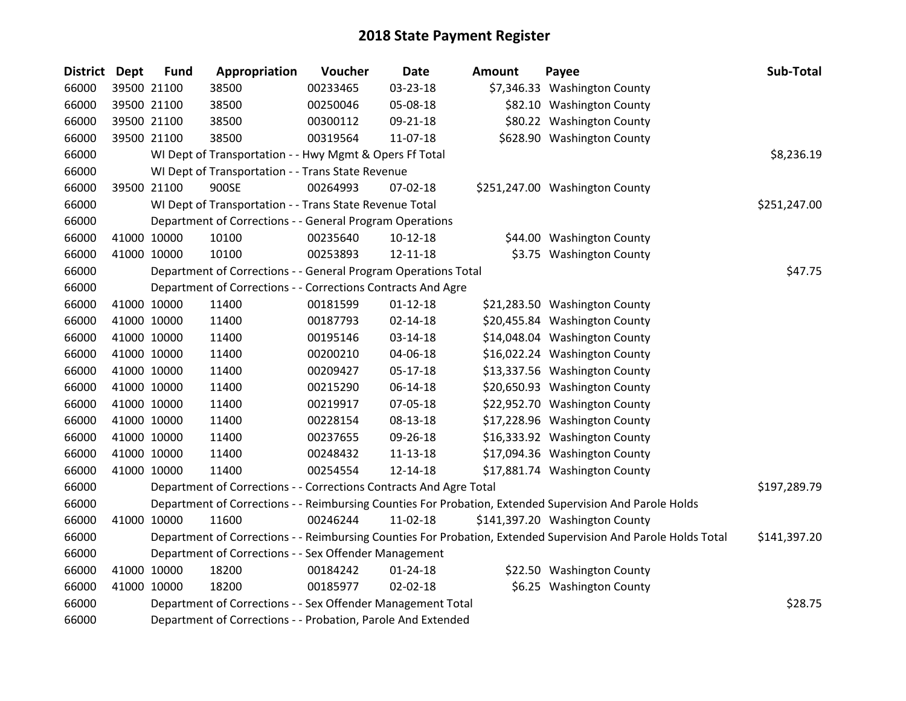# 2018 State Payment Register

| District | Dept | Fund | Appropriation | Voucher | Date | Amount | Payee | Sub-Total |
|---|---|---|---|---|---|---|---|---|
| 66000 | 39500 | 21100 | 38500 | 00233465 | 03-23-18 | $7,346.33 | Washington County | |
| 66000 | 39500 | 21100 | 38500 | 00250046 | 05-08-18 | $82.10 | Washington County | |
| 66000 | 39500 | 21100 | 38500 | 00300112 | 09-21-18 | $80.22 | Washington County | |
| 66000 | 39500 | 21100 | 38500 | 00319564 | 11-07-18 | $628.90 | Washington County | |
| 66000 | | WI Dept of Transportation - - Hwy Mgmt & Opers Ff Total | | | | | | $8,236.19 |
| 66000 | | WI Dept of Transportation - - Trans State Revenue | | | | | | |
| 66000 | 39500 | 21100 | 900SE | 00264993 | 07-02-18 | $251,247.00 | Washington County | |
| 66000 | | WI Dept of Transportation - - Trans State Revenue Total | | | | | | $251,247.00 |
| 66000 | | Department of Corrections - - General Program Operations | | | | | | |
| 66000 | 41000 | 10000 | 10100 | 00235640 | 10-12-18 | $44.00 | Washington County | |
| 66000 | 41000 | 10000 | 10100 | 00253893 | 12-11-18 | $3.75 | Washington County | |
| 66000 | | Department of Corrections - - General Program Operations Total | | | | | | $47.75 |
| 66000 | | Department of Corrections - - Corrections Contracts And Agre | | | | | | |
| 66000 | 41000 | 10000 | 11400 | 00181599 | 01-12-18 | $21,283.50 | Washington County | |
| 66000 | 41000 | 10000 | 11400 | 00187793 | 02-14-18 | $20,455.84 | Washington County | |
| 66000 | 41000 | 10000 | 11400 | 00195146 | 03-14-18 | $14,048.04 | Washington County | |
| 66000 | 41000 | 10000 | 11400 | 00200210 | 04-06-18 | $16,022.24 | Washington County | |
| 66000 | 41000 | 10000 | 11400 | 00209427 | 05-17-18 | $13,337.56 | Washington County | |
| 66000 | 41000 | 10000 | 11400 | 00215290 | 06-14-18 | $20,650.93 | Washington County | |
| 66000 | 41000 | 10000 | 11400 | 00219917 | 07-05-18 | $22,952.70 | Washington County | |
| 66000 | 41000 | 10000 | 11400 | 00228154 | 08-13-18 | $17,228.96 | Washington County | |
| 66000 | 41000 | 10000 | 11400 | 00237655 | 09-26-18 | $16,333.92 | Washington County | |
| 66000 | 41000 | 10000 | 11400 | 00248432 | 11-13-18 | $17,094.36 | Washington County | |
| 66000 | 41000 | 10000 | 11400 | 00254554 | 12-14-18 | $17,881.74 | Washington County | |
| 66000 | | Department of Corrections - - Corrections Contracts And Agre Total | | | | | | $197,289.79 |
| 66000 | | Department of Corrections - - Reimbursing Counties For Probation, Extended Supervision And Parole Holds | | | | | | |
| 66000 | 41000 | 10000 | 11600 | 00246244 | 11-02-18 | $141,397.20 | Washington County | |
| 66000 | | Department of Corrections - - Reimbursing Counties For Probation, Extended Supervision And Parole Holds Total | | | | | | $141,397.20 |
| 66000 | | Department of Corrections - - Sex Offender Management | | | | | | |
| 66000 | 41000 | 10000 | 18200 | 00184242 | 01-24-18 | $22.50 | Washington County | |
| 66000 | 41000 | 10000 | 18200 | 00185977 | 02-02-18 | $6.25 | Washington County | |
| 66000 | | Department of Corrections - - Sex Offender Management Total | | | | | | $28.75 |
| 66000 | | Department of Corrections - - Probation, Parole And Extended | | | | | | |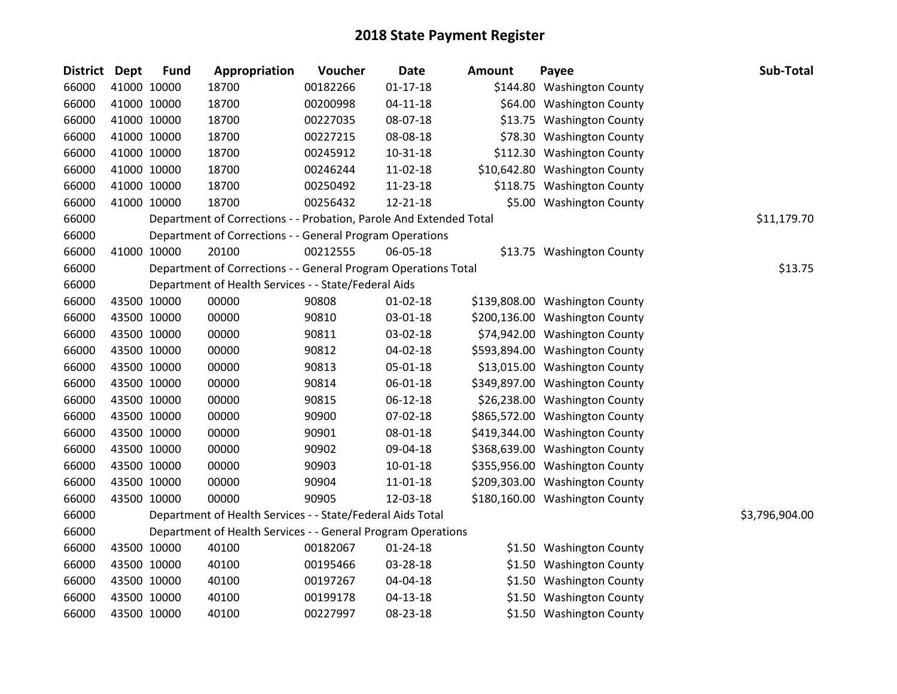# 2018 State Payment Register

| District | Dept | Fund | Appropriation | Voucher | Date | Amount | Payee | Sub-Total |
|---|---|---|---|---|---|---|---|---|
| 66000 | 41000 | 10000 | 18700 | 00182266 | 01-17-18 | $144.80 | Washington County | |
| 66000 | 41000 | 10000 | 18700 | 00200998 | 04-11-18 | $64.00 | Washington County | |
| 66000 | 41000 | 10000 | 18700 | 00227035 | 08-07-18 | $13.75 | Washington County | |
| 66000 | 41000 | 10000 | 18700 | 00227215 | 08-08-18 | $78.30 | Washington County | |
| 66000 | 41000 | 10000 | 18700 | 00245912 | 10-31-18 | $112.30 | Washington County | |
| 66000 | 41000 | 10000 | 18700 | 00246244 | 11-02-18 | $10,642.80 | Washington County | |
| 66000 | 41000 | 10000 | 18700 | 00250492 | 11-23-18 | $118.75 | Washington County | |
| 66000 | 41000 | 10000 | 18700 | 00256432 | 12-21-18 | $5.00 | Washington County | |
| 66000 | | | Department of Corrections - - Probation, Parole And Extended Total | | | | | $11,179.70 |
| 66000 | | | Department of Corrections - - General Program Operations | | | | | |
| 66000 | 41000 | 10000 | 20100 | 00212555 | 06-05-18 | $13.75 | Washington County | |
| 66000 | | | Department of Corrections - - General Program Operations Total | | | | | $13.75 |
| 66000 | | | Department of Health Services - - State/Federal Aids | | | | | |
| 66000 | 43500 | 10000 | 00000 | 90808 | 01-02-18 | $139,808.00 | Washington County | |
| 66000 | 43500 | 10000 | 00000 | 90810 | 03-01-18 | $200,136.00 | Washington County | |
| 66000 | 43500 | 10000 | 00000 | 90811 | 03-02-18 | $74,942.00 | Washington County | |
| 66000 | 43500 | 10000 | 00000 | 90812 | 04-02-18 | $593,894.00 | Washington County | |
| 66000 | 43500 | 10000 | 00000 | 90813 | 05-01-18 | $13,015.00 | Washington County | |
| 66000 | 43500 | 10000 | 00000 | 90814 | 06-01-18 | $349,897.00 | Washington County | |
| 66000 | 43500 | 10000 | 00000 | 90815 | 06-12-18 | $26,238.00 | Washington County | |
| 66000 | 43500 | 10000 | 00000 | 90900 | 07-02-18 | $865,572.00 | Washington County | |
| 66000 | 43500 | 10000 | 00000 | 90901 | 08-01-18 | $419,344.00 | Washington County | |
| 66000 | 43500 | 10000 | 00000 | 90902 | 09-04-18 | $368,639.00 | Washington County | |
| 66000 | 43500 | 10000 | 00000 | 90903 | 10-01-18 | $355,956.00 | Washington County | |
| 66000 | 43500 | 10000 | 00000 | 90904 | 11-01-18 | $209,303.00 | Washington County | |
| 66000 | 43500 | 10000 | 00000 | 90905 | 12-03-18 | $180,160.00 | Washington County | |
| 66000 | | | Department of Health Services - - State/Federal Aids Total | | | | | $3,796,904.00 |
| 66000 | | | Department of Health Services - - General Program Operations | | | | | |
| 66000 | 43500 | 10000 | 40100 | 00182067 | 01-24-18 | $1.50 | Washington County | |
| 66000 | 43500 | 10000 | 40100 | 00195466 | 03-28-18 | $1.50 | Washington County | |
| 66000 | 43500 | 10000 | 40100 | 00197267 | 04-04-18 | $1.50 | Washington County | |
| 66000 | 43500 | 10000 | 40100 | 00199178 | 04-13-18 | $1.50 | Washington County | |
| 66000 | 43500 | 10000 | 40100 | 00227997 | 08-23-18 | $1.50 | Washington County | |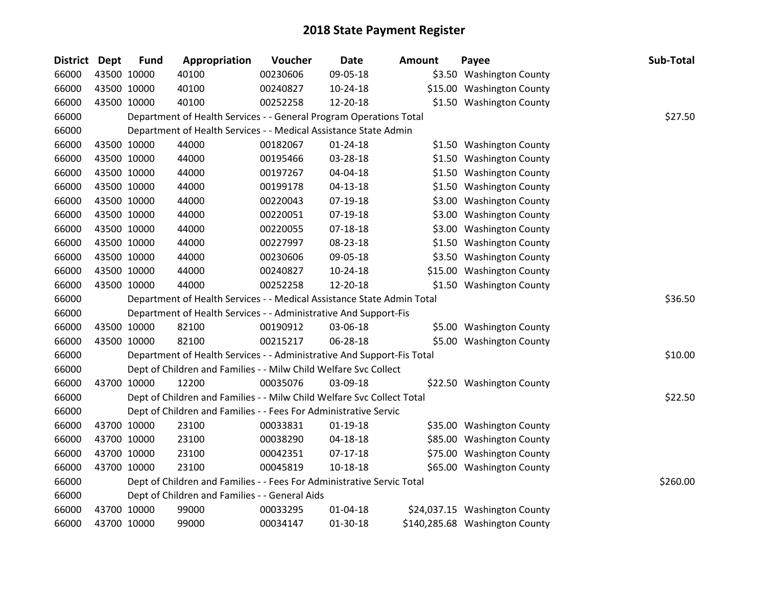# 2018 State Payment Register

| District | Dept | Fund | Appropriation | Voucher | Date | Amount | Payee | Sub-Total |
|---|---|---|---|---|---|---|---|---|
| 66000 | 43500 | 10000 | 40100 | 00230606 | 09-05-18 | $3.50 | Washington County | |
| 66000 | 43500 | 10000 | 40100 | 00240827 | 10-24-18 | $15.00 | Washington County | |
| 66000 | 43500 | 10000 | 40100 | 00252258 | 12-20-18 | $1.50 | Washington County | |
| 66000 | | | Department of Health Services - - General Program Operations Total | | | | | $27.50 |
| 66000 | | | Department of Health Services - - Medical Assistance State Admin | | | | | |
| 66000 | 43500 | 10000 | 44000 | 00182067 | 01-24-18 | $1.50 | Washington County | |
| 66000 | 43500 | 10000 | 44000 | 00195466 | 03-28-18 | $1.50 | Washington County | |
| 66000 | 43500 | 10000 | 44000 | 00197267 | 04-04-18 | $1.50 | Washington County | |
| 66000 | 43500 | 10000 | 44000 | 00199178 | 04-13-18 | $1.50 | Washington County | |
| 66000 | 43500 | 10000 | 44000 | 00220043 | 07-19-18 | $3.00 | Washington County | |
| 66000 | 43500 | 10000 | 44000 | 00220051 | 07-19-18 | $3.00 | Washington County | |
| 66000 | 43500 | 10000 | 44000 | 00220055 | 07-18-18 | $3.00 | Washington County | |
| 66000 | 43500 | 10000 | 44000 | 00227997 | 08-23-18 | $1.50 | Washington County | |
| 66000 | 43500 | 10000 | 44000 | 00230606 | 09-05-18 | $3.50 | Washington County | |
| 66000 | 43500 | 10000 | 44000 | 00240827 | 10-24-18 | $15.00 | Washington County | |
| 66000 | 43500 | 10000 | 44000 | 00252258 | 12-20-18 | $1.50 | Washington County | |
| 66000 | | | Department of Health Services - - Medical Assistance State Admin Total | | | | | $36.50 |
| 66000 | | | Department of Health Services - - Administrative And Support-Fis | | | | | |
| 66000 | 43500 | 10000 | 82100 | 00190912 | 03-06-18 | $5.00 | Washington County | |
| 66000 | 43500 | 10000 | 82100 | 00215217 | 06-28-18 | $5.00 | Washington County | |
| 66000 | | | Department of Health Services - - Administrative And Support-Fis Total | | | | | $10.00 |
| 66000 | | | Dept of Children and Families - - Milw Child Welfare Svc Collect | | | | | |
| 66000 | 43700 | 10000 | 12200 | 00035076 | 03-09-18 | $22.50 | Washington County | |
| 66000 | | | Dept of Children and Families - - Milw Child Welfare Svc Collect Total | | | | | $22.50 |
| 66000 | | | Dept of Children and Families - - Fees For Administrative Servic | | | | | |
| 66000 | 43700 | 10000 | 23100 | 00033831 | 01-19-18 | $35.00 | Washington County | |
| 66000 | 43700 | 10000 | 23100 | 00038290 | 04-18-18 | $85.00 | Washington County | |
| 66000 | 43700 | 10000 | 23100 | 00042351 | 07-17-18 | $75.00 | Washington County | |
| 66000 | 43700 | 10000 | 23100 | 00045819 | 10-18-18 | $65.00 | Washington County | |
| 66000 | | | Dept of Children and Families - - Fees For Administrative Servic Total | | | | | $260.00 |
| 66000 | | | Dept of Children and Families - - General Aids | | | | | |
| 66000 | 43700 | 10000 | 99000 | 00033295 | 01-04-18 | $24,037.15 | Washington County | |
| 66000 | 43700 | 10000 | 99000 | 00034147 | 01-30-18 | $140,285.68 | Washington County | |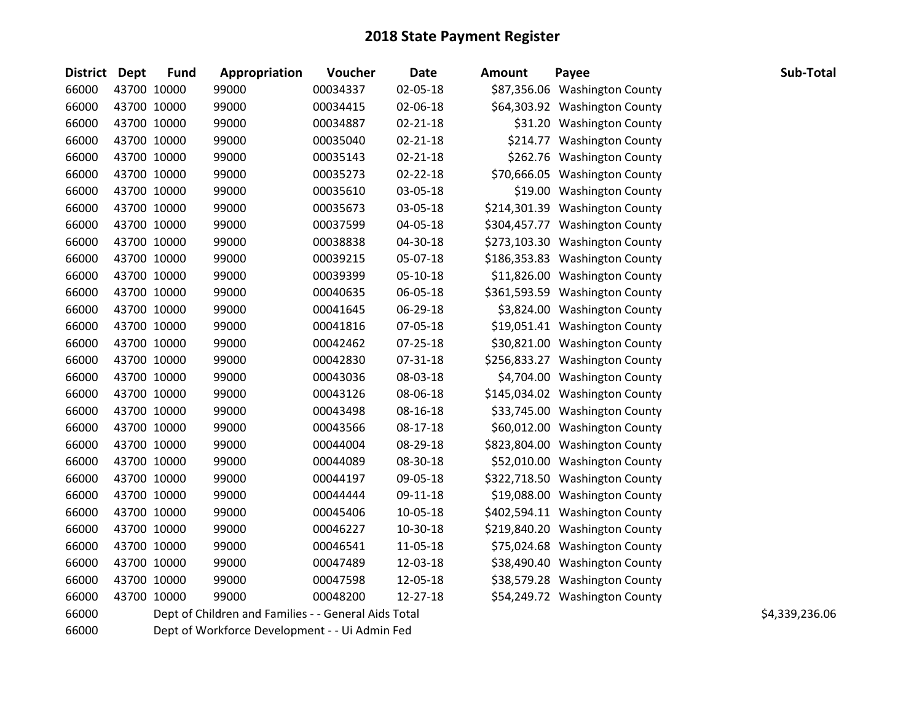# 2018 State Payment Register

| District | Dept | Fund | Appropriation | Voucher | Date | Amount | Payee | Sub-Total |
|---|---|---|---|---|---|---|---|---|
| 66000 | 43700 | 10000 | 99000 | 00034337 | 02-05-18 | $87,356.06 | Washington County | |
| 66000 | 43700 | 10000 | 99000 | 00034415 | 02-06-18 | $64,303.92 | Washington County | |
| 66000 | 43700 | 10000 | 99000 | 00034887 | 02-21-18 | $31.20 | Washington County | |
| 66000 | 43700 | 10000 | 99000 | 00035040 | 02-21-18 | $214.77 | Washington County | |
| 66000 | 43700 | 10000 | 99000 | 00035143 | 02-21-18 | $262.76 | Washington County | |
| 66000 | 43700 | 10000 | 99000 | 00035273 | 02-22-18 | $70,666.05 | Washington County | |
| 66000 | 43700 | 10000 | 99000 | 00035610 | 03-05-18 | $19.00 | Washington County | |
| 66000 | 43700 | 10000 | 99000 | 00035673 | 03-05-18 | $214,301.39 | Washington County | |
| 66000 | 43700 | 10000 | 99000 | 00037599 | 04-05-18 | $304,457.77 | Washington County | |
| 66000 | 43700 | 10000 | 99000 | 00038838 | 04-30-18 | $273,103.30 | Washington County | |
| 66000 | 43700 | 10000 | 99000 | 00039215 | 05-07-18 | $186,353.83 | Washington County | |
| 66000 | 43700 | 10000 | 99000 | 00039399 | 05-10-18 | $11,826.00 | Washington County | |
| 66000 | 43700 | 10000 | 99000 | 00040635 | 06-05-18 | $361,593.59 | Washington County | |
| 66000 | 43700 | 10000 | 99000 | 00041645 | 06-29-18 | $3,824.00 | Washington County | |
| 66000 | 43700 | 10000 | 99000 | 00041816 | 07-05-18 | $19,051.41 | Washington County | |
| 66000 | 43700 | 10000 | 99000 | 00042462 | 07-25-18 | $30,821.00 | Washington County | |
| 66000 | 43700 | 10000 | 99000 | 00042830 | 07-31-18 | $256,833.27 | Washington County | |
| 66000 | 43700 | 10000 | 99000 | 00043036 | 08-03-18 | $4,704.00 | Washington County | |
| 66000 | 43700 | 10000 | 99000 | 00043126 | 08-06-18 | $145,034.02 | Washington County | |
| 66000 | 43700 | 10000 | 99000 | 00043498 | 08-16-18 | $33,745.00 | Washington County | |
| 66000 | 43700 | 10000 | 99000 | 00043566 | 08-17-18 | $60,012.00 | Washington County | |
| 66000 | 43700 | 10000 | 99000 | 00044004 | 08-29-18 | $823,804.00 | Washington County | |
| 66000 | 43700 | 10000 | 99000 | 00044089 | 08-30-18 | $52,010.00 | Washington County | |
| 66000 | 43700 | 10000 | 99000 | 00044197 | 09-05-18 | $322,718.50 | Washington County | |
| 66000 | 43700 | 10000 | 99000 | 00044444 | 09-11-18 | $19,088.00 | Washington County | |
| 66000 | 43700 | 10000 | 99000 | 00045406 | 10-05-18 | $402,594.11 | Washington County | |
| 66000 | 43700 | 10000 | 99000 | 00046227 | 10-30-18 | $219,840.20 | Washington County | |
| 66000 | 43700 | 10000 | 99000 | 00046541 | 11-05-18 | $75,024.68 | Washington County | |
| 66000 | 43700 | 10000 | 99000 | 00047489 | 12-03-18 | $38,490.40 | Washington County | |
| 66000 | 43700 | 10000 | 99000 | 00047598 | 12-05-18 | $38,579.28 | Washington County | |
| 66000 | 43700 | 10000 | 99000 | 00048200 | 12-27-18 | $54,249.72 | Washington County | |
| 66000 | | Dept of Children and Families - - General Aids Total | | | | | | $4,339,236.06 |
| 66000 | | Dept of Workforce Development - - Ui Admin Fed | | | | | | |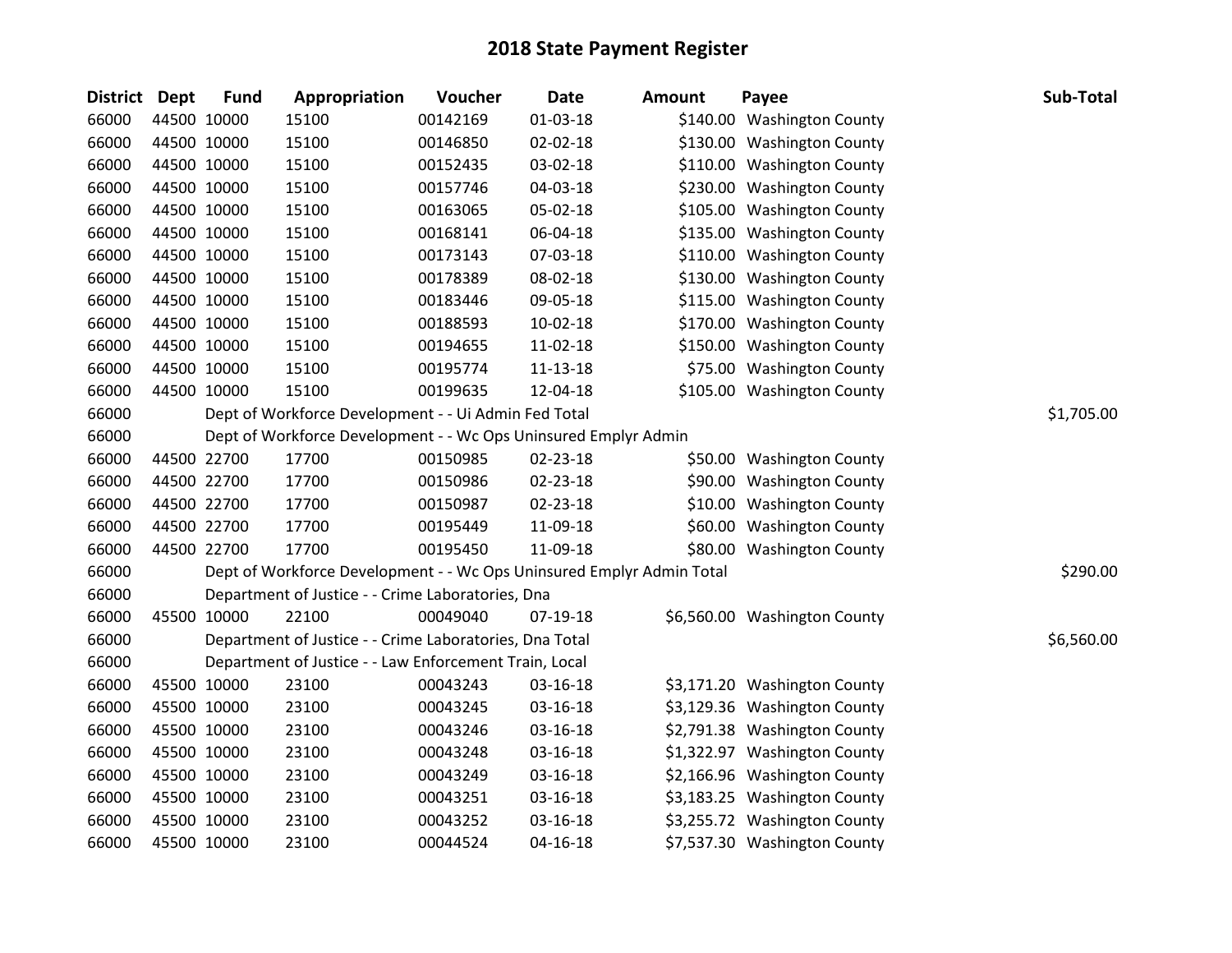# 2018 State Payment Register

| District | Dept | Fund | Appropriation | Voucher | Date | Amount | Payee | Sub-Total |
|---|---|---|---|---|---|---|---|---|
| 66000 | 44500 | 10000 | 15100 | 00142169 | 01-03-18 | $140.00 | Washington County | |
| 66000 | 44500 | 10000 | 15100 | 00146850 | 02-02-18 | $130.00 | Washington County | |
| 66000 | 44500 | 10000 | 15100 | 00152435 | 03-02-18 | $110.00 | Washington County | |
| 66000 | 44500 | 10000 | 15100 | 00157746 | 04-03-18 | $230.00 | Washington County | |
| 66000 | 44500 | 10000 | 15100 | 00163065 | 05-02-18 | $105.00 | Washington County | |
| 66000 | 44500 | 10000 | 15100 | 00168141 | 06-04-18 | $135.00 | Washington County | |
| 66000 | 44500 | 10000 | 15100 | 00173143 | 07-03-18 | $110.00 | Washington County | |
| 66000 | 44500 | 10000 | 15100 | 00178389 | 08-02-18 | $130.00 | Washington County | |
| 66000 | 44500 | 10000 | 15100 | 00183446 | 09-05-18 | $115.00 | Washington County | |
| 66000 | 44500 | 10000 | 15100 | 00188593 | 10-02-18 | $170.00 | Washington County | |
| 66000 | 44500 | 10000 | 15100 | 00194655 | 11-02-18 | $150.00 | Washington County | |
| 66000 | 44500 | 10000 | 15100 | 00195774 | 11-13-18 | $75.00 | Washington County | |
| 66000 | 44500 | 10000 | 15100 | 00199635 | 12-04-18 | $105.00 | Washington County | |
| 66000 | | Dept of Workforce Development - - Ui Admin Fed Total | | | | | | $1,705.00 |
| 66000 | | Dept of Workforce Development - - Wc Ops Uninsured Emplyr Admin | | | | | | |
| 66000 | 44500 | 22700 | 17700 | 00150985 | 02-23-18 | $50.00 | Washington County | |
| 66000 | 44500 | 22700 | 17700 | 00150986 | 02-23-18 | $90.00 | Washington County | |
| 66000 | 44500 | 22700 | 17700 | 00150987 | 02-23-18 | $10.00 | Washington County | |
| 66000 | 44500 | 22700 | 17700 | 00195449 | 11-09-18 | $60.00 | Washington County | |
| 66000 | 44500 | 22700 | 17700 | 00195450 | 11-09-18 | $80.00 | Washington County | |
| 66000 | | Dept of Workforce Development - - Wc Ops Uninsured Emplyr Admin Total | | | | | | $290.00 |
| 66000 | | Department of Justice - - Crime Laboratories, Dna | | | | | | |
| 66000 | 45500 | 10000 | 22100 | 00049040 | 07-19-18 | $6,560.00 | Washington County | |
| 66000 | | Department of Justice - - Crime Laboratories, Dna Total | | | | | | $6,560.00 |
| 66000 | | Department of Justice - - Law Enforcement Train, Local | | | | | | |
| 66000 | 45500 | 10000 | 23100 | 00043243 | 03-16-18 | $3,171.20 | Washington County | |
| 66000 | 45500 | 10000 | 23100 | 00043245 | 03-16-18 | $3,129.36 | Washington County | |
| 66000 | 45500 | 10000 | 23100 | 00043246 | 03-16-18 | $2,791.38 | Washington County | |
| 66000 | 45500 | 10000 | 23100 | 00043248 | 03-16-18 | $1,322.97 | Washington County | |
| 66000 | 45500 | 10000 | 23100 | 00043249 | 03-16-18 | $2,166.96 | Washington County | |
| 66000 | 45500 | 10000 | 23100 | 00043251 | 03-16-18 | $3,183.25 | Washington County | |
| 66000 | 45500 | 10000 | 23100 | 00043252 | 03-16-18 | $3,255.72 | Washington County | |
| 66000 | 45500 | 10000 | 23100 | 00044524 | 04-16-18 | $7,537.30 | Washington County | |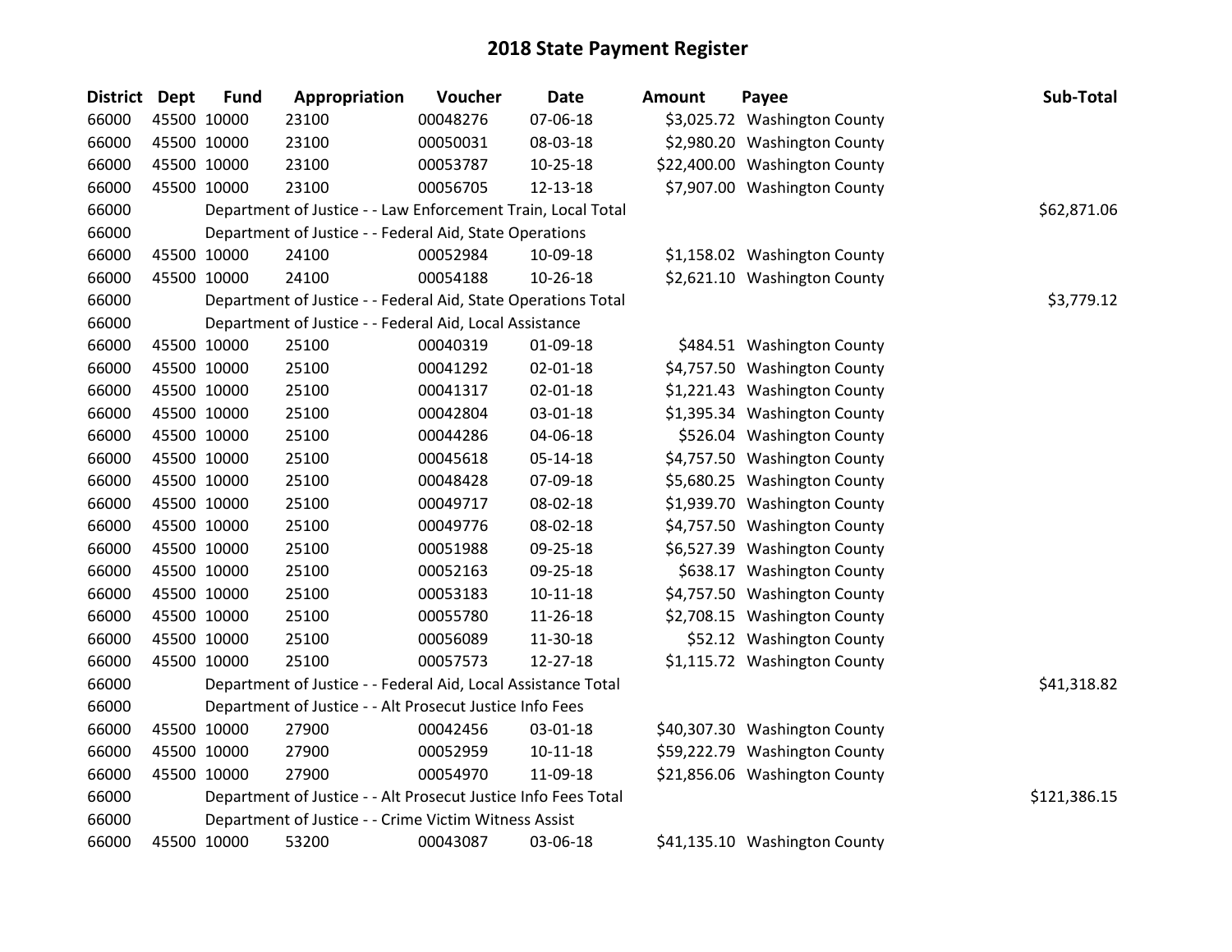# 2018 State Payment Register

| District | Dept | Fund | Appropriation | Voucher | Date | Amount | Payee | Sub-Total |
|---|---|---|---|---|---|---|---|---|
| 66000 | 45500 | 10000 | 23100 | 00048276 | 07-06-18 | $3,025.72 | Washington County | |
| 66000 | 45500 | 10000 | 23100 | 00050031 | 08-03-18 | $2,980.20 | Washington County | |
| 66000 | 45500 | 10000 | 23100 | 00053787 | 10-25-18 | $22,400.00 | Washington County | |
| 66000 | 45500 | 10000 | 23100 | 00056705 | 12-13-18 | $7,907.00 | Washington County | |
| 66000 | | Department of Justice - - Law Enforcement Train, Local Total | | | | | | $62,871.06 |
| 66000 | | Department of Justice - - Federal Aid, State Operations | | | | | | |
| 66000 | 45500 | 10000 | 24100 | 00052984 | 10-09-18 | $1,158.02 | Washington County | |
| 66000 | 45500 | 10000 | 24100 | 00054188 | 10-26-18 | $2,621.10 | Washington County | |
| 66000 | | Department of Justice - - Federal Aid, State Operations Total | | | | | | $3,779.12 |
| 66000 | | Department of Justice - - Federal Aid, Local Assistance | | | | | | |
| 66000 | 45500 | 10000 | 25100 | 00040319 | 01-09-18 | $484.51 | Washington County | |
| 66000 | 45500 | 10000 | 25100 | 00041292 | 02-01-18 | $4,757.50 | Washington County | |
| 66000 | 45500 | 10000 | 25100 | 00041317 | 02-01-18 | $1,221.43 | Washington County | |
| 66000 | 45500 | 10000 | 25100 | 00042804 | 03-01-18 | $1,395.34 | Washington County | |
| 66000 | 45500 | 10000 | 25100 | 00044286 | 04-06-18 | $526.04 | Washington County | |
| 66000 | 45500 | 10000 | 25100 | 00045618 | 05-14-18 | $4,757.50 | Washington County | |
| 66000 | 45500 | 10000 | 25100 | 00048428 | 07-09-18 | $5,680.25 | Washington County | |
| 66000 | 45500 | 10000 | 25100 | 00049717 | 08-02-18 | $1,939.70 | Washington County | |
| 66000 | 45500 | 10000 | 25100 | 00049776 | 08-02-18 | $4,757.50 | Washington County | |
| 66000 | 45500 | 10000 | 25100 | 00051988 | 09-25-18 | $6,527.39 | Washington County | |
| 66000 | 45500 | 10000 | 25100 | 00052163 | 09-25-18 | $638.17 | Washington County | |
| 66000 | 45500 | 10000 | 25100 | 00053183 | 10-11-18 | $4,757.50 | Washington County | |
| 66000 | 45500 | 10000 | 25100 | 00055780 | 11-26-18 | $2,708.15 | Washington County | |
| 66000 | 45500 | 10000 | 25100 | 00056089 | 11-30-18 | $52.12 | Washington County | |
| 66000 | 45500 | 10000 | 25100 | 00057573 | 12-27-18 | $1,115.72 | Washington County | |
| 66000 | | Department of Justice - - Federal Aid, Local Assistance Total | | | | | | $41,318.82 |
| 66000 | | Department of Justice - - Alt Prosecut Justice Info Fees | | | | | | |
| 66000 | 45500 | 10000 | 27900 | 00042456 | 03-01-18 | $40,307.30 | Washington County | |
| 66000 | 45500 | 10000 | 27900 | 00052959 | 10-11-18 | $59,222.79 | Washington County | |
| 66000 | 45500 | 10000 | 27900 | 00054970 | 11-09-18 | $21,856.06 | Washington County | |
| 66000 | | Department of Justice - - Alt Prosecut Justice Info Fees Total | | | | | | $121,386.15 |
| 66000 | | Department of Justice - - Crime Victim Witness Assist | | | | | | |
| 66000 | 45500 | 10000 | 53200 | 00043087 | 03-06-18 | $41,135.10 | Washington County | |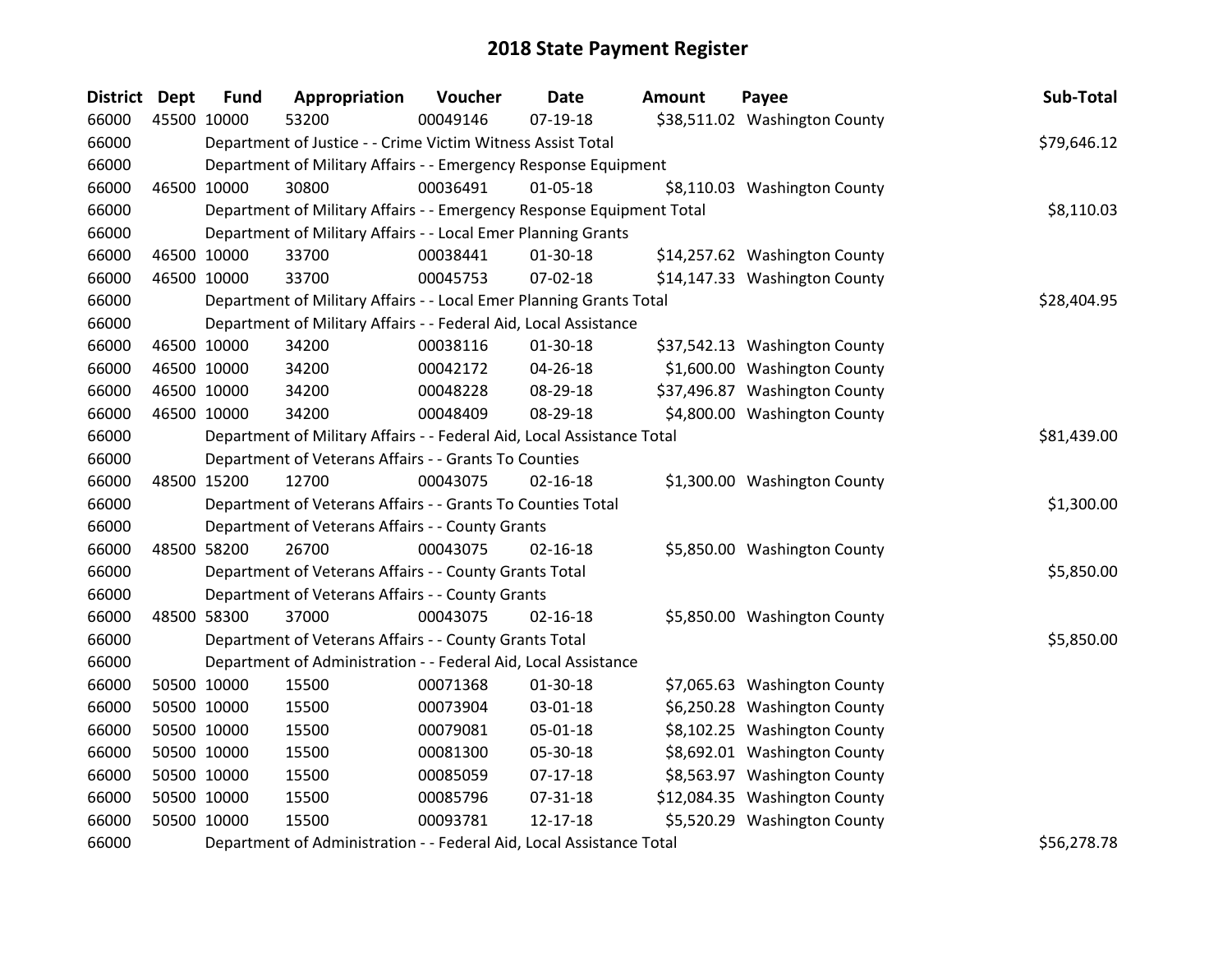# 2018 State Payment Register

| District | Dept | Fund | Appropriation | Voucher | Date | Amount | Payee | Sub-Total |
|---|---|---|---|---|---|---|---|---|
| 66000 | 45500 | 10000 | 53200 | 00049146 | 07-19-18 | $38,511.02 | Washington County | |
| 66000 | | Department of Justice - - Crime Victim Witness Assist Total | | | | | | $79,646.12 |
| 66000 | | Department of Military Affairs - - Emergency Response Equipment | | | | | | |
| 66000 | 46500 | 10000 | 30800 | 00036491 | 01-05-18 | $8,110.03 | Washington County | |
| 66000 | | Department of Military Affairs - - Emergency Response Equipment Total | | | | | | $8,110.03 |
| 66000 | | Department of Military Affairs - - Local Emer Planning Grants | | | | | | |
| 66000 | 46500 | 10000 | 33700 | 00038441 | 01-30-18 | $14,257.62 | Washington County | |
| 66000 | 46500 | 10000 | 33700 | 00045753 | 07-02-18 | $14,147.33 | Washington County | |
| 66000 | | Department of Military Affairs - - Local Emer Planning Grants Total | | | | | | $28,404.95 |
| 66000 | | Department of Military Affairs - - Federal Aid, Local Assistance | | | | | | |
| 66000 | 46500 | 10000 | 34200 | 00038116 | 01-30-18 | $37,542.13 | Washington County | |
| 66000 | 46500 | 10000 | 34200 | 00042172 | 04-26-18 | $1,600.00 | Washington County | |
| 66000 | 46500 | 10000 | 34200 | 00048228 | 08-29-18 | $37,496.87 | Washington County | |
| 66000 | 46500 | 10000 | 34200 | 00048409 | 08-29-18 | $4,800.00 | Washington County | |
| 66000 | | Department of Military Affairs - - Federal Aid, Local Assistance Total | | | | | | $81,439.00 |
| 66000 | | Department of Veterans Affairs - - Grants To Counties | | | | | | |
| 66000 | 48500 | 15200 | 12700 | 00043075 | 02-16-18 | $1,300.00 | Washington County | |
| 66000 | | Department of Veterans Affairs - - Grants To Counties Total | | | | | | $1,300.00 |
| 66000 | | Department of Veterans Affairs - - County Grants | | | | | | |
| 66000 | 48500 | 58200 | 26700 | 00043075 | 02-16-18 | $5,850.00 | Washington County | |
| 66000 | | Department of Veterans Affairs - - County Grants Total | | | | | | $5,850.00 |
| 66000 | | Department of Veterans Affairs - - County Grants | | | | | | |
| 66000 | 48500 | 58300 | 37000 | 00043075 | 02-16-18 | $5,850.00 | Washington County | |
| 66000 | | Department of Veterans Affairs - - County Grants Total | | | | | | $5,850.00 |
| 66000 | | Department of Administration - - Federal Aid, Local Assistance | | | | | | |
| 66000 | 50500 | 10000 | 15500 | 00071368 | 01-30-18 | $7,065.63 | Washington County | |
| 66000 | 50500 | 10000 | 15500 | 00073904 | 03-01-18 | $6,250.28 | Washington County | |
| 66000 | 50500 | 10000 | 15500 | 00079081 | 05-01-18 | $8,102.25 | Washington County | |
| 66000 | 50500 | 10000 | 15500 | 00081300 | 05-30-18 | $8,692.01 | Washington County | |
| 66000 | 50500 | 10000 | 15500 | 00085059 | 07-17-18 | $8,563.97 | Washington County | |
| 66000 | 50500 | 10000 | 15500 | 00085796 | 07-31-18 | $12,084.35 | Washington County | |
| 66000 | 50500 | 10000 | 15500 | 00093781 | 12-17-18 | $5,520.29 | Washington County | |
| 66000 | | Department of Administration - - Federal Aid, Local Assistance Total | | | | | | $56,278.78 |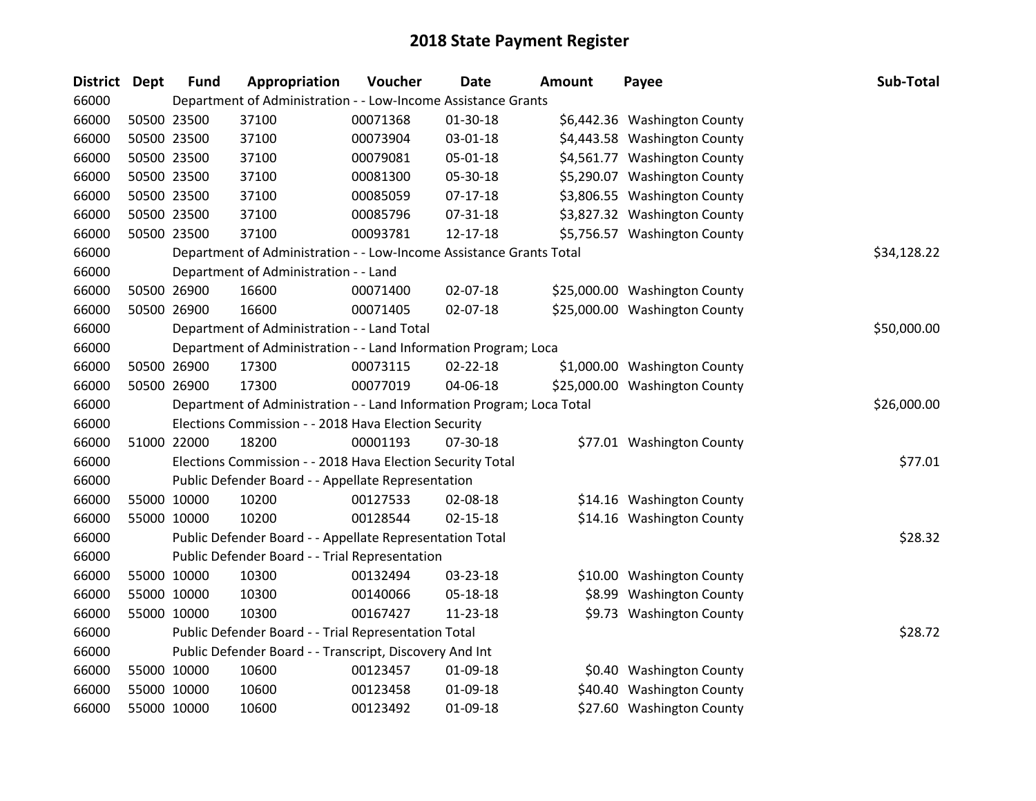# 2018 State Payment Register

| District | Dept | Fund | Appropriation | Voucher | Date | Amount | Payee | Sub-Total |
|---|---|---|---|---|---|---|---|---|
| 66000 | | | Department of Administration - - Low-Income Assistance Grants | | | | | |
| 66000 | 50500 | 23500 | 37100 | 00071368 | 01-30-18 | $6,442.36 | Washington County | |
| 66000 | 50500 | 23500 | 37100 | 00073904 | 03-01-18 | $4,443.58 | Washington County | |
| 66000 | 50500 | 23500 | 37100 | 00079081 | 05-01-18 | $4,561.77 | Washington County | |
| 66000 | 50500 | 23500 | 37100 | 00081300 | 05-30-18 | $5,290.07 | Washington County | |
| 66000 | 50500 | 23500 | 37100 | 00085059 | 07-17-18 | $3,806.55 | Washington County | |
| 66000 | 50500 | 23500 | 37100 | 00085796 | 07-31-18 | $3,827.32 | Washington County | |
| 66000 | 50500 | 23500 | 37100 | 00093781 | 12-17-18 | $5,756.57 | Washington County | |
| 66000 | | | Department of Administration - - Low-Income Assistance Grants Total | | | | | $34,128.22 |
| 66000 | | | Department of Administration - - Land | | | | | |
| 66000 | 50500 | 26900 | 16600 | 00071400 | 02-07-18 | $25,000.00 | Washington County | |
| 66000 | 50500 | 26900 | 16600 | 00071405 | 02-07-18 | $25,000.00 | Washington County | |
| 66000 | | | Department of Administration - - Land Total | | | | | $50,000.00 |
| 66000 | | | Department of Administration - - Land Information Program; Loca | | | | | |
| 66000 | 50500 | 26900 | 17300 | 00073115 | 02-22-18 | $1,000.00 | Washington County | |
| 66000 | 50500 | 26900 | 17300 | 00077019 | 04-06-18 | $25,000.00 | Washington County | |
| 66000 | | | Department of Administration - - Land Information Program; Loca Total | | | | | $26,000.00 |
| 66000 | | | Elections Commission - - 2018 Hava Election Security | | | | | |
| 66000 | 51000 | 22000 | 18200 | 00001193 | 07-30-18 | $77.01 | Washington County | |
| 66000 | | | Elections Commission - - 2018 Hava Election Security Total | | | | | $77.01 |
| 66000 | | | Public Defender Board - - Appellate Representation | | | | | |
| 66000 | 55000 | 10000 | 10200 | 00127533 | 02-08-18 | $14.16 | Washington County | |
| 66000 | 55000 | 10000 | 10200 | 00128544 | 02-15-18 | $14.16 | Washington County | |
| 66000 | | | Public Defender Board - - Appellate Representation Total | | | | | $28.32 |
| 66000 | | | Public Defender Board - - Trial Representation | | | | | |
| 66000 | 55000 | 10000 | 10300 | 00132494 | 03-23-18 | $10.00 | Washington County | |
| 66000 | 55000 | 10000 | 10300 | 00140066 | 05-18-18 | $8.99 | Washington County | |
| 66000 | 55000 | 10000 | 10300 | 00167427 | 11-23-18 | $9.73 | Washington County | |
| 66000 | | | Public Defender Board - - Trial Representation Total | | | | | $28.72 |
| 66000 | | | Public Defender Board - - Transcript, Discovery And Int | | | | | |
| 66000 | 55000 | 10000 | 10600 | 00123457 | 01-09-18 | $0.40 | Washington County | |
| 66000 | 55000 | 10000 | 10600 | 00123458 | 01-09-18 | $40.40 | Washington County | |
| 66000 | 55000 | 10000 | 10600 | 00123492 | 01-09-18 | $27.60 | Washington County | |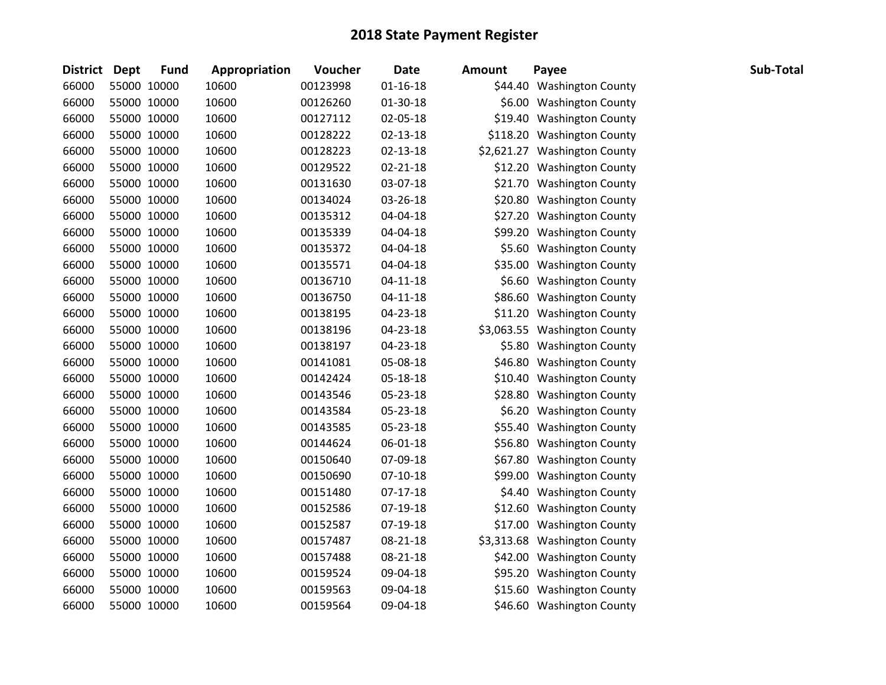# 2018 State Payment Register

| District | Dept | Fund | Appropriation | Voucher | Date | Amount | Payee | Sub-Total |
|---|---|---|---|---|---|---|---|---|
| 66000 | 55000 | 10000 | 10600 | 00123998 | 01-16-18 | $44.40 | Washington County | |
| 66000 | 55000 | 10000 | 10600 | 00126260 | 01-30-18 | $6.00 | Washington County | |
| 66000 | 55000 | 10000 | 10600 | 00127112 | 02-05-18 | $19.40 | Washington County | |
| 66000 | 55000 | 10000 | 10600 | 00128222 | 02-13-18 | $118.20 | Washington County | |
| 66000 | 55000 | 10000 | 10600 | 00128223 | 02-13-18 | $2,621.27 | Washington County | |
| 66000 | 55000 | 10000 | 10600 | 00129522 | 02-21-18 | $12.20 | Washington County | |
| 66000 | 55000 | 10000 | 10600 | 00131630 | 03-07-18 | $21.70 | Washington County | |
| 66000 | 55000 | 10000 | 10600 | 00134024 | 03-26-18 | $20.80 | Washington County | |
| 66000 | 55000 | 10000 | 10600 | 00135312 | 04-04-18 | $27.20 | Washington County | |
| 66000 | 55000 | 10000 | 10600 | 00135339 | 04-04-18 | $99.20 | Washington County | |
| 66000 | 55000 | 10000 | 10600 | 00135372 | 04-04-18 | $5.60 | Washington County | |
| 66000 | 55000 | 10000 | 10600 | 00135571 | 04-04-18 | $35.00 | Washington County | |
| 66000 | 55000 | 10000 | 10600 | 00136710 | 04-11-18 | $6.60 | Washington County | |
| 66000 | 55000 | 10000 | 10600 | 00136750 | 04-11-18 | $86.60 | Washington County | |
| 66000 | 55000 | 10000 | 10600 | 00138195 | 04-23-18 | $11.20 | Washington County | |
| 66000 | 55000 | 10000 | 10600 | 00138196 | 04-23-18 | $3,063.55 | Washington County | |
| 66000 | 55000 | 10000 | 10600 | 00138197 | 04-23-18 | $5.80 | Washington County | |
| 66000 | 55000 | 10000 | 10600 | 00141081 | 05-08-18 | $46.80 | Washington County | |
| 66000 | 55000 | 10000 | 10600 | 00142424 | 05-18-18 | $10.40 | Washington County | |
| 66000 | 55000 | 10000 | 10600 | 00143546 | 05-23-18 | $28.80 | Washington County | |
| 66000 | 55000 | 10000 | 10600 | 00143584 | 05-23-18 | $6.20 | Washington County | |
| 66000 | 55000 | 10000 | 10600 | 00143585 | 05-23-18 | $55.40 | Washington County | |
| 66000 | 55000 | 10000 | 10600 | 00144624 | 06-01-18 | $56.80 | Washington County | |
| 66000 | 55000 | 10000 | 10600 | 00150640 | 07-09-18 | $67.80 | Washington County | |
| 66000 | 55000 | 10000 | 10600 | 00150690 | 07-10-18 | $99.00 | Washington County | |
| 66000 | 55000 | 10000 | 10600 | 00151480 | 07-17-18 | $4.40 | Washington County | |
| 66000 | 55000 | 10000 | 10600 | 00152586 | 07-19-18 | $12.60 | Washington County | |
| 66000 | 55000 | 10000 | 10600 | 00152587 | 07-19-18 | $17.00 | Washington County | |
| 66000 | 55000 | 10000 | 10600 | 00157487 | 08-21-18 | $3,313.68 | Washington County | |
| 66000 | 55000 | 10000 | 10600 | 00157488 | 08-21-18 | $42.00 | Washington County | |
| 66000 | 55000 | 10000 | 10600 | 00159524 | 09-04-18 | $95.20 | Washington County | |
| 66000 | 55000 | 10000 | 10600 | 00159563 | 09-04-18 | $15.60 | Washington County | |
| 66000 | 55000 | 10000 | 10600 | 00159564 | 09-04-18 | $46.60 | Washington County | |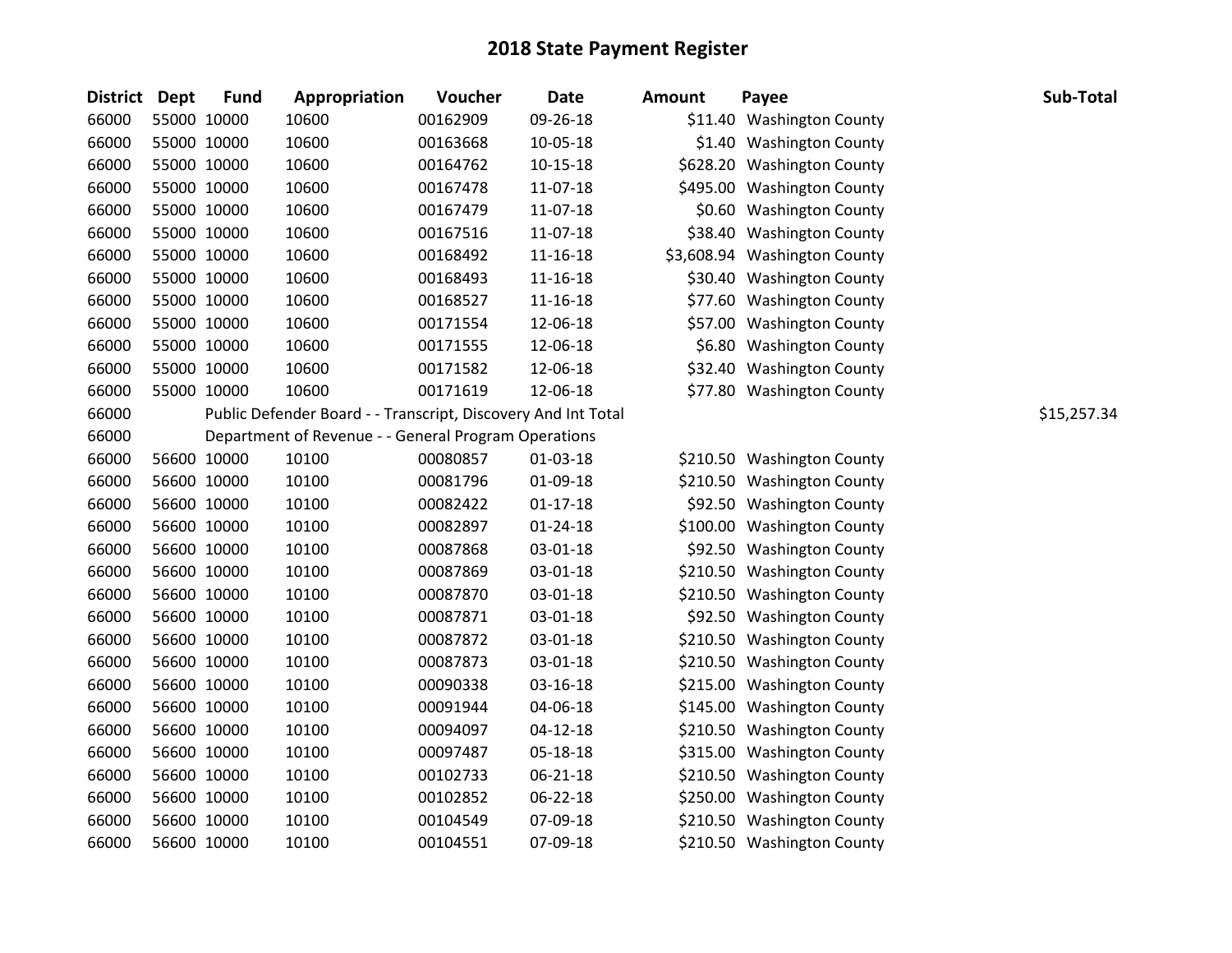# 2018 State Payment Register

| District | Dept | Fund | Appropriation | Voucher | Date | Amount | Payee | Sub-Total |
|---|---|---|---|---|---|---|---|---|
| 66000 | 55000 | 10000 | 10600 | 00162909 | 09-26-18 | $11.40 | Washington County | |
| 66000 | 55000 | 10000 | 10600 | 00163668 | 10-05-18 | $1.40 | Washington County | |
| 66000 | 55000 | 10000 | 10600 | 00164762 | 10-15-18 | $628.20 | Washington County | |
| 66000 | 55000 | 10000 | 10600 | 00167478 | 11-07-18 | $495.00 | Washington County | |
| 66000 | 55000 | 10000 | 10600 | 00167479 | 11-07-18 | $0.60 | Washington County | |
| 66000 | 55000 | 10000 | 10600 | 00167516 | 11-07-18 | $38.40 | Washington County | |
| 66000 | 55000 | 10000 | 10600 | 00168492 | 11-16-18 | $3,608.94 | Washington County | |
| 66000 | 55000 | 10000 | 10600 | 00168493 | 11-16-18 | $30.40 | Washington County | |
| 66000 | 55000 | 10000 | 10600 | 00168527 | 11-16-18 | $77.60 | Washington County | |
| 66000 | 55000 | 10000 | 10600 | 00171554 | 12-06-18 | $57.00 | Washington County | |
| 66000 | 55000 | 10000 | 10600 | 00171555 | 12-06-18 | $6.80 | Washington County | |
| 66000 | 55000 | 10000 | 10600 | 00171582 | 12-06-18 | $32.40 | Washington County | |
| 66000 | 55000 | 10000 | 10600 | 00171619 | 12-06-18 | $77.80 | Washington County | |
| 66000 | | Public Defender Board - - Transcript, Discovery And Int Total | | | | | | $15,257.34 |
| 66000 | | Department of Revenue - - General Program Operations | | | | | | |
| 66000 | 56600 | 10000 | 10100 | 00080857 | 01-03-18 | $210.50 | Washington County | |
| 66000 | 56600 | 10000 | 10100 | 00081796 | 01-09-18 | $210.50 | Washington County | |
| 66000 | 56600 | 10000 | 10100 | 00082422 | 01-17-18 | $92.50 | Washington County | |
| 66000 | 56600 | 10000 | 10100 | 00082897 | 01-24-18 | $100.00 | Washington County | |
| 66000 | 56600 | 10000 | 10100 | 00087868 | 03-01-18 | $92.50 | Washington County | |
| 66000 | 56600 | 10000 | 10100 | 00087869 | 03-01-18 | $210.50 | Washington County | |
| 66000 | 56600 | 10000 | 10100 | 00087870 | 03-01-18 | $210.50 | Washington County | |
| 66000 | 56600 | 10000 | 10100 | 00087871 | 03-01-18 | $92.50 | Washington County | |
| 66000 | 56600 | 10000 | 10100 | 00087872 | 03-01-18 | $210.50 | Washington County | |
| 66000 | 56600 | 10000 | 10100 | 00087873 | 03-01-18 | $210.50 | Washington County | |
| 66000 | 56600 | 10000 | 10100 | 00090338 | 03-16-18 | $215.00 | Washington County | |
| 66000 | 56600 | 10000 | 10100 | 00091944 | 04-06-18 | $145.00 | Washington County | |
| 66000 | 56600 | 10000 | 10100 | 00094097 | 04-12-18 | $210.50 | Washington County | |
| 66000 | 56600 | 10000 | 10100 | 00097487 | 05-18-18 | $315.00 | Washington County | |
| 66000 | 56600 | 10000 | 10100 | 00102733 | 06-21-18 | $210.50 | Washington County | |
| 66000 | 56600 | 10000 | 10100 | 00102852 | 06-22-18 | $250.00 | Washington County | |
| 66000 | 56600 | 10000 | 10100 | 00104549 | 07-09-18 | $210.50 | Washington County | |
| 66000 | 56600 | 10000 | 10100 | 00104551 | 07-09-18 | $210.50 | Washington County | |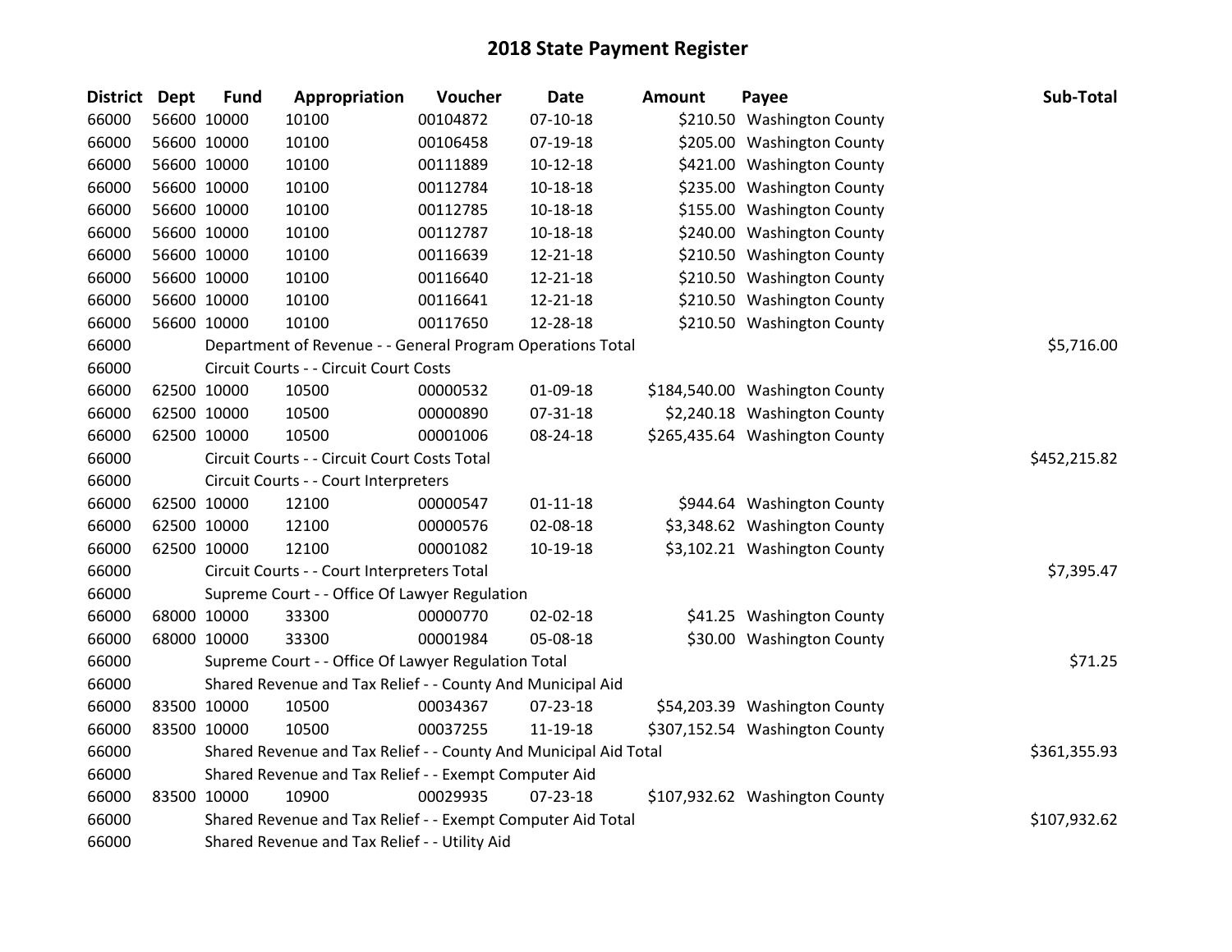# 2018 State Payment Register

| District | Dept | Fund | Appropriation | Voucher | Date | Amount | Payee | Sub-Total |
|---|---|---|---|---|---|---|---|---|
| 66000 | 56600 | 10000 | 10100 | 00104872 | 07-10-18 | $210.50 | Washington County | |
| 66000 | 56600 | 10000 | 10100 | 00106458 | 07-19-18 | $205.00 | Washington County | |
| 66000 | 56600 | 10000 | 10100 | 00111889 | 10-12-18 | $421.00 | Washington County | |
| 66000 | 56600 | 10000 | 10100 | 00112784 | 10-18-18 | $235.00 | Washington County | |
| 66000 | 56600 | 10000 | 10100 | 00112785 | 10-18-18 | $155.00 | Washington County | |
| 66000 | 56600 | 10000 | 10100 | 00112787 | 10-18-18 | $240.00 | Washington County | |
| 66000 | 56600 | 10000 | 10100 | 00116639 | 12-21-18 | $210.50 | Washington County | |
| 66000 | 56600 | 10000 | 10100 | 00116640 | 12-21-18 | $210.50 | Washington County | |
| 66000 | 56600 | 10000 | 10100 | 00116641 | 12-21-18 | $210.50 | Washington County | |
| 66000 | 56600 | 10000 | 10100 | 00117650 | 12-28-18 | $210.50 | Washington County | |
| 66000 | | Department of Revenue - - General Program Operations Total | | | | | | $5,716.00 |
| 66000 | | Circuit Courts - - Circuit Court Costs | | | | | | |
| 66000 | 62500 | 10000 | 10500 | 00000532 | 01-09-18 | $184,540.00 | Washington County | |
| 66000 | 62500 | 10000 | 10500 | 00000890 | 07-31-18 | $2,240.18 | Washington County | |
| 66000 | 62500 | 10000 | 10500 | 00001006 | 08-24-18 | $265,435.64 | Washington County | |
| 66000 | | Circuit Courts - - Circuit Court Costs Total | | | | | | $452,215.82 |
| 66000 | | Circuit Courts - - Court Interpreters | | | | | | |
| 66000 | 62500 | 10000 | 12100 | 00000547 | 01-11-18 | $944.64 | Washington County | |
| 66000 | 62500 | 10000 | 12100 | 00000576 | 02-08-18 | $3,348.62 | Washington County | |
| 66000 | 62500 | 10000 | 12100 | 00001082 | 10-19-18 | $3,102.21 | Washington County | |
| 66000 | | Circuit Courts - - Court Interpreters Total | | | | | | $7,395.47 |
| 66000 | | Supreme Court - - Office Of Lawyer Regulation | | | | | | |
| 66000 | 68000 | 10000 | 33300 | 00000770 | 02-02-18 | $41.25 | Washington County | |
| 66000 | 68000 | 10000 | 33300 | 00001984 | 05-08-18 | $30.00 | Washington County | |
| 66000 | | Supreme Court - - Office Of Lawyer Regulation Total | | | | | | $71.25 |
| 66000 | | Shared Revenue and Tax Relief - - County And Municipal Aid | | | | | | |
| 66000 | 83500 | 10000 | 10500 | 00034367 | 07-23-18 | $54,203.39 | Washington County | |
| 66000 | 83500 | 10000 | 10500 | 00037255 | 11-19-18 | $307,152.54 | Washington County | |
| 66000 | | Shared Revenue and Tax Relief - - County And Municipal Aid Total | | | | | | $361,355.93 |
| 66000 | | Shared Revenue and Tax Relief - - Exempt Computer Aid | | | | | | |
| 66000 | 83500 | 10000 | 10900 | 00029935 | 07-23-18 | $107,932.62 | Washington County | |
| 66000 | | Shared Revenue and Tax Relief - - Exempt Computer Aid Total | | | | | | $107,932.62 |
| 66000 | | Shared Revenue and Tax Relief - - Utility Aid | | | | | | |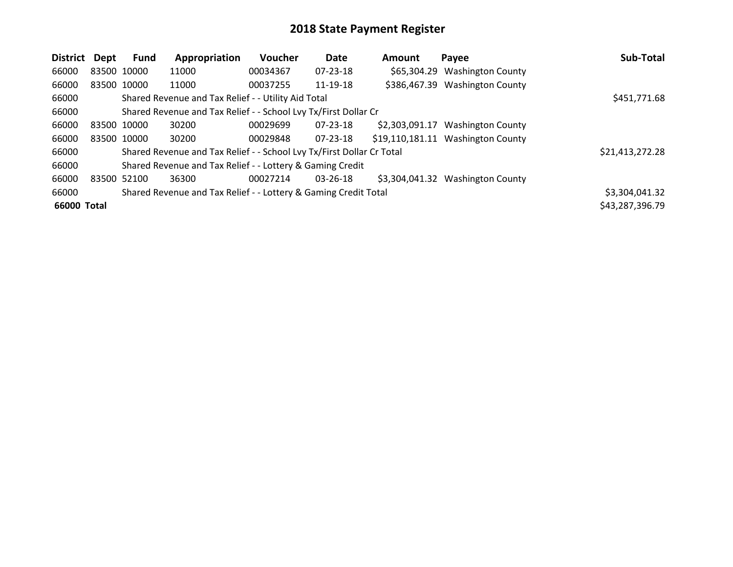# 2018 State Payment Register

| District | Dept | Fund | Appropriation | Voucher | Date | Amount | Payee | Sub-Total |
|---|---|---|---|---|---|---|---|---|
| 66000 | 83500 | 10000 | 11000 | 00034367 | 07-23-18 | $65,304.29 | Washington County | |
| 66000 | 83500 | 10000 | 11000 | 00037255 | 11-19-18 | $386,467.39 | Washington County | |
| 66000 | | Shared Revenue and Tax Relief - - Utility Aid Total | | | | | | $451,771.68 |
| 66000 | | Shared Revenue and Tax Relief - - School Lvy Tx/First Dollar Cr | | | | | | |
| 66000 | 83500 | 10000 | 30200 | 00029699 | 07-23-18 | $2,303,091.17 | Washington County | |
| 66000 | 83500 | 10000 | 30200 | 00029848 | 07-23-18 | $19,110,181.11 | Washington County | |
| 66000 | | Shared Revenue and Tax Relief - - School Lvy Tx/First Dollar Cr Total | | | | | | $21,413,272.28 |
| 66000 | | Shared Revenue and Tax Relief - - Lottery & Gaming Credit | | | | | | |
| 66000 | 83500 | 52100 | 36300 | 00027214 | 03-26-18 | $3,304,041.32 | Washington County | |
| 66000 | | Shared Revenue and Tax Relief - - Lottery & Gaming Credit Total | | | | | | $3,304,041.32 |
| **66000 Total** | | | | | | | | $43,287,396.79 |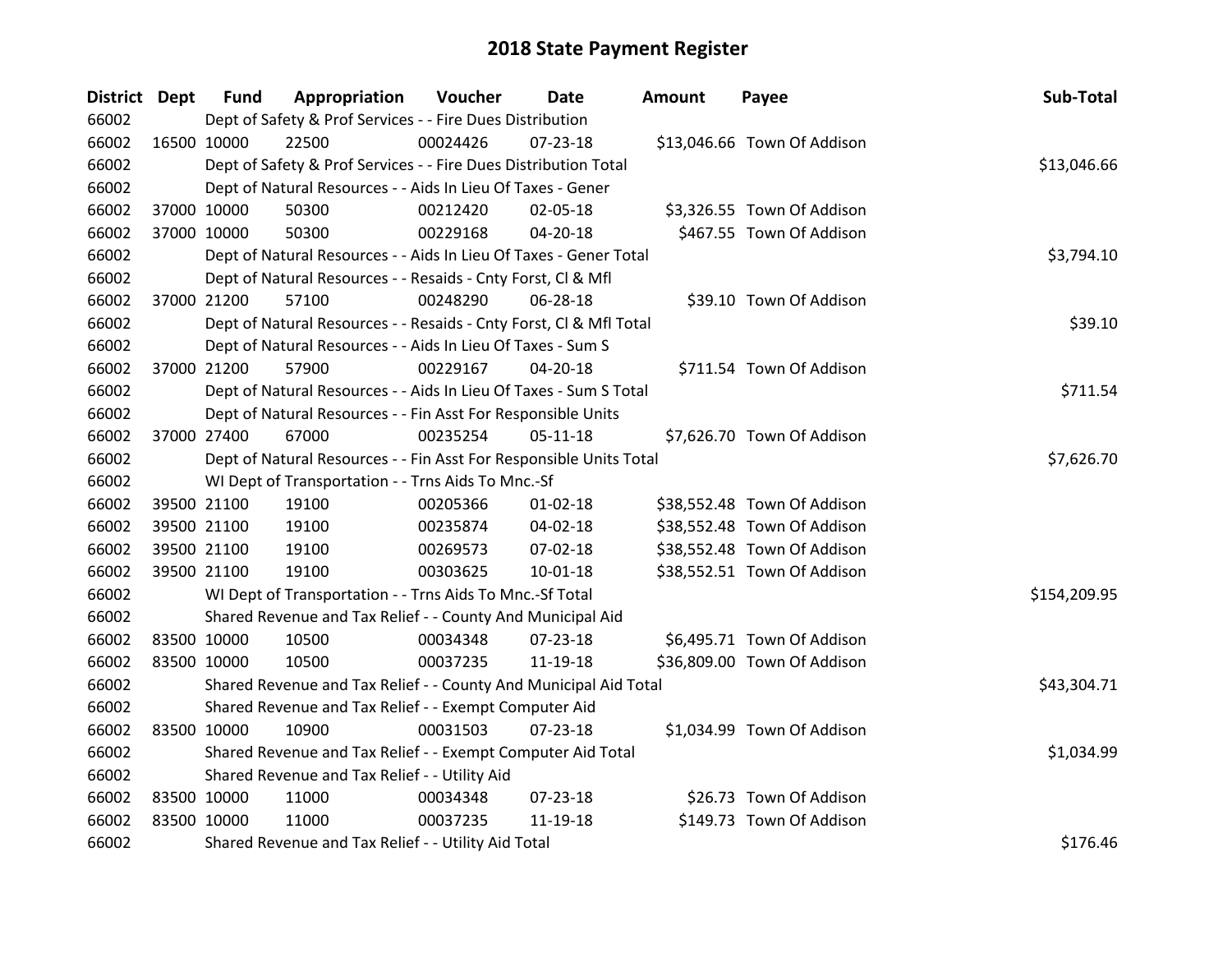# 2018 State Payment Register

| District | Dept | Fund | Appropriation | Voucher | Date | Amount | Payee | Sub-Total |
|---|---|---|---|---|---|---|---|---|
| 66002 | | Dept of Safety & Prof Services - - Fire Dues Distribution | | | | | | |
| 66002 | 16500 | 10000 | 22500 | 00024426 | 07-23-18 | $13,046.66 | Town Of Addison | |
| 66002 | | Dept of Safety & Prof Services - - Fire Dues Distribution Total | | | | | | $13,046.66 |
| 66002 | | Dept of Natural Resources - - Aids In Lieu Of Taxes - Gener | | | | | | |
| 66002 | 37000 | 10000 | 50300 | 00212420 | 02-05-18 | $3,326.55 | Town Of Addison | |
| 66002 | 37000 | 10000 | 50300 | 00229168 | 04-20-18 | $467.55 | Town Of Addison | |
| 66002 | | Dept of Natural Resources - - Aids In Lieu Of Taxes - Gener Total | | | | | | $3,794.10 |
| 66002 | | Dept of Natural Resources - - Resaids - Cnty Forst, Cl & Mfl | | | | | | |
| 66002 | 37000 | 21200 | 57100 | 00248290 | 06-28-18 | $39.10 | Town Of Addison | |
| 66002 | | Dept of Natural Resources - - Resaids - Cnty Forst, Cl & Mfl Total | | | | | | $39.10 |
| 66002 | | Dept of Natural Resources - - Aids In Lieu Of Taxes - Sum S | | | | | | |
| 66002 | 37000 | 21200 | 57900 | 00229167 | 04-20-18 | $711.54 | Town Of Addison | |
| 66002 | | Dept of Natural Resources - - Aids In Lieu Of Taxes - Sum S Total | | | | | | $711.54 |
| 66002 | | Dept of Natural Resources - - Fin Asst For Responsible Units | | | | | | |
| 66002 | 37000 | 27400 | 67000 | 00235254 | 05-11-18 | $7,626.70 | Town Of Addison | |
| 66002 | | Dept of Natural Resources - - Fin Asst For Responsible Units Total | | | | | | $7,626.70 |
| 66002 | | WI Dept of Transportation - - Trns Aids To Mnc.-Sf | | | | | | |
| 66002 | 39500 | 21100 | 19100 | 00205366 | 01-02-18 | $38,552.48 | Town Of Addison | |
| 66002 | 39500 | 21100 | 19100 | 00235874 | 04-02-18 | $38,552.48 | Town Of Addison | |
| 66002 | 39500 | 21100 | 19100 | 00269573 | 07-02-18 | $38,552.48 | Town Of Addison | |
| 66002 | 39500 | 21100 | 19100 | 00303625 | 10-01-18 | $38,552.51 | Town Of Addison | |
| 66002 | | WI Dept of Transportation - - Trns Aids To Mnc.-Sf Total | | | | | | $154,209.95 |
| 66002 | | Shared Revenue and Tax Relief - - County And Municipal Aid | | | | | | |
| 66002 | 83500 | 10000 | 10500 | 00034348 | 07-23-18 | $6,495.71 | Town Of Addison | |
| 66002 | 83500 | 10000 | 10500 | 00037235 | 11-19-18 | $36,809.00 | Town Of Addison | |
| 66002 | | Shared Revenue and Tax Relief - - County And Municipal Aid Total | | | | | | $43,304.71 |
| 66002 | | Shared Revenue and Tax Relief - - Exempt Computer Aid | | | | | | |
| 66002 | 83500 | 10000 | 10900 | 00031503 | 07-23-18 | $1,034.99 | Town Of Addison | |
| 66002 | | Shared Revenue and Tax Relief - - Exempt Computer Aid Total | | | | | | $1,034.99 |
| 66002 | | Shared Revenue and Tax Relief - - Utility Aid | | | | | | |
| 66002 | 83500 | 10000 | 11000 | 00034348 | 07-23-18 | $26.73 | Town Of Addison | |
| 66002 | 83500 | 10000 | 11000 | 00037235 | 11-19-18 | $149.73 | Town Of Addison | |
| 66002 | | Shared Revenue and Tax Relief - - Utility Aid Total | | | | | | $176.46 |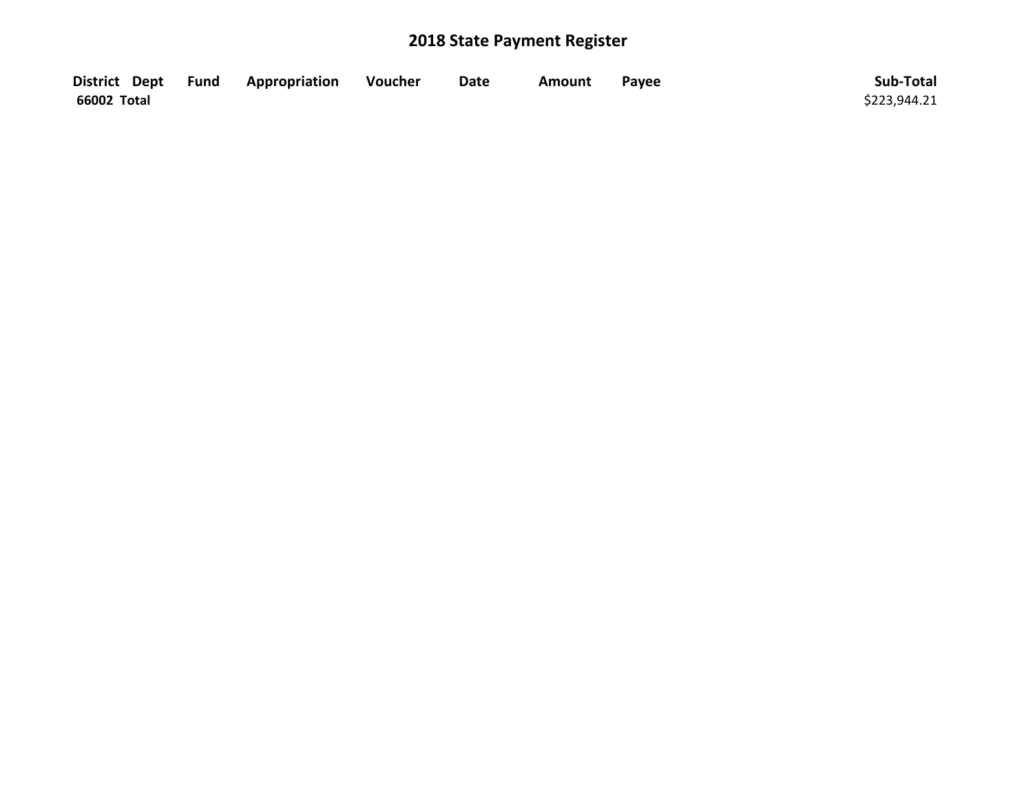# 2018 State Payment Register

| District | Dept | Fund | Appropriation | Voucher | Date | Amount | Payee | Sub-Total |
|---|---|---|---|---|---|---|---|---|
| 66002 Total | | | | | | | | $223,944.21 |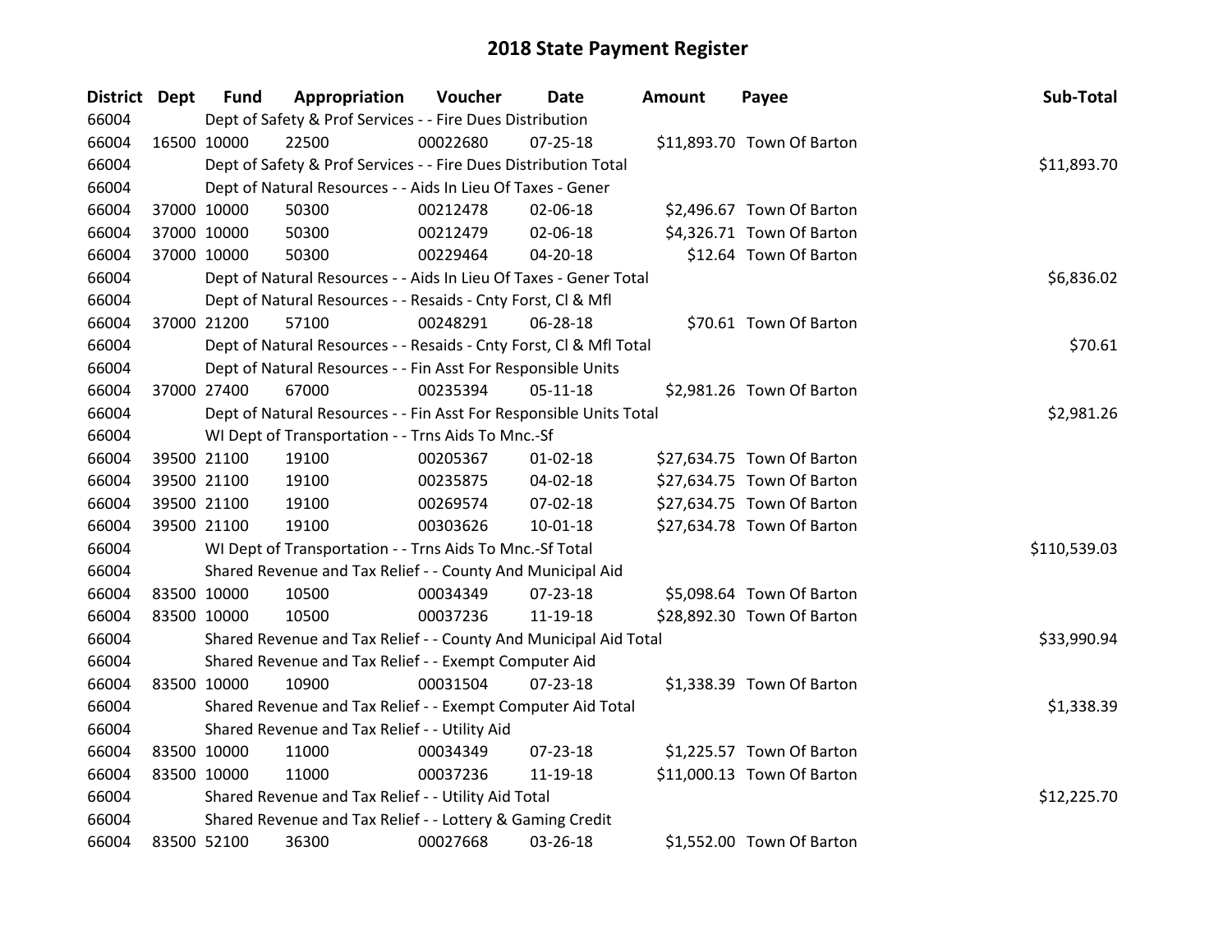# 2018 State Payment Register

| District | Dept | Fund | Appropriation | Voucher | Date | Amount | Payee | Sub-Total |
|---|---|---|---|---|---|---|---|---|
| 66004 | | Dept of Safety & Prof Services - - Fire Dues Distribution | | | | | | |
| 66004 | 16500 | 10000 | 22500 | 00022680 | 07-25-18 | $11,893.70 | Town Of Barton | |
| 66004 | | Dept of Safety & Prof Services - - Fire Dues Distribution Total | | | | | | $11,893.70 |
| 66004 | | Dept of Natural Resources - - Aids In Lieu Of Taxes - Gener | | | | | | |
| 66004 | 37000 | 10000 | 50300 | 00212478 | 02-06-18 | $2,496.67 | Town Of Barton | |
| 66004 | 37000 | 10000 | 50300 | 00212479 | 02-06-18 | $4,326.71 | Town Of Barton | |
| 66004 | 37000 | 10000 | 50300 | 00229464 | 04-20-18 | $12.64 | Town Of Barton | |
| 66004 | | Dept of Natural Resources - - Aids In Lieu Of Taxes - Gener Total | | | | | | $6,836.02 |
| 66004 | | Dept of Natural Resources - - Resaids - Cnty Forst, Cl & Mfl | | | | | | |
| 66004 | 37000 | 21200 | 57100 | 00248291 | 06-28-18 | $70.61 | Town Of Barton | |
| 66004 | | Dept of Natural Resources - - Resaids - Cnty Forst, Cl & Mfl Total | | | | | | $70.61 |
| 66004 | | Dept of Natural Resources - - Fin Asst For Responsible Units | | | | | | |
| 66004 | 37000 | 27400 | 67000 | 00235394 | 05-11-18 | $2,981.26 | Town Of Barton | |
| 66004 | | Dept of Natural Resources - - Fin Asst For Responsible Units Total | | | | | | $2,981.26 |
| 66004 | | WI Dept of Transportation - - Trns Aids To Mnc.-Sf | | | | | | |
| 66004 | 39500 | 21100 | 19100 | 00205367 | 01-02-18 | $27,634.75 | Town Of Barton | |
| 66004 | 39500 | 21100 | 19100 | 00235875 | 04-02-18 | $27,634.75 | Town Of Barton | |
| 66004 | 39500 | 21100 | 19100 | 00269574 | 07-02-18 | $27,634.75 | Town Of Barton | |
| 66004 | 39500 | 21100 | 19100 | 00303626 | 10-01-18 | $27,634.78 | Town Of Barton | |
| 66004 | | WI Dept of Transportation - - Trns Aids To Mnc.-Sf Total | | | | | | $110,539.03 |
| 66004 | | Shared Revenue and Tax Relief - - County And Municipal Aid | | | | | | |
| 66004 | 83500 | 10000 | 10500 | 00034349 | 07-23-18 | $5,098.64 | Town Of Barton | |
| 66004 | 83500 | 10000 | 10500 | 00037236 | 11-19-18 | $28,892.30 | Town Of Barton | |
| 66004 | | Shared Revenue and Tax Relief - - County And Municipal Aid Total | | | | | | $33,990.94 |
| 66004 | | Shared Revenue and Tax Relief - - Exempt Computer Aid | | | | | | |
| 66004 | 83500 | 10000 | 10900 | 00031504 | 07-23-18 | $1,338.39 | Town Of Barton | |
| 66004 | | Shared Revenue and Tax Relief - - Exempt Computer Aid Total | | | | | | $1,338.39 |
| 66004 | | Shared Revenue and Tax Relief - - Utility Aid | | | | | | |
| 66004 | 83500 | 10000 | 11000 | 00034349 | 07-23-18 | $1,225.57 | Town Of Barton | |
| 66004 | 83500 | 10000 | 11000 | 00037236 | 11-19-18 | $11,000.13 | Town Of Barton | |
| 66004 | | Shared Revenue and Tax Relief - - Utility Aid Total | | | | | | $12,225.70 |
| 66004 | | Shared Revenue and Tax Relief - - Lottery & Gaming Credit | | | | | | |
| 66004 | 83500 | 52100 | 36300 | 00027668 | 03-26-18 | $1,552.00 | Town Of Barton | |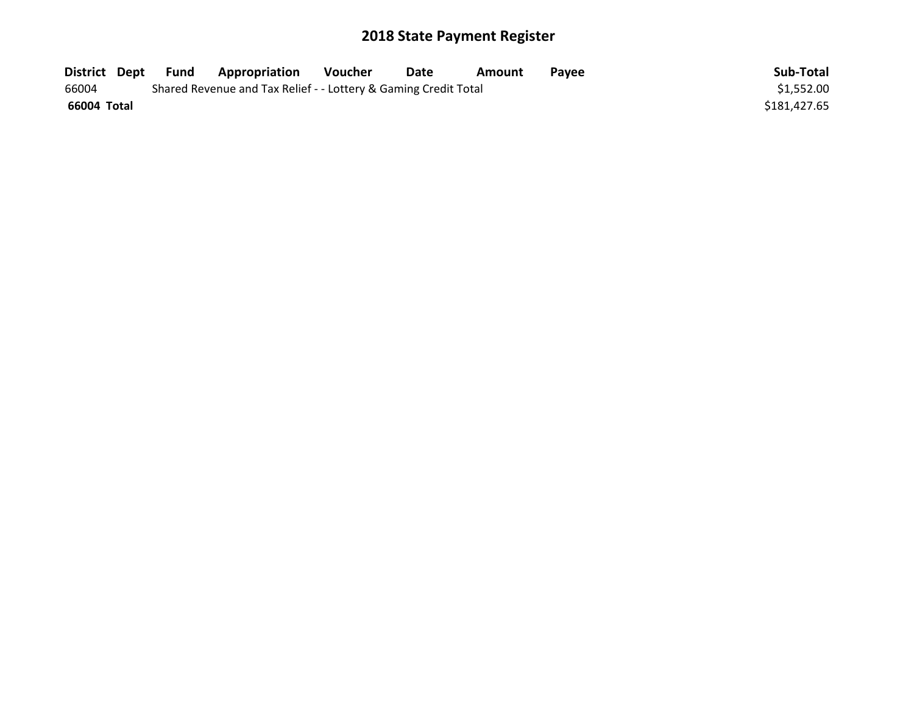# 2018 State Payment Register

| District | Dept | Fund | Appropriation | Voucher | Date | Amount | Payee | Sub-Total |
|---|---|---|---|---|---|---|---|---|
| 66004 | | Shared Revenue and Tax Relief - - Lottery & Gaming Credit Total | | | | | | $1,552.00 |
| **66004 Total** | | | | | | | | $181,427.65 |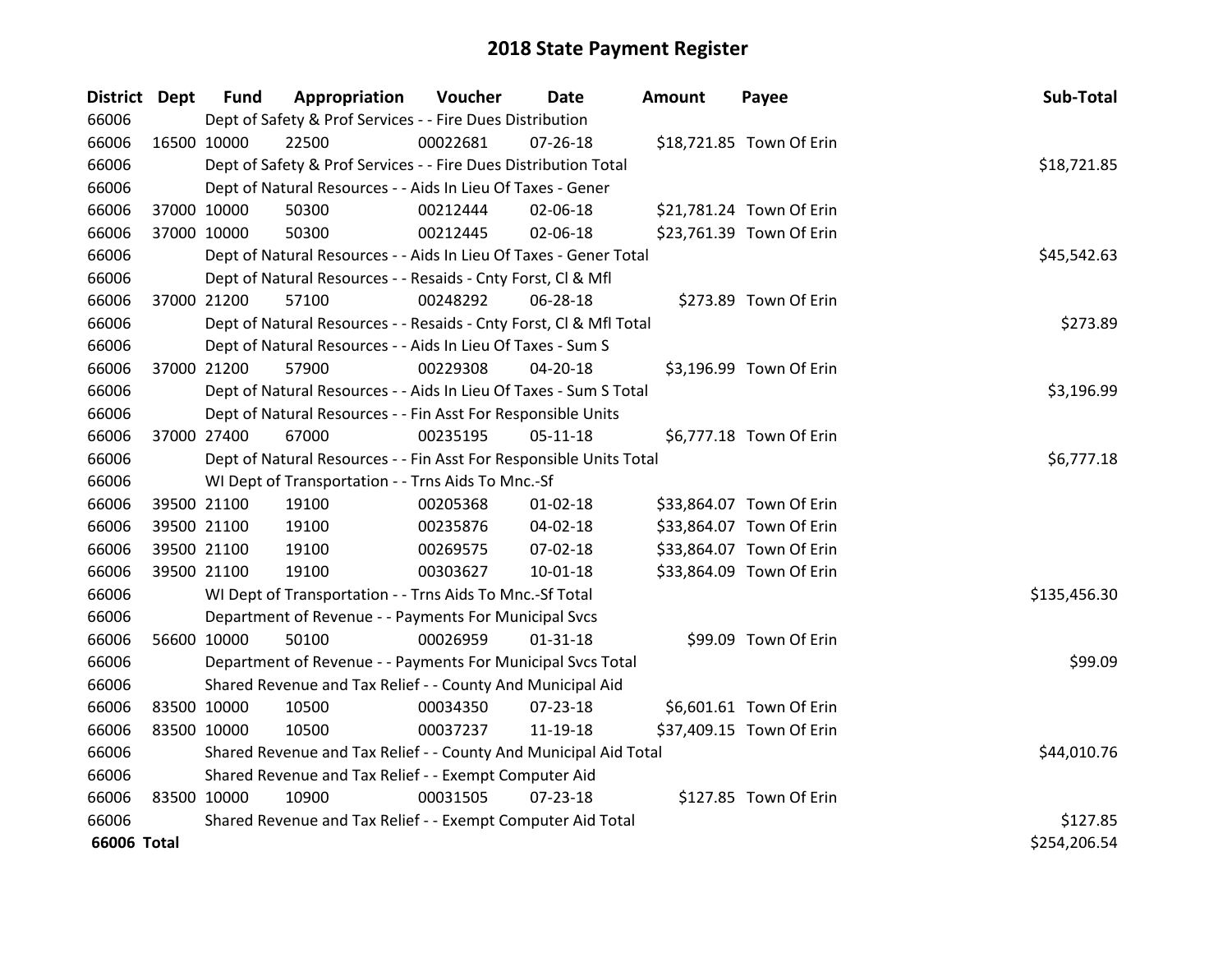# 2018 State Payment Register

| District | Dept | Fund | Appropriation | Voucher | Date | Amount | Payee | Sub-Total |
|---|---|---|---|---|---|---|---|---|
| 66006 | | Dept of Safety & Prof Services - - Fire Dues Distribution | | | | | | |
| 66006 | 16500 | 10000 | 22500 | 00022681 | 07-26-18 | $18,721.85 | Town Of Erin | |
| 66006 | | Dept of Safety & Prof Services - - Fire Dues Distribution Total | | | | | | $18,721.85 |
| 66006 | | Dept of Natural Resources - - Aids In Lieu Of Taxes - Gener | | | | | | |
| 66006 | 37000 | 10000 | 50300 | 00212444 | 02-06-18 | $21,781.24 | Town Of Erin | |
| 66006 | 37000 | 10000 | 50300 | 00212445 | 02-06-18 | $23,761.39 | Town Of Erin | |
| 66006 | | Dept of Natural Resources - - Aids In Lieu Of Taxes - Gener Total | | | | | | $45,542.63 |
| 66006 | | Dept of Natural Resources - - Resaids - Cnty Forst, Cl & Mfl | | | | | | |
| 66006 | 37000 | 21200 | 57100 | 00248292 | 06-28-18 | $273.89 | Town Of Erin | |
| 66006 | | Dept of Natural Resources - - Resaids - Cnty Forst, Cl & Mfl Total | | | | | | $273.89 |
| 66006 | | Dept of Natural Resources - - Aids In Lieu Of Taxes - Sum S | | | | | | |
| 66006 | 37000 | 21200 | 57900 | 00229308 | 04-20-18 | $3,196.99 | Town Of Erin | |
| 66006 | | Dept of Natural Resources - - Aids In Lieu Of Taxes - Sum S Total | | | | | | $3,196.99 |
| 66006 | | Dept of Natural Resources - - Fin Asst For Responsible Units | | | | | | |
| 66006 | 37000 | 27400 | 67000 | 00235195 | 05-11-18 | $6,777.18 | Town Of Erin | |
| 66006 | | Dept of Natural Resources - - Fin Asst For Responsible Units Total | | | | | | $6,777.18 |
| 66006 | | WI Dept of Transportation - - Trns Aids To Mnc.-Sf | | | | | | |
| 66006 | 39500 | 21100 | 19100 | 00205368 | 01-02-18 | $33,864.07 | Town Of Erin | |
| 66006 | 39500 | 21100 | 19100 | 00235876 | 04-02-18 | $33,864.07 | Town Of Erin | |
| 66006 | 39500 | 21100 | 19100 | 00269575 | 07-02-18 | $33,864.07 | Town Of Erin | |
| 66006 | 39500 | 21100 | 19100 | 00303627 | 10-01-18 | $33,864.09 | Town Of Erin | |
| 66006 | | WI Dept of Transportation - - Trns Aids To Mnc.-Sf Total | | | | | | $135,456.30 |
| 66006 | | Department of Revenue - - Payments For Municipal Svcs | | | | | | |
| 66006 | 56600 | 10000 | 50100 | 00026959 | 01-31-18 | $99.09 | Town Of Erin | |
| 66006 | | Department of Revenue - - Payments For Municipal Svcs Total | | | | | | $99.09 |
| 66006 | | Shared Revenue and Tax Relief - - County And Municipal Aid | | | | | | |
| 66006 | 83500 | 10000 | 10500 | 00034350 | 07-23-18 | $6,601.61 | Town Of Erin | |
| 66006 | 83500 | 10000 | 10500 | 00037237 | 11-19-18 | $37,409.15 | Town Of Erin | |
| 66006 | | Shared Revenue and Tax Relief - - County And Municipal Aid Total | | | | | | $44,010.76 |
| 66006 | | Shared Revenue and Tax Relief - - Exempt Computer Aid | | | | | | |
| 66006 | 83500 | 10000 | 10900 | 00031505 | 07-23-18 | $127.85 | Town Of Erin | |
| 66006 | | Shared Revenue and Tax Relief - - Exempt Computer Aid Total | | | | | | $127.85 |
| **66006 Total** | | | | | | | | $254,206.54 |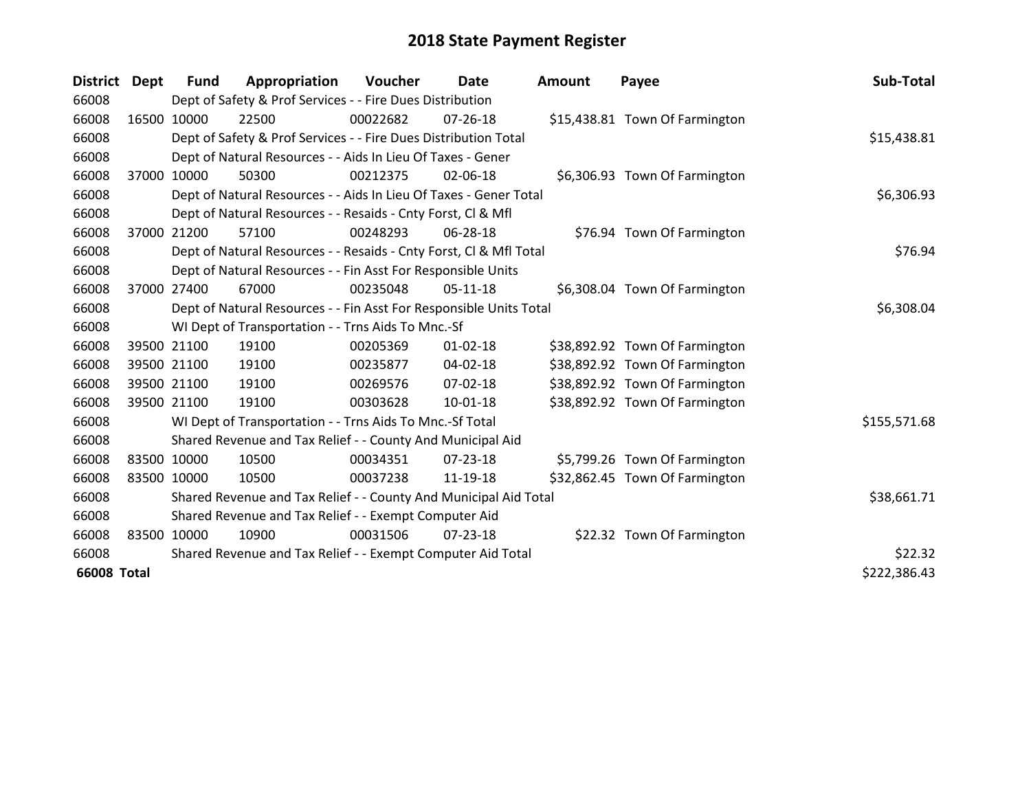# 2018 State Payment Register

| District | Dept | Fund | Appropriation | Voucher | Date | Amount | Payee | Sub-Total |
|---|---|---|---|---|---|---|---|---|
| 66008 | | Dept of Safety & Prof Services - - Fire Dues Distribution | | | | | | |
| 66008 | 16500 | 10000 | 22500 | 00022682 | 07-26-18 | $15,438.81 | Town Of Farmington | |
| 66008 | | Dept of Safety & Prof Services - - Fire Dues Distribution Total | | | | | | $15,438.81 |
| 66008 | | Dept of Natural Resources - - Aids In Lieu Of Taxes - Gener | | | | | | |
| 66008 | 37000 | 10000 | 50300 | 00212375 | 02-06-18 | $6,306.93 | Town Of Farmington | |
| 66008 | | Dept of Natural Resources - - Aids In Lieu Of Taxes - Gener Total | | | | | | $6,306.93 |
| 66008 | | Dept of Natural Resources - - Resaids - Cnty Forst, Cl & Mfl | | | | | | |
| 66008 | 37000 | 21200 | 57100 | 00248293 | 06-28-18 | $76.94 | Town Of Farmington | |
| 66008 | | Dept of Natural Resources - - Resaids - Cnty Forst, Cl & Mfl Total | | | | | | $76.94 |
| 66008 | | Dept of Natural Resources - - Fin Asst For Responsible Units | | | | | | |
| 66008 | 37000 | 27400 | 67000 | 00235048 | 05-11-18 | $6,308.04 | Town Of Farmington | |
| 66008 | | Dept of Natural Resources - - Fin Asst For Responsible Units Total | | | | | | $6,308.04 |
| 66008 | | WI Dept of Transportation - - Trns Aids To Mnc.-Sf | | | | | | |
| 66008 | 39500 | 21100 | 19100 | 00205369 | 01-02-18 | $38,892.92 | Town Of Farmington | |
| 66008 | 39500 | 21100 | 19100 | 00235877 | 04-02-18 | $38,892.92 | Town Of Farmington | |
| 66008 | 39500 | 21100 | 19100 | 00269576 | 07-02-18 | $38,892.92 | Town Of Farmington | |
| 66008 | 39500 | 21100 | 19100 | 00303628 | 10-01-18 | $38,892.92 | Town Of Farmington | |
| 66008 | | WI Dept of Transportation - - Trns Aids To Mnc.-Sf Total | | | | | | $155,571.68 |
| 66008 | | Shared Revenue and Tax Relief - - County And Municipal Aid | | | | | | |
| 66008 | 83500 | 10000 | 10500 | 00034351 | 07-23-18 | $5,799.26 | Town Of Farmington | |
| 66008 | 83500 | 10000 | 10500 | 00037238 | 11-19-18 | $32,862.45 | Town Of Farmington | |
| 66008 | | Shared Revenue and Tax Relief - - County And Municipal Aid Total | | | | | | $38,661.71 |
| 66008 | | Shared Revenue and Tax Relief - - Exempt Computer Aid | | | | | | |
| 66008 | 83500 | 10000 | 10900 | 00031506 | 07-23-18 | $22.32 | Town Of Farmington | |
| 66008 | | Shared Revenue and Tax Relief - - Exempt Computer Aid Total | | | | | | $22.32 |
| **66008 Total** | | | | | | | | $222,386.43 |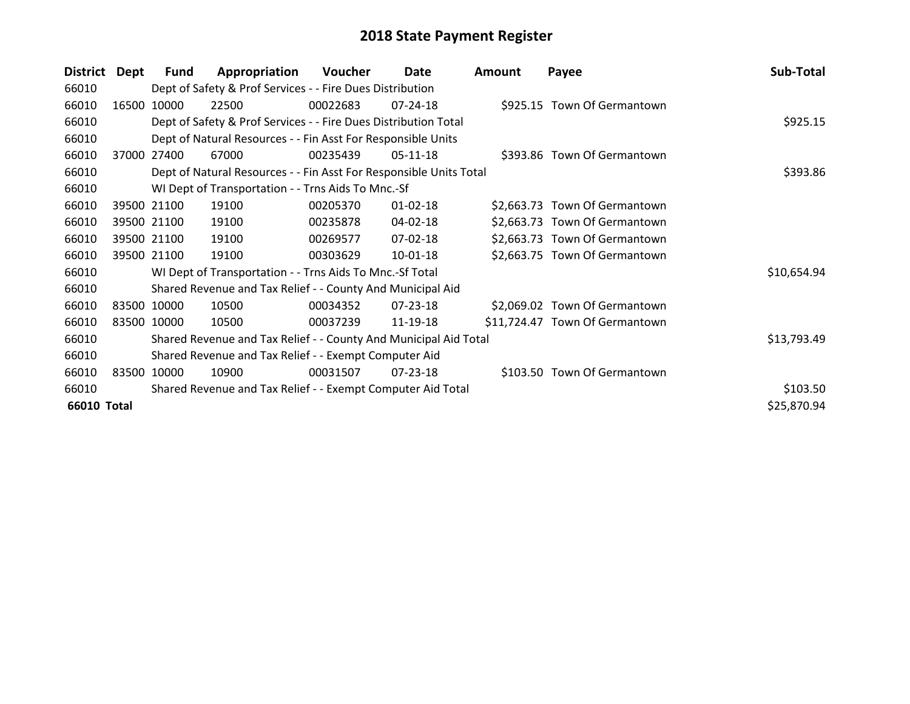# 2018 State Payment Register

| District | Dept | Fund | Appropriation | Voucher | Date | Amount | Payee | Sub-Total |
|---|---|---|---|---|---|---|---|---|
| 66010 | | Dept of Safety & Prof Services - - Fire Dues Distribution | | | | | | |
| 66010 | 16500 | 10000 | 22500 | 00022683 | 07-24-18 | $925.15 | Town Of Germantown | |
| 66010 | | Dept of Safety & Prof Services - - Fire Dues Distribution Total | | | | | | $925.15 |
| 66010 | | Dept of Natural Resources - - Fin Asst For Responsible Units | | | | | | |
| 66010 | 37000 | 27400 | 67000 | 00235439 | 05-11-18 | $393.86 | Town Of Germantown | |
| 66010 | | Dept of Natural Resources - - Fin Asst For Responsible Units Total | | | | | | $393.86 |
| 66010 | | WI Dept of Transportation - - Trns Aids To Mnc.-Sf | | | | | | |
| 66010 | 39500 | 21100 | 19100 | 00205370 | 01-02-18 | $2,663.73 | Town Of Germantown | |
| 66010 | 39500 | 21100 | 19100 | 00235878 | 04-02-18 | $2,663.73 | Town Of Germantown | |
| 66010 | 39500 | 21100 | 19100 | 00269577 | 07-02-18 | $2,663.73 | Town Of Germantown | |
| 66010 | 39500 | 21100 | 19100 | 00303629 | 10-01-18 | $2,663.75 | Town Of Germantown | |
| 66010 | | WI Dept of Transportation - - Trns Aids To Mnc.-Sf Total | | | | | | $10,654.94 |
| 66010 | | Shared Revenue and Tax Relief - - County And Municipal Aid | | | | | | |
| 66010 | 83500 | 10000 | 10500 | 00034352 | 07-23-18 | $2,069.02 | Town Of Germantown | |
| 66010 | 83500 | 10000 | 10500 | 00037239 | 11-19-18 | $11,724.47 | Town Of Germantown | |
| 66010 | | Shared Revenue and Tax Relief - - County And Municipal Aid Total | | | | | | $13,793.49 |
| 66010 | | Shared Revenue and Tax Relief - - Exempt Computer Aid | | | | | | |
| 66010 | 83500 | 10000 | 10900 | 00031507 | 07-23-18 | $103.50 | Town Of Germantown | |
| 66010 | | Shared Revenue and Tax Relief - - Exempt Computer Aid Total | | | | | | $103.50 |
| **66010 Total** | | | | | | | | $25,870.94 |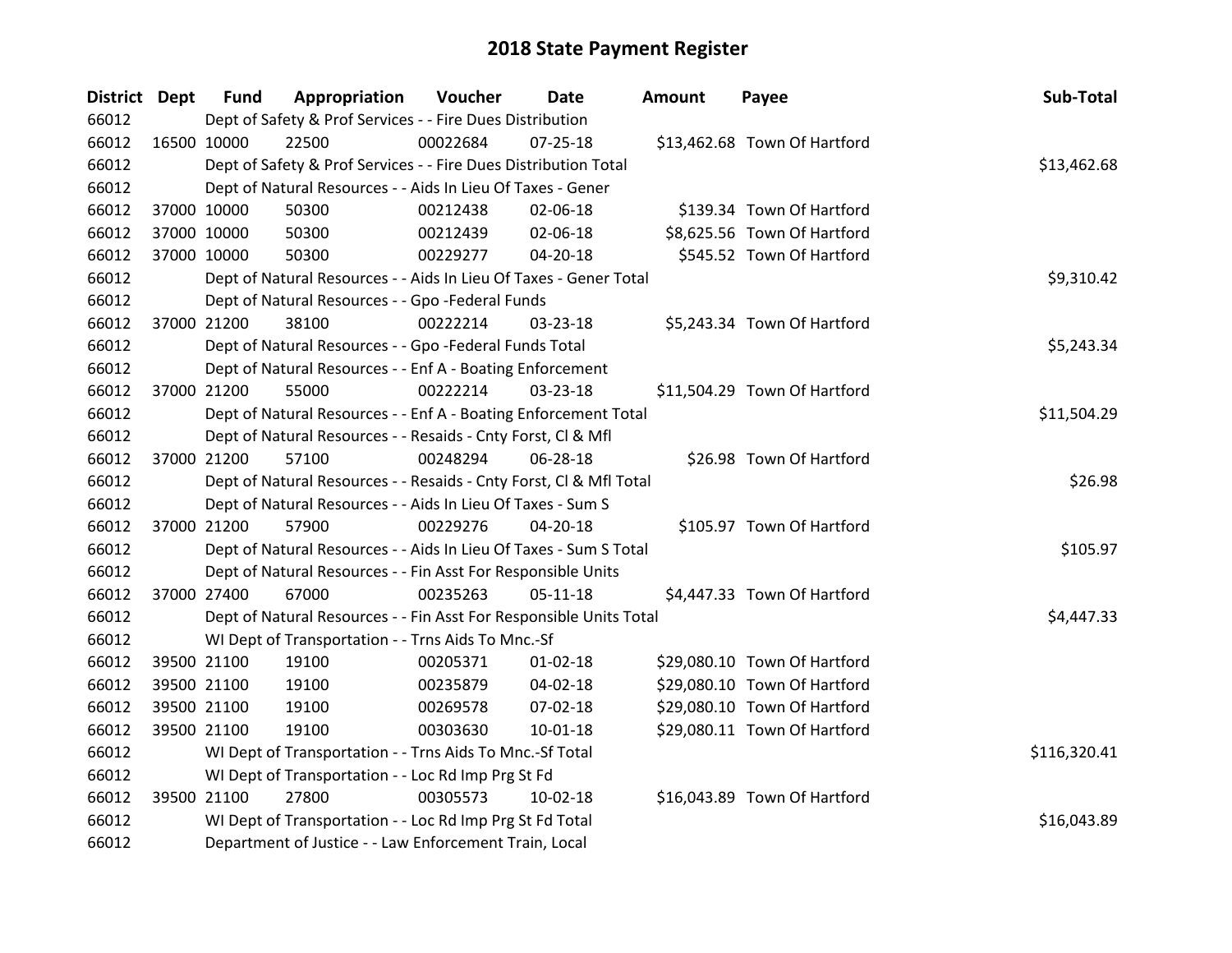# 2018 State Payment Register

| District | Dept | Fund | Appropriation | Voucher | Date | Amount | Payee | Sub-Total |
|---|---|---|---|---|---|---|---|---|
| 66012 | | Dept of Safety & Prof Services - - Fire Dues Distribution | | | | | | |
| 66012 | 16500 | 10000 | 22500 | 00022684 | 07-25-18 | $13,462.68 | Town Of Hartford | |
| 66012 | | Dept of Safety & Prof Services - - Fire Dues Distribution Total | | | | | | $13,462.68 |
| 66012 | | Dept of Natural Resources - - Aids In Lieu Of Taxes - Gener | | | | | | |
| 66012 | 37000 | 10000 | 50300 | 00212438 | 02-06-18 | $139.34 | Town Of Hartford | |
| 66012 | 37000 | 10000 | 50300 | 00212439 | 02-06-18 | $8,625.56 | Town Of Hartford | |
| 66012 | 37000 | 10000 | 50300 | 00229277 | 04-20-18 | $545.52 | Town Of Hartford | |
| 66012 | | Dept of Natural Resources - - Aids In Lieu Of Taxes - Gener Total | | | | | | $9,310.42 |
| 66012 | | Dept of Natural Resources - - Gpo -Federal Funds | | | | | | |
| 66012 | 37000 | 21200 | 38100 | 00222214 | 03-23-18 | $5,243.34 | Town Of Hartford | |
| 66012 | | Dept of Natural Resources - - Gpo -Federal Funds Total | | | | | | $5,243.34 |
| 66012 | | Dept of Natural Resources - - Enf A - Boating Enforcement | | | | | | |
| 66012 | 37000 | 21200 | 55000 | 00222214 | 03-23-18 | $11,504.29 | Town Of Hartford | |
| 66012 | | Dept of Natural Resources - - Enf A - Boating Enforcement Total | | | | | | $11,504.29 |
| 66012 | | Dept of Natural Resources - - Resaids - Cnty Forst, Cl & Mfl | | | | | | |
| 66012 | 37000 | 21200 | 57100 | 00248294 | 06-28-18 | $26.98 | Town Of Hartford | |
| 66012 | | Dept of Natural Resources - - Resaids - Cnty Forst, Cl & Mfl Total | | | | | | $26.98 |
| 66012 | | Dept of Natural Resources - - Aids In Lieu Of Taxes - Sum S | | | | | | |
| 66012 | 37000 | 21200 | 57900 | 00229276 | 04-20-18 | $105.97 | Town Of Hartford | |
| 66012 | | Dept of Natural Resources - - Aids In Lieu Of Taxes - Sum S Total | | | | | | $105.97 |
| 66012 | | Dept of Natural Resources - - Fin Asst For Responsible Units | | | | | | |
| 66012 | 37000 | 27400 | 67000 | 00235263 | 05-11-18 | $4,447.33 | Town Of Hartford | |
| 66012 | | Dept of Natural Resources - - Fin Asst For Responsible Units Total | | | | | | $4,447.33 |
| 66012 | | WI Dept of Transportation - - Trns Aids To Mnc.-Sf | | | | | | |
| 66012 | 39500 | 21100 | 19100 | 00205371 | 01-02-18 | $29,080.10 | Town Of Hartford | |
| 66012 | 39500 | 21100 | 19100 | 00235879 | 04-02-18 | $29,080.10 | Town Of Hartford | |
| 66012 | 39500 | 21100 | 19100 | 00269578 | 07-02-18 | $29,080.10 | Town Of Hartford | |
| 66012 | 39500 | 21100 | 19100 | 00303630 | 10-01-18 | $29,080.11 | Town Of Hartford | |
| 66012 | | WI Dept of Transportation - - Trns Aids To Mnc.-Sf Total | | | | | | $116,320.41 |
| 66012 | | WI Dept of Transportation - - Loc Rd Imp Prg St Fd | | | | | | |
| 66012 | 39500 | 21100 | 27800 | 00305573 | 10-02-18 | $16,043.89 | Town Of Hartford | |
| 66012 | | WI Dept of Transportation - - Loc Rd Imp Prg St Fd Total | | | | | | $16,043.89 |
| 66012 | | Department of Justice - - Law Enforcement Train, Local | | | | | | |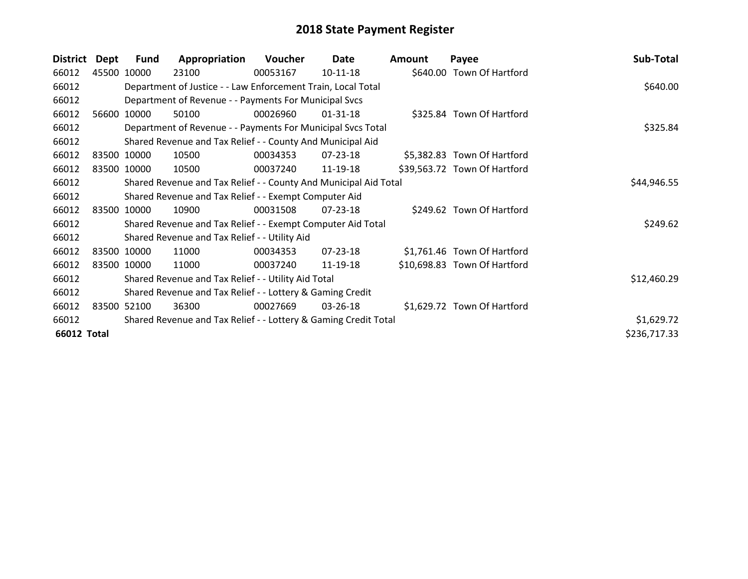# 2018 State Payment Register

| District | Dept | Fund | Appropriation | Voucher | Date | Amount | Payee | Sub-Total |
|---|---|---|---|---|---|---|---|---|
| 66012 | 45500 | 10000 | 23100 | 00053167 | 10-11-18 | $640.00 | Town Of Hartford | |
| 66012 | | Department of Justice - - Law Enforcement Train, Local Total | | | | | | $640.00 |
| 66012 | | Department of Revenue - - Payments For Municipal Svcs | | | | | | |
| 66012 | 56600 | 10000 | 50100 | 00026960 | 01-31-18 | $325.84 | Town Of Hartford | |
| 66012 | | Department of Revenue - - Payments For Municipal Svcs Total | | | | | | $325.84 |
| 66012 | | Shared Revenue and Tax Relief - - County And Municipal Aid | | | | | | |
| 66012 | 83500 | 10000 | 10500 | 00034353 | 07-23-18 | $5,382.83 | Town Of Hartford | |
| 66012 | 83500 | 10000 | 10500 | 00037240 | 11-19-18 | $39,563.72 | Town Of Hartford | |
| 66012 | | Shared Revenue and Tax Relief - - County And Municipal Aid Total | | | | | | $44,946.55 |
| 66012 | | Shared Revenue and Tax Relief - - Exempt Computer Aid | | | | | | |
| 66012 | 83500 | 10000 | 10900 | 00031508 | 07-23-18 | $249.62 | Town Of Hartford | |
| 66012 | | Shared Revenue and Tax Relief - - Exempt Computer Aid Total | | | | | | $249.62 |
| 66012 | | Shared Revenue and Tax Relief - - Utility Aid | | | | | | |
| 66012 | 83500 | 10000 | 11000 | 00034353 | 07-23-18 | $1,761.46 | Town Of Hartford | |
| 66012 | 83500 | 10000 | 11000 | 00037240 | 11-19-18 | $10,698.83 | Town Of Hartford | |
| 66012 | | Shared Revenue and Tax Relief - - Utility Aid Total | | | | | | $12,460.29 |
| 66012 | | Shared Revenue and Tax Relief - - Lottery & Gaming Credit | | | | | | |
| 66012 | 83500 | 52100 | 36300 | 00027669 | 03-26-18 | $1,629.72 | Town Of Hartford | |
| 66012 | | Shared Revenue and Tax Relief - - Lottery & Gaming Credit Total | | | | | | $1,629.72 |
| **66012 Total** | | | | | | | | $236,717.33 |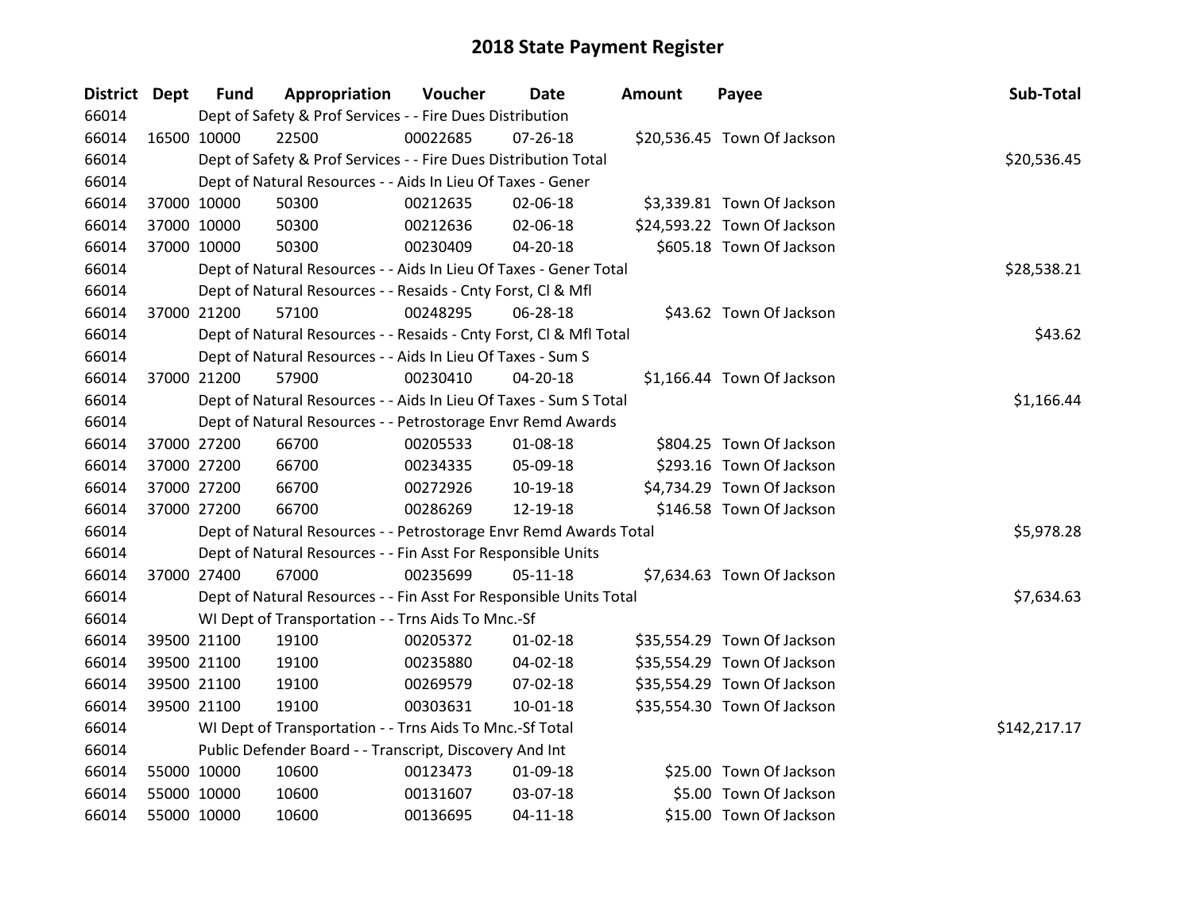# 2018 State Payment Register

| District | Dept | Fund | Appropriation | Voucher | Date | Amount | Payee | Sub-Total |
|---|---|---|---|---|---|---|---|---|
| 66014 | | Dept of Safety & Prof Services - - Fire Dues Distribution | | | | | | |
| 66014 | 16500 | 10000 | 22500 | 00022685 | 07-26-18 | $20,536.45 | Town Of Jackson | |
| 66014 | | Dept of Safety & Prof Services - - Fire Dues Distribution Total | | | | | | $20,536.45 |
| 66014 | | Dept of Natural Resources - - Aids In Lieu Of Taxes - Gener | | | | | | |
| 66014 | 37000 | 10000 | 50300 | 00212635 | 02-06-18 | $3,339.81 | Town Of Jackson | |
| 66014 | 37000 | 10000 | 50300 | 00212636 | 02-06-18 | $24,593.22 | Town Of Jackson | |
| 66014 | 37000 | 10000 | 50300 | 00230409 | 04-20-18 | $605.18 | Town Of Jackson | |
| 66014 | | Dept of Natural Resources - - Aids In Lieu Of Taxes - Gener Total | | | | | | $28,538.21 |
| 66014 | | Dept of Natural Resources - - Resaids - Cnty Forst, Cl & Mfl | | | | | | |
| 66014 | 37000 | 21200 | 57100 | 00248295 | 06-28-18 | $43.62 | Town Of Jackson | |
| 66014 | | Dept of Natural Resources - - Resaids - Cnty Forst, Cl & Mfl Total | | | | | | $43.62 |
| 66014 | | Dept of Natural Resources - - Aids In Lieu Of Taxes - Sum S | | | | | | |
| 66014 | 37000 | 21200 | 57900 | 00230410 | 04-20-18 | $1,166.44 | Town Of Jackson | |
| 66014 | | Dept of Natural Resources - - Aids In Lieu Of Taxes - Sum S Total | | | | | | $1,166.44 |
| 66014 | | Dept of Natural Resources - - Petrostorage Envr Remd Awards | | | | | | |
| 66014 | 37000 | 27200 | 66700 | 00205533 | 01-08-18 | $804.25 | Town Of Jackson | |
| 66014 | 37000 | 27200 | 66700 | 00234335 | 05-09-18 | $293.16 | Town Of Jackson | |
| 66014 | 37000 | 27200 | 66700 | 00272926 | 10-19-18 | $4,734.29 | Town Of Jackson | |
| 66014 | 37000 | 27200 | 66700 | 00286269 | 12-19-18 | $146.58 | Town Of Jackson | |
| 66014 | | Dept of Natural Resources - - Petrostorage Envr Remd Awards Total | | | | | | $5,978.28 |
| 66014 | | Dept of Natural Resources - - Fin Asst For Responsible Units | | | | | | |
| 66014 | 37000 | 27400 | 67000 | 00235699 | 05-11-18 | $7,634.63 | Town Of Jackson | |
| 66014 | | Dept of Natural Resources - - Fin Asst For Responsible Units Total | | | | | | $7,634.63 |
| 66014 | | WI Dept of Transportation - - Trns Aids To Mnc.-Sf | | | | | | |
| 66014 | 39500 | 21100 | 19100 | 00205372 | 01-02-18 | $35,554.29 | Town Of Jackson | |
| 66014 | 39500 | 21100 | 19100 | 00235880 | 04-02-18 | $35,554.29 | Town Of Jackson | |
| 66014 | 39500 | 21100 | 19100 | 00269579 | 07-02-18 | $35,554.29 | Town Of Jackson | |
| 66014 | 39500 | 21100 | 19100 | 00303631 | 10-01-18 | $35,554.30 | Town Of Jackson | |
| 66014 | | WI Dept of Transportation - - Trns Aids To Mnc.-Sf Total | | | | | | $142,217.17 |
| 66014 | | Public Defender Board - - Transcript, Discovery And Int | | | | | | |
| 66014 | 55000 | 10000 | 10600 | 00123473 | 01-09-18 | $25.00 | Town Of Jackson | |
| 66014 | 55000 | 10000 | 10600 | 00131607 | 03-07-18 | $5.00 | Town Of Jackson | |
| 66014 | 55000 | 10000 | 10600 | 00136695 | 04-11-18 | $15.00 | Town Of Jackson | |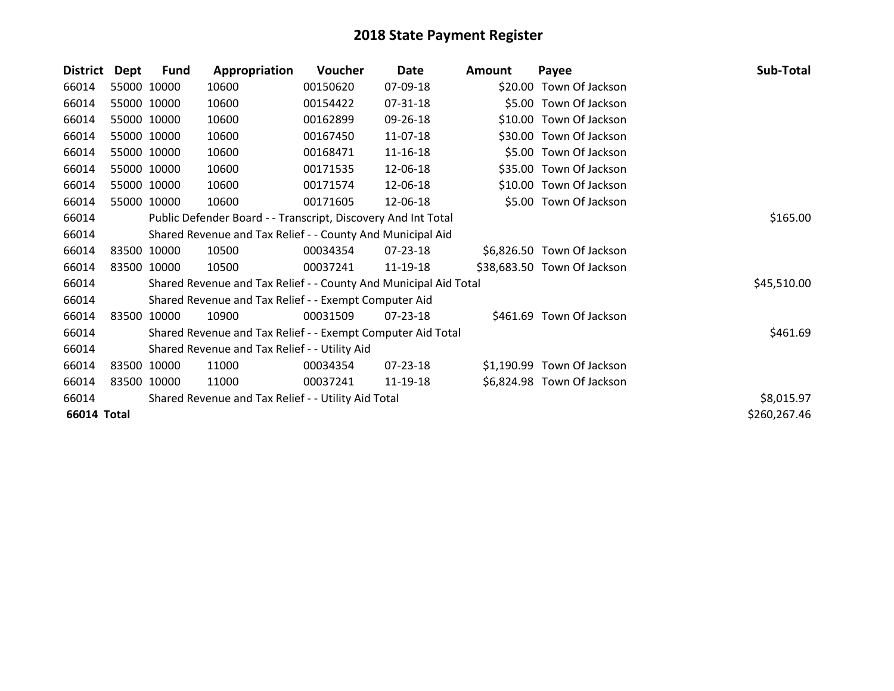# 2018 State Payment Register

| District | Dept | Fund | Appropriation | Voucher | Date | Amount | Payee | Sub-Total |
|---|---|---|---|---|---|---|---|---|
| 66014 | 55000 | 10000 | 10600 | 00150620 | 07-09-18 | $20.00 | Town Of Jackson | |
| 66014 | 55000 | 10000 | 10600 | 00154422 | 07-31-18 | $5.00 | Town Of Jackson | |
| 66014 | 55000 | 10000 | 10600 | 00162899 | 09-26-18 | $10.00 | Town Of Jackson | |
| 66014 | 55000 | 10000 | 10600 | 00167450 | 11-07-18 | $30.00 | Town Of Jackson | |
| 66014 | 55000 | 10000 | 10600 | 00168471 | 11-16-18 | $5.00 | Town Of Jackson | |
| 66014 | 55000 | 10000 | 10600 | 00171535 | 12-06-18 | $35.00 | Town Of Jackson | |
| 66014 | 55000 | 10000 | 10600 | 00171574 | 12-06-18 | $10.00 | Town Of Jackson | |
| 66014 | 55000 | 10000 | 10600 | 00171605 | 12-06-18 | $5.00 | Town Of Jackson | |
| 66014 | | Public Defender Board - - Transcript, Discovery And Int Total | | | | | | $165.00 |
| 66014 | | Shared Revenue and Tax Relief - - County And Municipal Aid | | | | | | |
| 66014 | 83500 | 10000 | 10500 | 00034354 | 07-23-18 | $6,826.50 | Town Of Jackson | |
| 66014 | 83500 | 10000 | 10500 | 00037241 | 11-19-18 | $38,683.50 | Town Of Jackson | |
| 66014 | | Shared Revenue and Tax Relief - - County And Municipal Aid Total | | | | | | $45,510.00 |
| 66014 | | Shared Revenue and Tax Relief - - Exempt Computer Aid | | | | | | |
| 66014 | 83500 | 10000 | 10900 | 00031509 | 07-23-18 | $461.69 | Town Of Jackson | |
| 66014 | | Shared Revenue and Tax Relief - - Exempt Computer Aid Total | | | | | | $461.69 |
| 66014 | | Shared Revenue and Tax Relief - - Utility Aid | | | | | | |
| 66014 | 83500 | 10000 | 11000 | 00034354 | 07-23-18 | $1,190.99 | Town Of Jackson | |
| 66014 | 83500 | 10000 | 11000 | 00037241 | 11-19-18 | $6,824.98 | Town Of Jackson | |
| 66014 | | Shared Revenue and Tax Relief - - Utility Aid Total | | | | | | $8,015.97 |
| **66014 Total** | | | | | | | | $260,267.46 |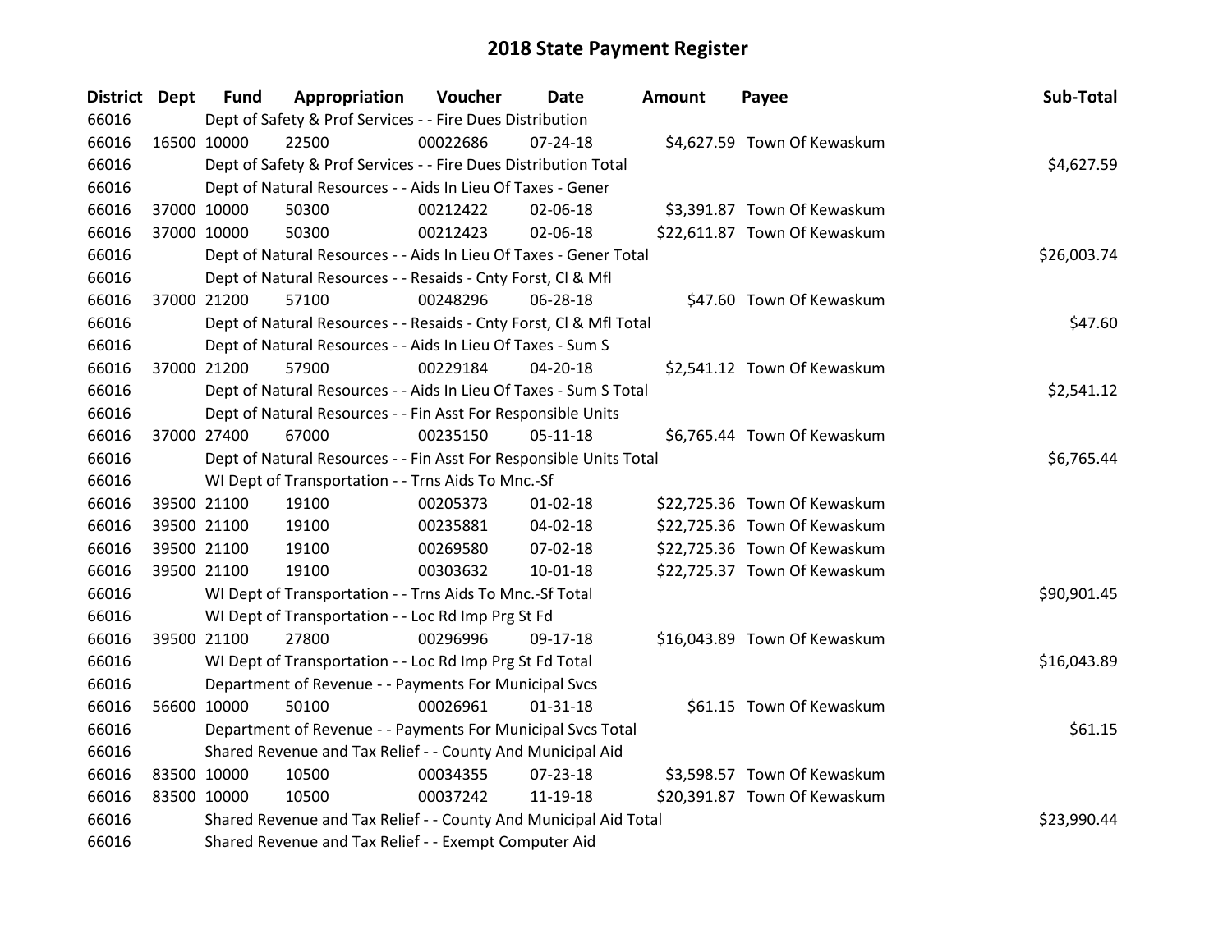# 2018 State Payment Register

| District | Dept | Fund | Appropriation | Voucher | Date | Amount | Payee | Sub-Total |
|---|---|---|---|---|---|---|---|---|
| 66016 | | Dept of Safety & Prof Services - - Fire Dues Distribution | | | | | | |
| 66016 | 16500 | 10000 | 22500 | 00022686 | 07-24-18 | $4,627.59 | Town Of Kewaskum | |
| 66016 | | Dept of Safety & Prof Services - - Fire Dues Distribution Total | | | | | | $4,627.59 |
| 66016 | | Dept of Natural Resources - - Aids In Lieu Of Taxes - Gener | | | | | | |
| 66016 | 37000 | 10000 | 50300 | 00212422 | 02-06-18 | $3,391.87 | Town Of Kewaskum | |
| 66016 | 37000 | 10000 | 50300 | 00212423 | 02-06-18 | $22,611.87 | Town Of Kewaskum | |
| 66016 | | Dept of Natural Resources - - Aids In Lieu Of Taxes - Gener Total | | | | | | $26,003.74 |
| 66016 | | Dept of Natural Resources - - Resaids - Cnty Forst, Cl & Mfl | | | | | | |
| 66016 | 37000 | 21200 | 57100 | 00248296 | 06-28-18 | $47.60 | Town Of Kewaskum | |
| 66016 | | Dept of Natural Resources - - Resaids - Cnty Forst, Cl & Mfl Total | | | | | | $47.60 |
| 66016 | | Dept of Natural Resources - - Aids In Lieu Of Taxes - Sum S | | | | | | |
| 66016 | 37000 | 21200 | 57900 | 00229184 | 04-20-18 | $2,541.12 | Town Of Kewaskum | |
| 66016 | | Dept of Natural Resources - - Aids In Lieu Of Taxes - Sum S Total | | | | | | $2,541.12 |
| 66016 | | Dept of Natural Resources - - Fin Asst For Responsible Units | | | | | | |
| 66016 | 37000 | 27400 | 67000 | 00235150 | 05-11-18 | $6,765.44 | Town Of Kewaskum | |
| 66016 | | Dept of Natural Resources - - Fin Asst For Responsible Units Total | | | | | | $6,765.44 |
| 66016 | | WI Dept of Transportation - - Trns Aids To Mnc.-Sf | | | | | | |
| 66016 | 39500 | 21100 | 19100 | 00205373 | 01-02-18 | $22,725.36 | Town Of Kewaskum | |
| 66016 | 39500 | 21100 | 19100 | 00235881 | 04-02-18 | $22,725.36 | Town Of Kewaskum | |
| 66016 | 39500 | 21100 | 19100 | 00269580 | 07-02-18 | $22,725.36 | Town Of Kewaskum | |
| 66016 | 39500 | 21100 | 19100 | 00303632 | 10-01-18 | $22,725.37 | Town Of Kewaskum | |
| 66016 | | WI Dept of Transportation - - Trns Aids To Mnc.-Sf Total | | | | | | $90,901.45 |
| 66016 | | WI Dept of Transportation - - Loc Rd Imp Prg St Fd | | | | | | |
| 66016 | 39500 | 21100 | 27800 | 00296996 | 09-17-18 | $16,043.89 | Town Of Kewaskum | |
| 66016 | | WI Dept of Transportation - - Loc Rd Imp Prg St Fd Total | | | | | | $16,043.89 |
| 66016 | | Department of Revenue - - Payments For Municipal Svcs | | | | | | |
| 66016 | 56600 | 10000 | 50100 | 00026961 | 01-31-18 | $61.15 | Town Of Kewaskum | |
| 66016 | | Department of Revenue - - Payments For Municipal Svcs Total | | | | | | $61.15 |
| 66016 | | Shared Revenue and Tax Relief - - County And Municipal Aid | | | | | | |
| 66016 | 83500 | 10000 | 10500 | 00034355 | 07-23-18 | $3,598.57 | Town Of Kewaskum | |
| 66016 | 83500 | 10000 | 10500 | 00037242 | 11-19-18 | $20,391.87 | Town Of Kewaskum | |
| 66016 | | Shared Revenue and Tax Relief - - County And Municipal Aid Total | | | | | | $23,990.44 |
| 66016 | | Shared Revenue and Tax Relief - - Exempt Computer Aid | | | | | | |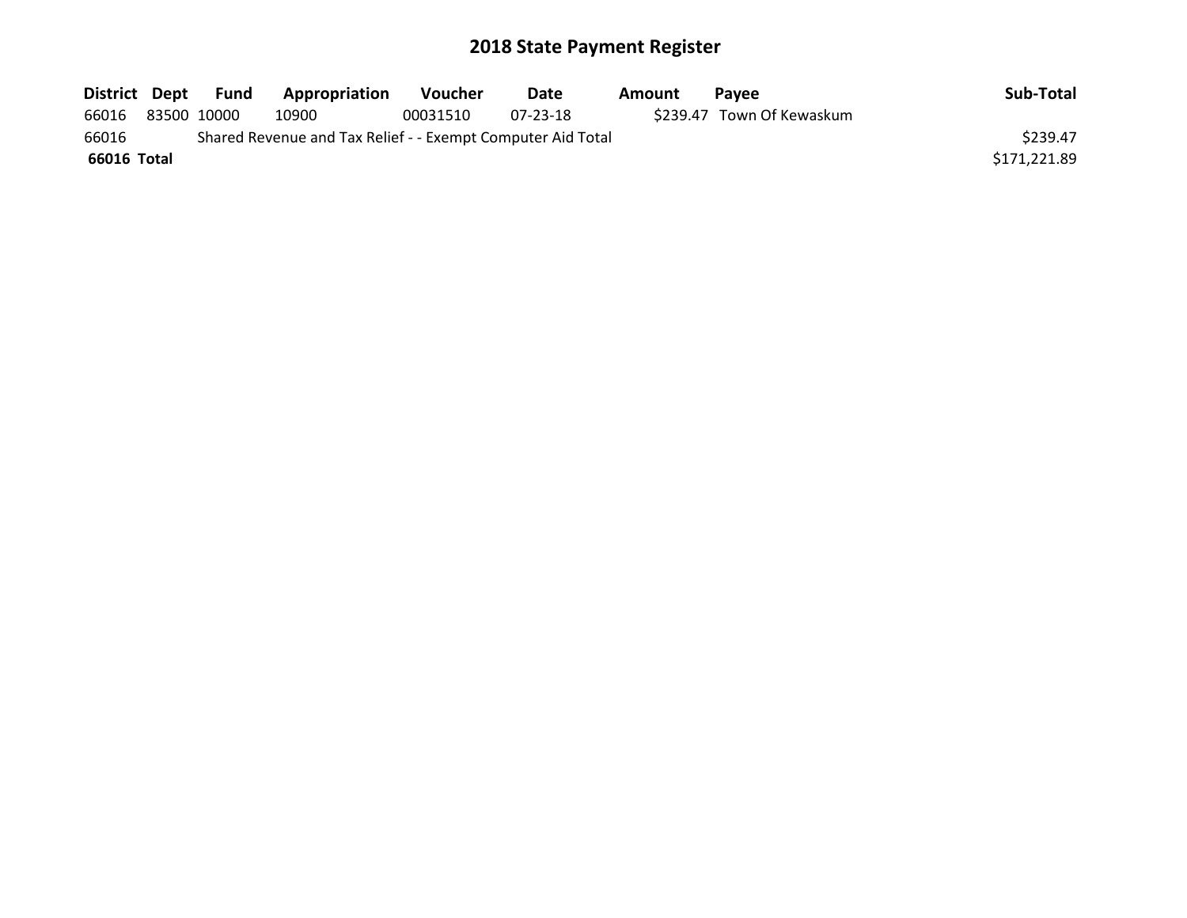# 2018 State Payment Register

| District | Dept | Fund | Appropriation | Voucher | Date | Amount | Payee | Sub-Total |
|---|---|---|---|---|---|---|---|---|
| 66016 | 83500 | 10000 | 10900 | 00031510 | 07-23-18 | $239.47 | Town Of Kewaskum | |
| 66016 | | Shared Revenue and Tax Relief - - Exempt Computer Aid Total | | | | | | $239.47 |
| **66016** | **Total** | | | | | | | $171,221.89 |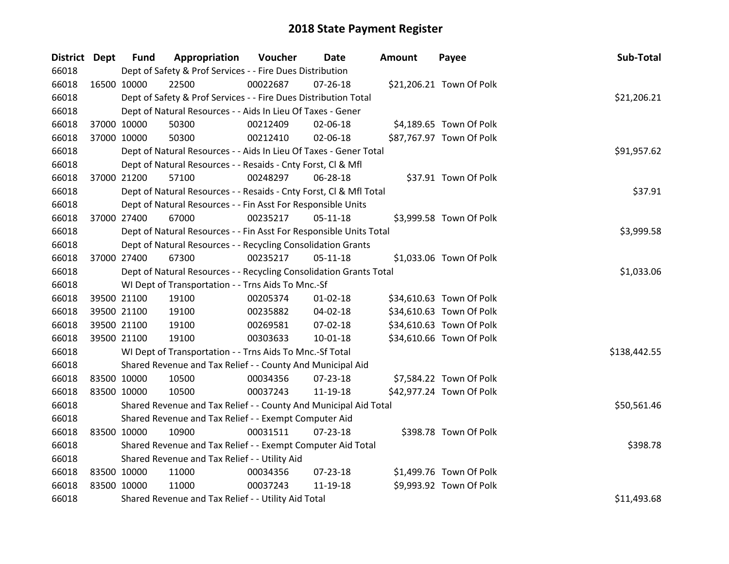# 2018 State Payment Register

| District | Dept | Fund | Appropriation | Voucher | Date | Amount | Payee | Sub-Total |
|---|---|---|---|---|---|---|---|---|
| 66018 | | Dept of Safety & Prof Services - - Fire Dues Distribution | | | | | | |
| 66018 | 16500 | 10000 | 22500 | 00022687 | 07-26-18 | $21,206.21 | Town Of Polk | |
| 66018 | | Dept of Safety & Prof Services - - Fire Dues Distribution Total | | | | | | $21,206.21 |
| 66018 | | Dept of Natural Resources - - Aids In Lieu Of Taxes - Gener | | | | | | |
| 66018 | 37000 | 10000 | 50300 | 00212409 | 02-06-18 | $4,189.65 | Town Of Polk | |
| 66018 | 37000 | 10000 | 50300 | 00212410 | 02-06-18 | $87,767.97 | Town Of Polk | |
| 66018 | | Dept of Natural Resources - - Aids In Lieu Of Taxes - Gener Total | | | | | | $91,957.62 |
| 66018 | | Dept of Natural Resources - - Resaids - Cnty Forst, Cl & Mfl | | | | | | |
| 66018 | 37000 | 21200 | 57100 | 00248297 | 06-28-18 | $37.91 | Town Of Polk | |
| 66018 | | Dept of Natural Resources - - Resaids - Cnty Forst, Cl & Mfl Total | | | | | | $37.91 |
| 66018 | | Dept of Natural Resources - - Fin Asst For Responsible Units | | | | | | |
| 66018 | 37000 | 27400 | 67000 | 00235217 | 05-11-18 | $3,999.58 | Town Of Polk | |
| 66018 | | Dept of Natural Resources - - Fin Asst For Responsible Units Total | | | | | | $3,999.58 |
| 66018 | | Dept of Natural Resources - - Recycling Consolidation Grants | | | | | | |
| 66018 | 37000 | 27400 | 67300 | 00235217 | 05-11-18 | $1,033.06 | Town Of Polk | |
| 66018 | | Dept of Natural Resources - - Recycling Consolidation Grants Total | | | | | | $1,033.06 |
| 66018 | | WI Dept of Transportation - - Trns Aids To Mnc.-Sf | | | | | | |
| 66018 | 39500 | 21100 | 19100 | 00205374 | 01-02-18 | $34,610.63 | Town Of Polk | |
| 66018 | 39500 | 21100 | 19100 | 00235882 | 04-02-18 | $34,610.63 | Town Of Polk | |
| 66018 | 39500 | 21100 | 19100 | 00269581 | 07-02-18 | $34,610.63 | Town Of Polk | |
| 66018 | 39500 | 21100 | 19100 | 00303633 | 10-01-18 | $34,610.66 | Town Of Polk | |
| 66018 | | WI Dept of Transportation - - Trns Aids To Mnc.-Sf Total | | | | | | $138,442.55 |
| 66018 | | Shared Revenue and Tax Relief - - County And Municipal Aid | | | | | | |
| 66018 | 83500 | 10000 | 10500 | 00034356 | 07-23-18 | $7,584.22 | Town Of Polk | |
| 66018 | 83500 | 10000 | 10500 | 00037243 | 11-19-18 | $42,977.24 | Town Of Polk | |
| 66018 | | Shared Revenue and Tax Relief - - County And Municipal Aid Total | | | | | | $50,561.46 |
| 66018 | | Shared Revenue and Tax Relief - - Exempt Computer Aid | | | | | | |
| 66018 | 83500 | 10000 | 10900 | 00031511 | 07-23-18 | $398.78 | Town Of Polk | |
| 66018 | | Shared Revenue and Tax Relief - - Exempt Computer Aid Total | | | | | | $398.78 |
| 66018 | | Shared Revenue and Tax Relief - - Utility Aid | | | | | | |
| 66018 | 83500 | 10000 | 11000 | 00034356 | 07-23-18 | $1,499.76 | Town Of Polk | |
| 66018 | 83500 | 10000 | 11000 | 00037243 | 11-19-18 | $9,993.92 | Town Of Polk | |
| 66018 | | Shared Revenue and Tax Relief - - Utility Aid Total | | | | | | $11,493.68 |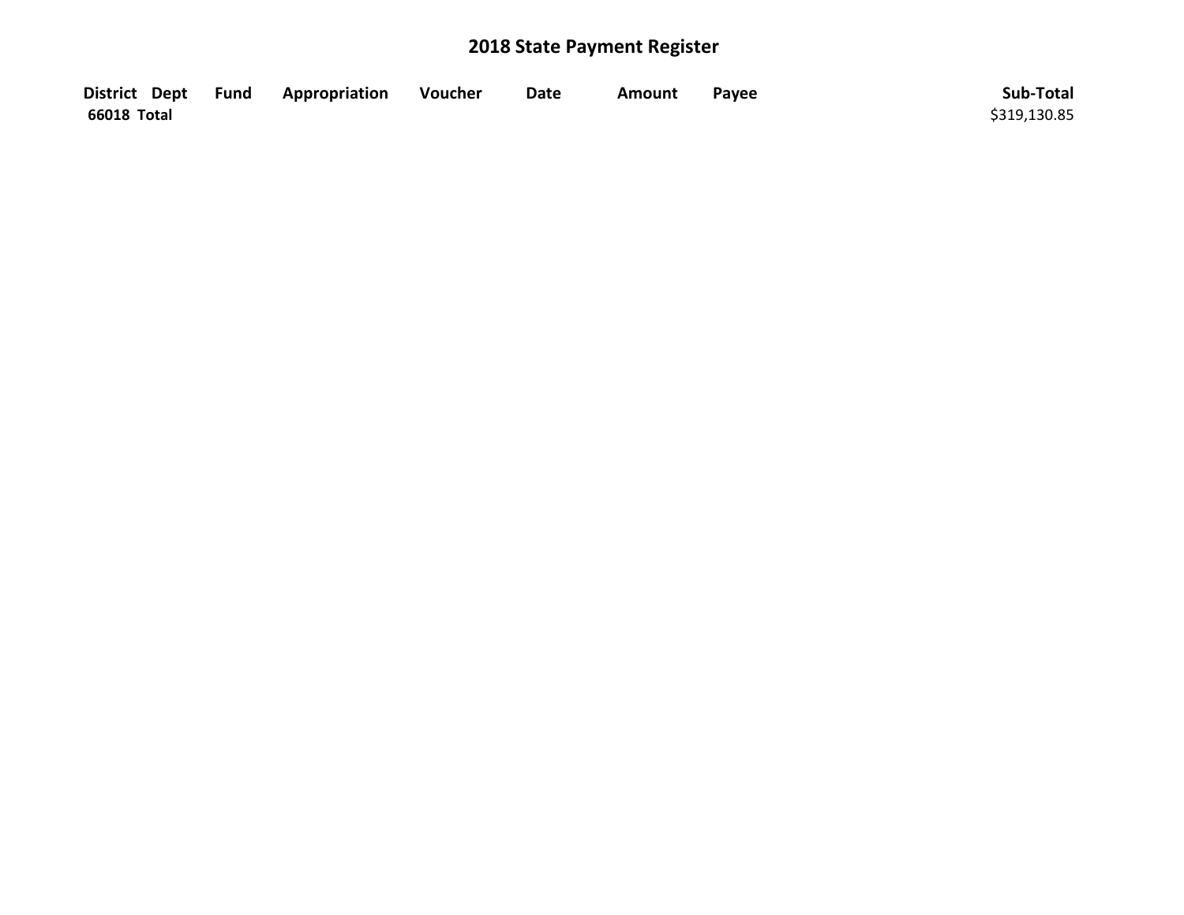## 2018 State Payment Register

| District | Dept | Fund | Appropriation | Voucher | Date | Amount | Payee | Sub-Total |
|---|---|---|---|---|---|---|---|---|
| 66018 Total | | | | | | | | $319,130.85 |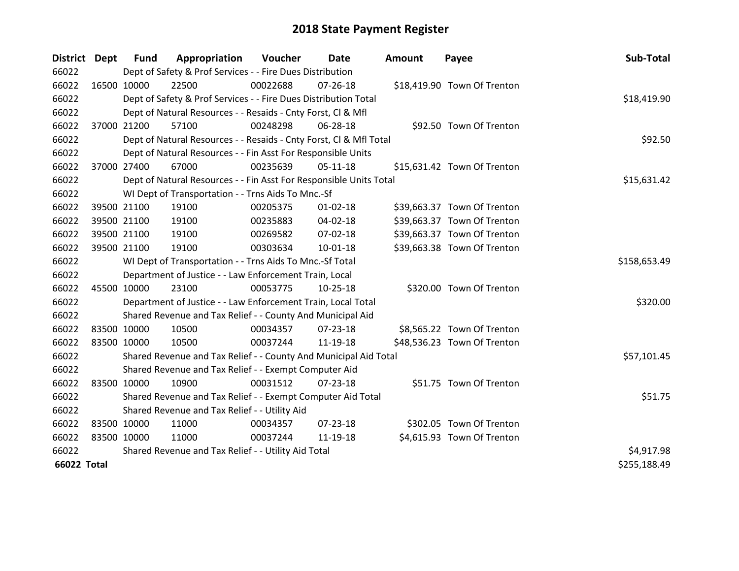# 2018 State Payment Register

| District | Dept | Fund | Appropriation | Voucher | Date | Amount | Payee | Sub-Total |
|---|---|---|---|---|---|---|---|---|
| 66022 | | Dept of Safety & Prof Services - - Fire Dues Distribution | | | | | | |
| 66022 | 16500 | 10000 | 22500 | 00022688 | 07-26-18 | $18,419.90 | Town Of Trenton | |
| 66022 | | Dept of Safety & Prof Services - - Fire Dues Distribution Total | | | | | | $18,419.90 |
| 66022 | | Dept of Natural Resources - - Resaids - Cnty Forst, Cl & Mfl | | | | | | |
| 66022 | 37000 | 21200 | 57100 | 00248298 | 06-28-18 | $92.50 | Town Of Trenton | |
| 66022 | | Dept of Natural Resources - - Resaids - Cnty Forst, Cl & Mfl Total | | | | | | $92.50 |
| 66022 | | Dept of Natural Resources - - Fin Asst For Responsible Units | | | | | | |
| 66022 | 37000 | 27400 | 67000 | 00235639 | 05-11-18 | $15,631.42 | Town Of Trenton | |
| 66022 | | Dept of Natural Resources - - Fin Asst For Responsible Units Total | | | | | | $15,631.42 |
| 66022 | | WI Dept of Transportation - - Trns Aids To Mnc.-Sf | | | | | | |
| 66022 | 39500 | 21100 | 19100 | 00205375 | 01-02-18 | $39,663.37 | Town Of Trenton | |
| 66022 | 39500 | 21100 | 19100 | 00235883 | 04-02-18 | $39,663.37 | Town Of Trenton | |
| 66022 | 39500 | 21100 | 19100 | 00269582 | 07-02-18 | $39,663.37 | Town Of Trenton | |
| 66022 | 39500 | 21100 | 19100 | 00303634 | 10-01-18 | $39,663.38 | Town Of Trenton | |
| 66022 | | WI Dept of Transportation - - Trns Aids To Mnc.-Sf Total | | | | | | $158,653.49 |
| 66022 | | Department of Justice - - Law Enforcement Train, Local | | | | | | |
| 66022 | 45500 | 10000 | 23100 | 00053775 | 10-25-18 | $320.00 | Town Of Trenton | |
| 66022 | | Department of Justice - - Law Enforcement Train, Local Total | | | | | | $320.00 |
| 66022 | | Shared Revenue and Tax Relief - - County And Municipal Aid | | | | | | |
| 66022 | 83500 | 10000 | 10500 | 00034357 | 07-23-18 | $8,565.22 | Town Of Trenton | |
| 66022 | 83500 | 10000 | 10500 | 00037244 | 11-19-18 | $48,536.23 | Town Of Trenton | |
| 66022 | | Shared Revenue and Tax Relief - - County And Municipal Aid Total | | | | | | $57,101.45 |
| 66022 | | Shared Revenue and Tax Relief - - Exempt Computer Aid | | | | | | |
| 66022 | 83500 | 10000 | 10900 | 00031512 | 07-23-18 | $51.75 | Town Of Trenton | |
| 66022 | | Shared Revenue and Tax Relief - - Exempt Computer Aid Total | | | | | | $51.75 |
| 66022 | | Shared Revenue and Tax Relief - - Utility Aid | | | | | | |
| 66022 | 83500 | 10000 | 11000 | 00034357 | 07-23-18 | $302.05 | Town Of Trenton | |
| 66022 | 83500 | 10000 | 11000 | 00037244 | 11-19-18 | $4,615.93 | Town Of Trenton | |
| 66022 | | Shared Revenue and Tax Relief - - Utility Aid Total | | | | | | $4,917.98 |
| **66022 Total** | | | | | | | | $255,188.49 |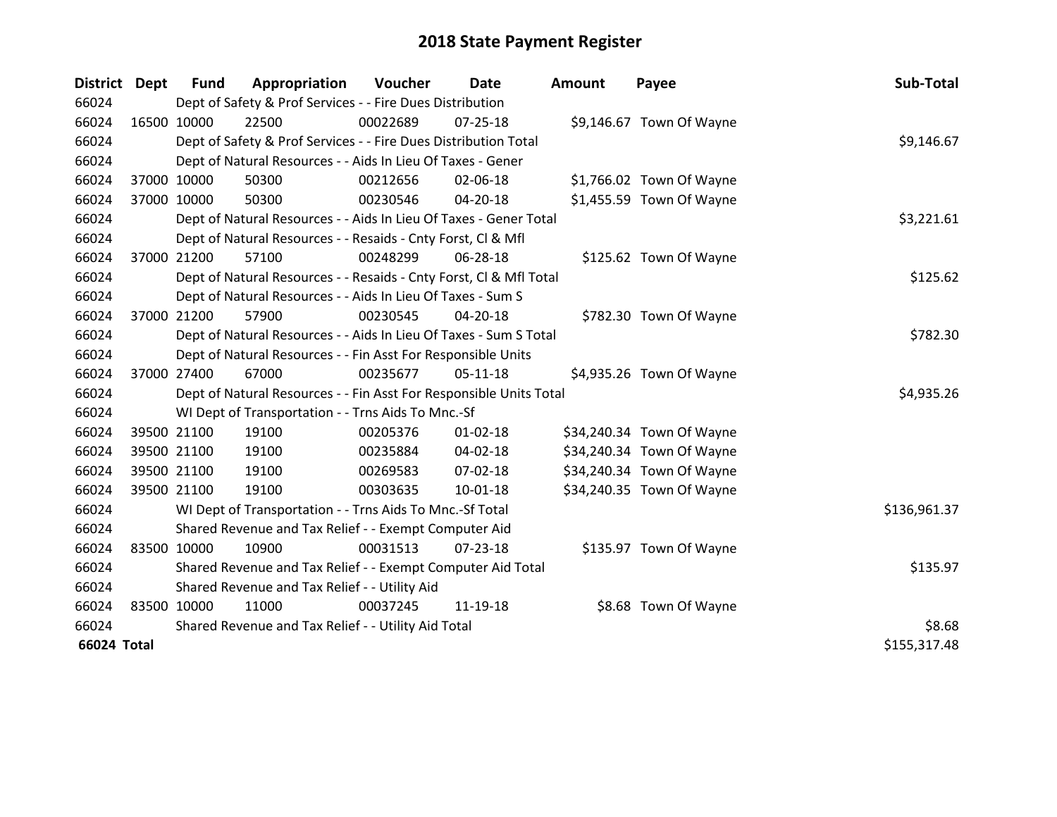# 2018 State Payment Register

| District | Dept | Fund | Appropriation | Voucher | Date | Amount | Payee | Sub-Total |
|---|---|---|---|---|---|---|---|---|
| 66024 | | Dept of Safety & Prof Services - - Fire Dues Distribution | | | | | | |
| 66024 | 16500 | 10000 | 22500 | 00022689 | 07-25-18 | $9,146.67 | Town Of Wayne | |
| 66024 | | Dept of Safety & Prof Services - - Fire Dues Distribution Total | | | | | | $9,146.67 |
| 66024 | | Dept of Natural Resources - - Aids In Lieu Of Taxes - Gener | | | | | | |
| 66024 | 37000 | 10000 | 50300 | 00212656 | 02-06-18 | $1,766.02 | Town Of Wayne | |
| 66024 | 37000 | 10000 | 50300 | 00230546 | 04-20-18 | $1,455.59 | Town Of Wayne | |
| 66024 | | Dept of Natural Resources - - Aids In Lieu Of Taxes - Gener Total | | | | | | $3,221.61 |
| 66024 | | Dept of Natural Resources - - Resaids - Cnty Forst, Cl & Mfl | | | | | | |
| 66024 | 37000 | 21200 | 57100 | 00248299 | 06-28-18 | $125.62 | Town Of Wayne | |
| 66024 | | Dept of Natural Resources - - Resaids - Cnty Forst, Cl & Mfl Total | | | | | | $125.62 |
| 66024 | | Dept of Natural Resources - - Aids In Lieu Of Taxes - Sum S | | | | | | |
| 66024 | 37000 | 21200 | 57900 | 00230545 | 04-20-18 | $782.30 | Town Of Wayne | |
| 66024 | | Dept of Natural Resources - - Aids In Lieu Of Taxes - Sum S Total | | | | | | $782.30 |
| 66024 | | Dept of Natural Resources - - Fin Asst For Responsible Units | | | | | | |
| 66024 | 37000 | 27400 | 67000 | 00235677 | 05-11-18 | $4,935.26 | Town Of Wayne | |
| 66024 | | Dept of Natural Resources - - Fin Asst For Responsible Units Total | | | | | | $4,935.26 |
| 66024 | | WI Dept of Transportation - - Trns Aids To Mnc.-Sf | | | | | | |
| 66024 | 39500 | 21100 | 19100 | 00205376 | 01-02-18 | $34,240.34 | Town Of Wayne | |
| 66024 | 39500 | 21100 | 19100 | 00235884 | 04-02-18 | $34,240.34 | Town Of Wayne | |
| 66024 | 39500 | 21100 | 19100 | 00269583 | 07-02-18 | $34,240.34 | Town Of Wayne | |
| 66024 | 39500 | 21100 | 19100 | 00303635 | 10-01-18 | $34,240.35 | Town Of Wayne | |
| 66024 | | WI Dept of Transportation - - Trns Aids To Mnc.-Sf Total | | | | | | $136,961.37 |
| 66024 | | Shared Revenue and Tax Relief - - Exempt Computer Aid | | | | | | |
| 66024 | 83500 | 10000 | 10900 | 00031513 | 07-23-18 | $135.97 | Town Of Wayne | |
| 66024 | | Shared Revenue and Tax Relief - - Exempt Computer Aid Total | | | | | | $135.97 |
| 66024 | | Shared Revenue and Tax Relief - - Utility Aid | | | | | | |
| 66024 | 83500 | 10000 | 11000 | 00037245 | 11-19-18 | $8.68 | Town Of Wayne | |
| 66024 | | Shared Revenue and Tax Relief - - Utility Aid Total | | | | | | $8.68 |
| **66024 Total** | | | | | | | | $155,317.48 |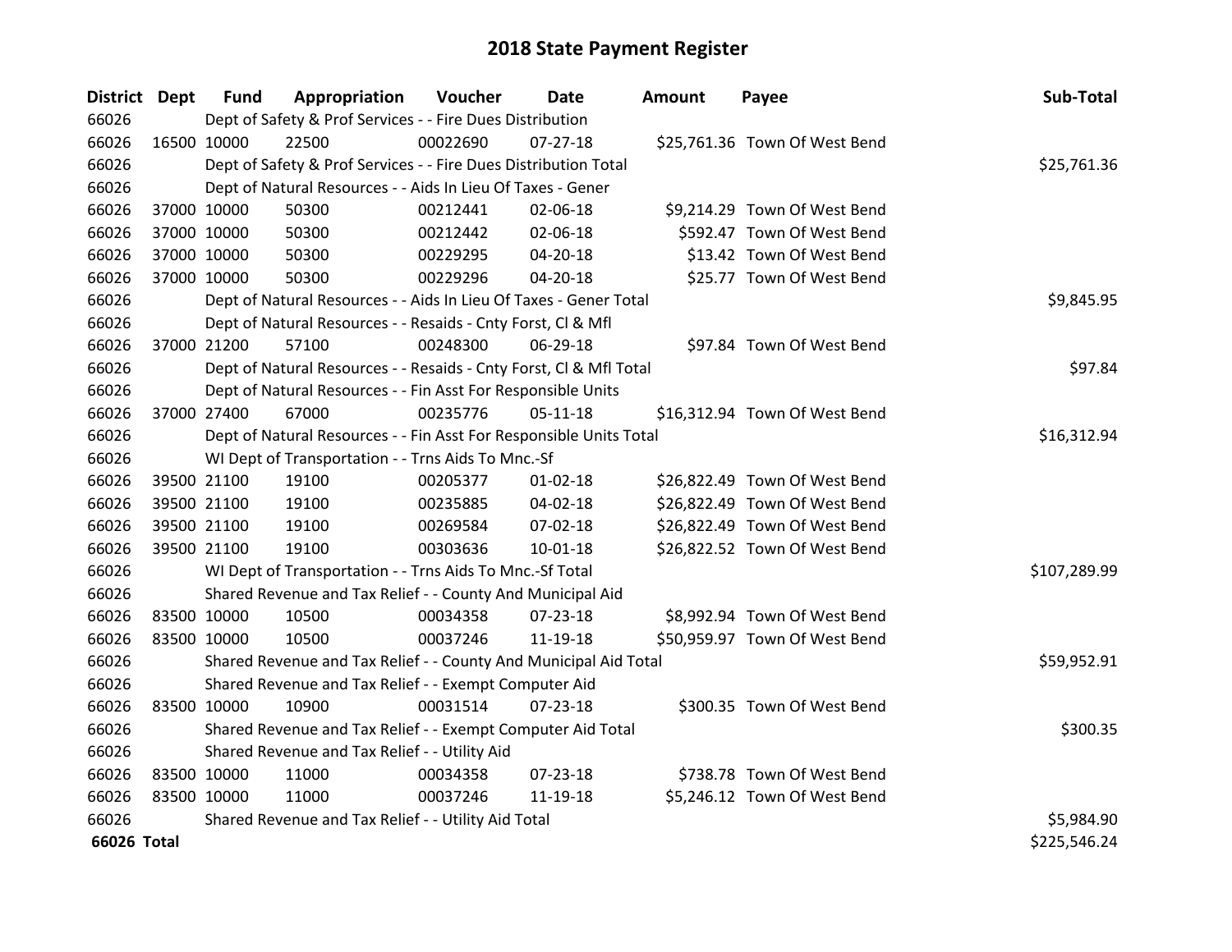# 2018 State Payment Register

| District | Dept | Fund | Appropriation | Voucher | Date | Amount | Payee | Sub-Total |
|---|---|---|---|---|---|---|---|---|
| 66026 | | Dept of Safety & Prof Services - - Fire Dues Distribution | | | | | | |
| 66026 | 16500 | 10000 | 22500 | 00022690 | 07-27-18 | $25,761.36 | Town Of West Bend | |
| 66026 | | Dept of Safety & Prof Services - - Fire Dues Distribution Total | | | | | | $25,761.36 |
| 66026 | | Dept of Natural Resources - - Aids In Lieu Of Taxes - Gener | | | | | | |
| 66026 | 37000 | 10000 | 50300 | 00212441 | 02-06-18 | $9,214.29 | Town Of West Bend | |
| 66026 | 37000 | 10000 | 50300 | 00212442 | 02-06-18 | $592.47 | Town Of West Bend | |
| 66026 | 37000 | 10000 | 50300 | 00229295 | 04-20-18 | $13.42 | Town Of West Bend | |
| 66026 | 37000 | 10000 | 50300 | 00229296 | 04-20-18 | $25.77 | Town Of West Bend | |
| 66026 | | Dept of Natural Resources - - Aids In Lieu Of Taxes - Gener Total | | | | | | $9,845.95 |
| 66026 | | Dept of Natural Resources - - Resaids - Cnty Forst, Cl & Mfl | | | | | | |
| 66026 | 37000 | 21200 | 57100 | 00248300 | 06-29-18 | $97.84 | Town Of West Bend | |
| 66026 | | Dept of Natural Resources - - Resaids - Cnty Forst, Cl & Mfl Total | | | | | | $97.84 |
| 66026 | | Dept of Natural Resources - - Fin Asst For Responsible Units | | | | | | |
| 66026 | 37000 | 27400 | 67000 | 00235776 | 05-11-18 | $16,312.94 | Town Of West Bend | |
| 66026 | | Dept of Natural Resources - - Fin Asst For Responsible Units Total | | | | | | $16,312.94 |
| 66026 | | WI Dept of Transportation - - Trns Aids To Mnc.-Sf | | | | | | |
| 66026 | 39500 | 21100 | 19100 | 00205377 | 01-02-18 | $26,822.49 | Town Of West Bend | |
| 66026 | 39500 | 21100 | 19100 | 00235885 | 04-02-18 | $26,822.49 | Town Of West Bend | |
| 66026 | 39500 | 21100 | 19100 | 00269584 | 07-02-18 | $26,822.49 | Town Of West Bend | |
| 66026 | 39500 | 21100 | 19100 | 00303636 | 10-01-18 | $26,822.52 | Town Of West Bend | |
| 66026 | | WI Dept of Transportation - - Trns Aids To Mnc.-Sf Total | | | | | | $107,289.99 |
| 66026 | | Shared Revenue and Tax Relief - - County And Municipal Aid | | | | | | |
| 66026 | 83500 | 10000 | 10500 | 00034358 | 07-23-18 | $8,992.94 | Town Of West Bend | |
| 66026 | 83500 | 10000 | 10500 | 00037246 | 11-19-18 | $50,959.97 | Town Of West Bend | |
| 66026 | | Shared Revenue and Tax Relief - - County And Municipal Aid Total | | | | | | $59,952.91 |
| 66026 | | Shared Revenue and Tax Relief - - Exempt Computer Aid | | | | | | |
| 66026 | 83500 | 10000 | 10900 | 00031514 | 07-23-18 | $300.35 | Town Of West Bend | |
| 66026 | | Shared Revenue and Tax Relief - - Exempt Computer Aid Total | | | | | | $300.35 |
| 66026 | | Shared Revenue and Tax Relief - - Utility Aid | | | | | | |
| 66026 | 83500 | 10000 | 11000 | 00034358 | 07-23-18 | $738.78 | Town Of West Bend | |
| 66026 | 83500 | 10000 | 11000 | 00037246 | 11-19-18 | $5,246.12 | Town Of West Bend | |
| 66026 | | Shared Revenue and Tax Relief - - Utility Aid Total | | | | | | $5,984.90 |
| **66026 Total** | | | | | | | | $225,546.24 |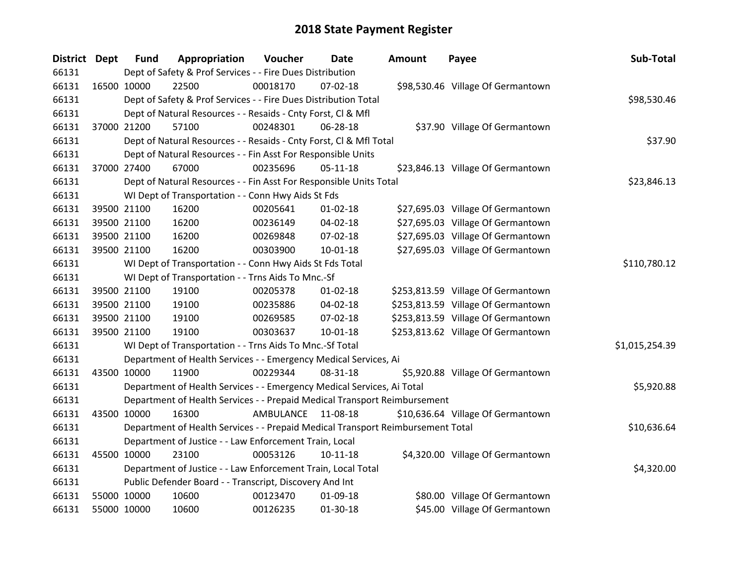# 2018 State Payment Register

| District | Dept | Fund | Appropriation | Voucher | Date | Amount | Payee | Sub-Total |
|---|---|---|---|---|---|---|---|---|
| 66131 | | Dept of Safety & Prof Services - - Fire Dues Distribution | | | | | | |
| 66131 | 16500 | 10000 | 22500 | 00018170 | 07-02-18 | $98,530.46 | Village Of Germantown | |
| 66131 | | Dept of Safety & Prof Services - - Fire Dues Distribution Total | | | | | | $98,530.46 |
| 66131 | | Dept of Natural Resources - - Resaids - Cnty Forst, Cl & Mfl | | | | | | |
| 66131 | 37000 | 21200 | 57100 | 00248301 | 06-28-18 | $37.90 | Village Of Germantown | |
| 66131 | | Dept of Natural Resources - - Resaids - Cnty Forst, Cl & Mfl Total | | | | | | $37.90 |
| 66131 | | Dept of Natural Resources - - Fin Asst For Responsible Units | | | | | | |
| 66131 | 37000 | 27400 | 67000 | 00235696 | 05-11-18 | $23,846.13 | Village Of Germantown | |
| 66131 | | Dept of Natural Resources - - Fin Asst For Responsible Units Total | | | | | | $23,846.13 |
| 66131 | | WI Dept of Transportation - - Conn Hwy Aids St Fds | | | | | | |
| 66131 | 39500 | 21100 | 16200 | 00205641 | 01-02-18 | $27,695.03 | Village Of Germantown | |
| 66131 | 39500 | 21100 | 16200 | 00236149 | 04-02-18 | $27,695.03 | Village Of Germantown | |
| 66131 | 39500 | 21100 | 16200 | 00269848 | 07-02-18 | $27,695.03 | Village Of Germantown | |
| 66131 | 39500 | 21100 | 16200 | 00303900 | 10-01-18 | $27,695.03 | Village Of Germantown | |
| 66131 | | WI Dept of Transportation - - Conn Hwy Aids St Fds Total | | | | | | $110,780.12 |
| 66131 | | WI Dept of Transportation - - Trns Aids To Mnc.-Sf | | | | | | |
| 66131 | 39500 | 21100 | 19100 | 00205378 | 01-02-18 | $253,813.59 | Village Of Germantown | |
| 66131 | 39500 | 21100 | 19100 | 00235886 | 04-02-18 | $253,813.59 | Village Of Germantown | |
| 66131 | 39500 | 21100 | 19100 | 00269585 | 07-02-18 | $253,813.59 | Village Of Germantown | |
| 66131 | 39500 | 21100 | 19100 | 00303637 | 10-01-18 | $253,813.62 | Village Of Germantown | |
| 66131 | | WI Dept of Transportation - - Trns Aids To Mnc.-Sf Total | | | | | | $1,015,254.39 |
| 66131 | | Department of Health Services - - Emergency Medical Services, Ai | | | | | | |
| 66131 | 43500 | 10000 | 11900 | 00229344 | 08-31-18 | $5,920.88 | Village Of Germantown | |
| 66131 | | Department of Health Services - - Emergency Medical Services, Ai Total | | | | | | $5,920.88 |
| 66131 | | Department of Health Services - - Prepaid Medical Transport Reimbursement | | | | | | |
| 66131 | 43500 | 10000 | 16300 | AMBULANCE | 11-08-18 | $10,636.64 | Village Of Germantown | |
| 66131 | | Department of Health Services - - Prepaid Medical Transport Reimbursement Total | | | | | | $10,636.64 |
| 66131 | | Department of Justice - - Law Enforcement Train, Local | | | | | | |
| 66131 | 45500 | 10000 | 23100 | 00053126 | 10-11-18 | $4,320.00 | Village Of Germantown | |
| 66131 | | Department of Justice - - Law Enforcement Train, Local Total | | | | | | $4,320.00 |
| 66131 | | Public Defender Board - - Transcript, Discovery And Int | | | | | | |
| 66131 | 55000 | 10000 | 10600 | 00123470 | 01-09-18 | $80.00 | Village Of Germantown | |
| 66131 | 55000 | 10000 | 10600 | 00126235 | 01-30-18 | $45.00 | Village Of Germantown | |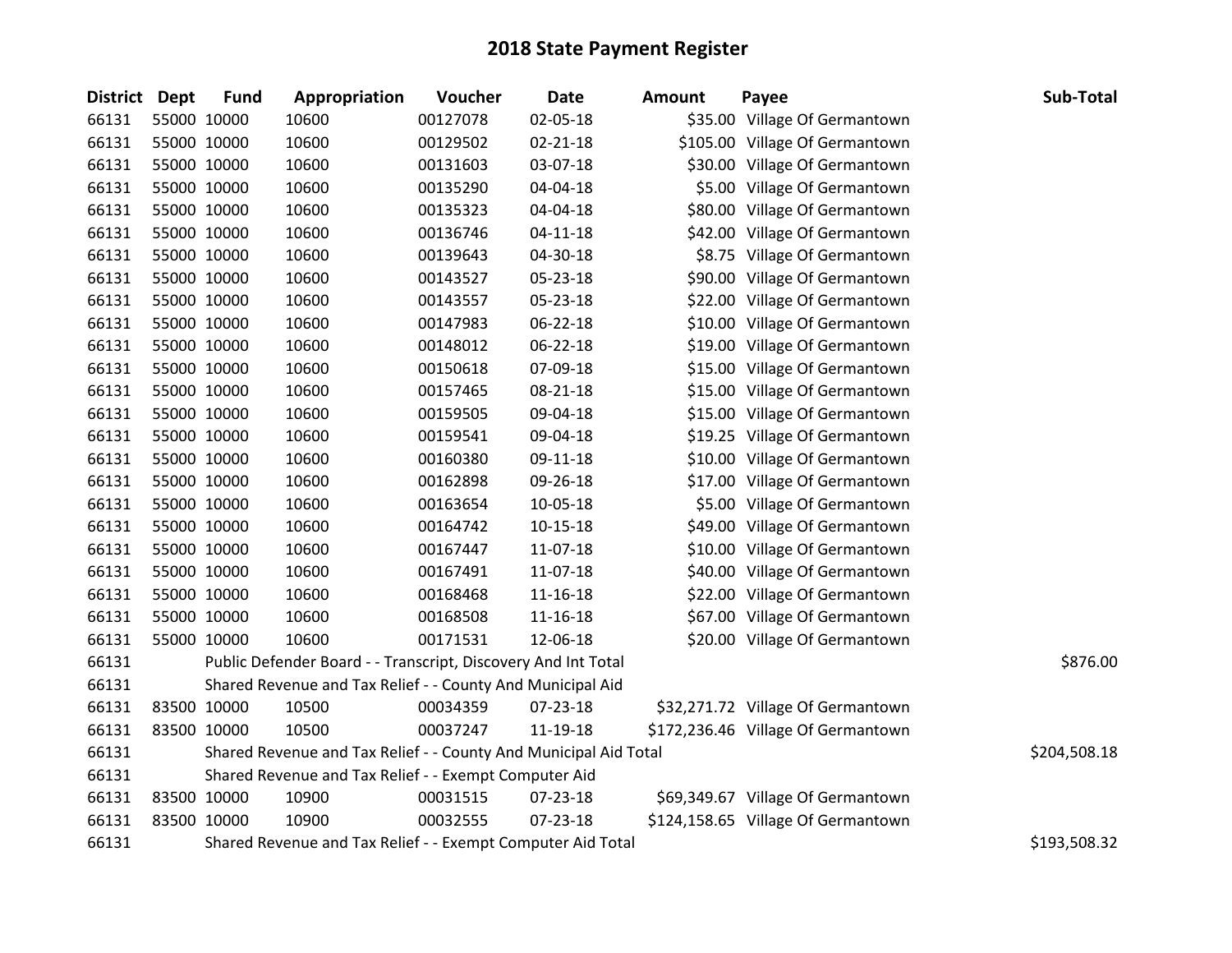# 2018 State Payment Register

| District | Dept | Fund | Appropriation | Voucher | Date | Amount | Payee | Sub-Total |
|---|---|---|---|---|---|---|---|---|
| 66131 | 55000 | 10000 | 10600 | 00127078 | 02-05-18 | $35.00 | Village Of Germantown | |
| 66131 | 55000 | 10000 | 10600 | 00129502 | 02-21-18 | $105.00 | Village Of Germantown | |
| 66131 | 55000 | 10000 | 10600 | 00131603 | 03-07-18 | $30.00 | Village Of Germantown | |
| 66131 | 55000 | 10000 | 10600 | 00135290 | 04-04-18 | $5.00 | Village Of Germantown | |
| 66131 | 55000 | 10000 | 10600 | 00135323 | 04-04-18 | $80.00 | Village Of Germantown | |
| 66131 | 55000 | 10000 | 10600 | 00136746 | 04-11-18 | $42.00 | Village Of Germantown | |
| 66131 | 55000 | 10000 | 10600 | 00139643 | 04-30-18 | $8.75 | Village Of Germantown | |
| 66131 | 55000 | 10000 | 10600 | 00143527 | 05-23-18 | $90.00 | Village Of Germantown | |
| 66131 | 55000 | 10000 | 10600 | 00143557 | 05-23-18 | $22.00 | Village Of Germantown | |
| 66131 | 55000 | 10000 | 10600 | 00147983 | 06-22-18 | $10.00 | Village Of Germantown | |
| 66131 | 55000 | 10000 | 10600 | 00148012 | 06-22-18 | $19.00 | Village Of Germantown | |
| 66131 | 55000 | 10000 | 10600 | 00150618 | 07-09-18 | $15.00 | Village Of Germantown | |
| 66131 | 55000 | 10000 | 10600 | 00157465 | 08-21-18 | $15.00 | Village Of Germantown | |
| 66131 | 55000 | 10000 | 10600 | 00159505 | 09-04-18 | $15.00 | Village Of Germantown | |
| 66131 | 55000 | 10000 | 10600 | 00159541 | 09-04-18 | $19.25 | Village Of Germantown | |
| 66131 | 55000 | 10000 | 10600 | 00160380 | 09-11-18 | $10.00 | Village Of Germantown | |
| 66131 | 55000 | 10000 | 10600 | 00162898 | 09-26-18 | $17.00 | Village Of Germantown | |
| 66131 | 55000 | 10000 | 10600 | 00163654 | 10-05-18 | $5.00 | Village Of Germantown | |
| 66131 | 55000 | 10000 | 10600 | 00164742 | 10-15-18 | $49.00 | Village Of Germantown | |
| 66131 | 55000 | 10000 | 10600 | 00167447 | 11-07-18 | $10.00 | Village Of Germantown | |
| 66131 | 55000 | 10000 | 10600 | 00167491 | 11-07-18 | $40.00 | Village Of Germantown | |
| 66131 | 55000 | 10000 | 10600 | 00168468 | 11-16-18 | $22.00 | Village Of Germantown | |
| 66131 | 55000 | 10000 | 10600 | 00168508 | 11-16-18 | $67.00 | Village Of Germantown | |
| 66131 | 55000 | 10000 | 10600 | 00171531 | 12-06-18 | $20.00 | Village Of Germantown | |
| 66131 | | Public Defender Board - - Transcript, Discovery And Int Total | | | | | | $876.00 |
| 66131 | | Shared Revenue and Tax Relief - - County And Municipal Aid | | | | | | |
| 66131 | 83500 | 10000 | 10500 | 00034359 | 07-23-18 | $32,271.72 | Village Of Germantown | |
| 66131 | 83500 | 10000 | 10500 | 00037247 | 11-19-18 | $172,236.46 | Village Of Germantown | |
| 66131 | | Shared Revenue and Tax Relief - - County And Municipal Aid Total | | | | | | $204,508.18 |
| 66131 | | Shared Revenue and Tax Relief - - Exempt Computer Aid | | | | | | |
| 66131 | 83500 | 10000 | 10900 | 00031515 | 07-23-18 | $69,349.67 | Village Of Germantown | |
| 66131 | 83500 | 10000 | 10900 | 00032555 | 07-23-18 | $124,158.65 | Village Of Germantown | |
| 66131 | | Shared Revenue and Tax Relief - - Exempt Computer Aid Total | | | | | | $193,508.32 |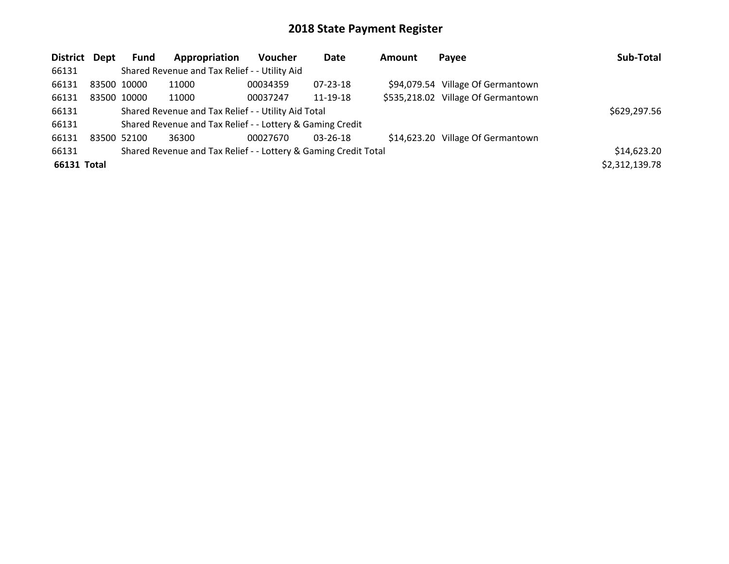## 2018 State Payment Register

| District | Dept | Fund | Appropriation | Voucher | Date | Amount | Payee | Sub-Total |
|---|---|---|---|---|---|---|---|---|
| 66131 | | Shared Revenue and Tax Relief - - Utility Aid | | | | | | |
| 66131 | 83500 | 10000 | 11000 | 00034359 | 07-23-18 | $94,079.54 | Village Of Germantown | |
| 66131 | 83500 | 10000 | 11000 | 00037247 | 11-19-18 | $535,218.02 | Village Of Germantown | |
| 66131 | | Shared Revenue and Tax Relief - - Utility Aid Total | | | | | | $629,297.56 |
| 66131 | | Shared Revenue and Tax Relief - - Lottery & Gaming Credit | | | | | | |
| 66131 | 83500 | 52100 | 36300 | 00027670 | 03-26-18 | $14,623.20 | Village Of Germantown | |
| 66131 | | Shared Revenue and Tax Relief - - Lottery & Gaming Credit Total | | | | | | $14,623.20 |
| **66131 Total** | | | | | | | | $2,312,139.78 |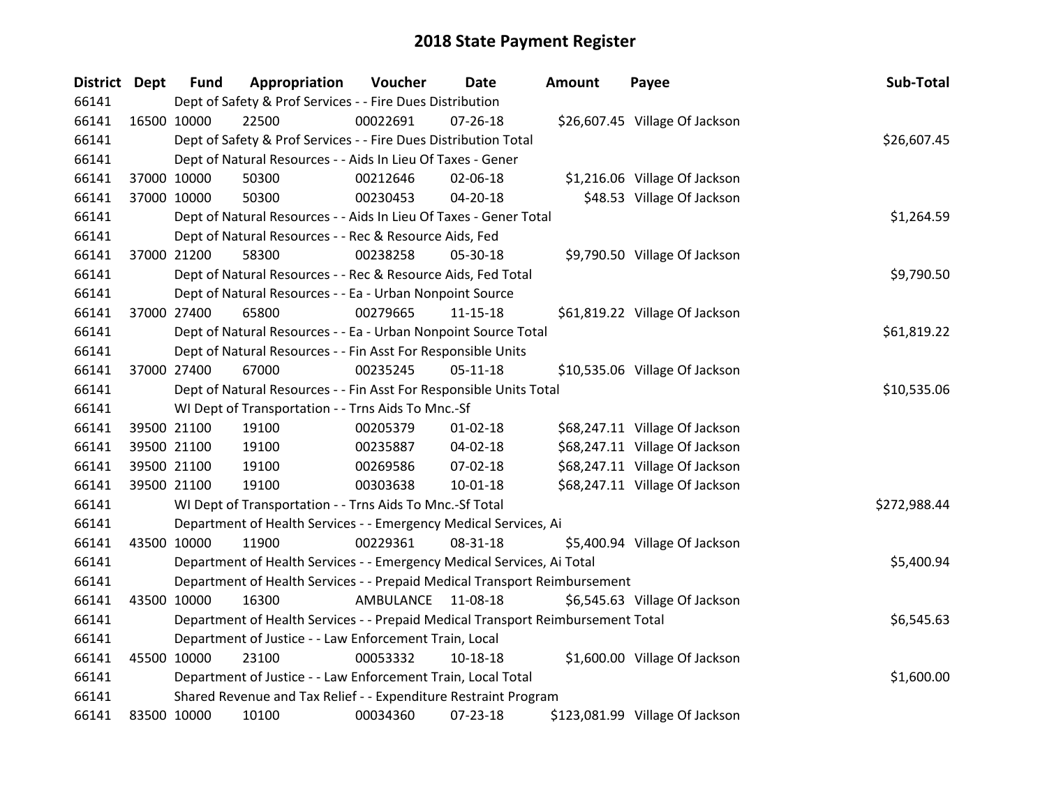# 2018 State Payment Register

| District | Dept | Fund | Appropriation | Voucher | Date | Amount | Payee | Sub-Total |
|---|---|---|---|---|---|---|---|---|
| 66141 | | Dept of Safety & Prof Services - - Fire Dues Distribution | | | | | | |
| 66141 | 16500 | 10000 | 22500 | 00022691 | 07-26-18 | $26,607.45 | Village Of Jackson | |
| 66141 | | Dept of Safety & Prof Services - - Fire Dues Distribution Total | | | | | | $26,607.45 |
| 66141 | | Dept of Natural Resources - - Aids In Lieu Of Taxes - Gener | | | | | | |
| 66141 | 37000 | 10000 | 50300 | 00212646 | 02-06-18 | $1,216.06 | Village Of Jackson | |
| 66141 | 37000 | 10000 | 50300 | 00230453 | 04-20-18 | $48.53 | Village Of Jackson | |
| 66141 | | Dept of Natural Resources - - Aids In Lieu Of Taxes - Gener Total | | | | | | $1,264.59 |
| 66141 | | Dept of Natural Resources - - Rec & Resource Aids, Fed | | | | | | |
| 66141 | 37000 | 21200 | 58300 | 00238258 | 05-30-18 | $9,790.50 | Village Of Jackson | |
| 66141 | | Dept of Natural Resources - - Rec & Resource Aids, Fed Total | | | | | | $9,790.50 |
| 66141 | | Dept of Natural Resources - - Ea - Urban Nonpoint Source | | | | | | |
| 66141 | 37000 | 27400 | 65800 | 00279665 | 11-15-18 | $61,819.22 | Village Of Jackson | |
| 66141 | | Dept of Natural Resources - - Ea - Urban Nonpoint Source Total | | | | | | $61,819.22 |
| 66141 | | Dept of Natural Resources - - Fin Asst For Responsible Units | | | | | | |
| 66141 | 37000 | 27400 | 67000 | 00235245 | 05-11-18 | $10,535.06 | Village Of Jackson | |
| 66141 | | Dept of Natural Resources - - Fin Asst For Responsible Units Total | | | | | | $10,535.06 |
| 66141 | | WI Dept of Transportation - - Trns Aids To Mnc.-Sf | | | | | | |
| 66141 | 39500 | 21100 | 19100 | 00205379 | 01-02-18 | $68,247.11 | Village Of Jackson | |
| 66141 | 39500 | 21100 | 19100 | 00235887 | 04-02-18 | $68,247.11 | Village Of Jackson | |
| 66141 | 39500 | 21100 | 19100 | 00269586 | 07-02-18 | $68,247.11 | Village Of Jackson | |
| 66141 | 39500 | 21100 | 19100 | 00303638 | 10-01-18 | $68,247.11 | Village Of Jackson | |
| 66141 | | WI Dept of Transportation - - Trns Aids To Mnc.-Sf Total | | | | | | $272,988.44 |
| 66141 | | Department of Health Services - - Emergency Medical Services, Ai | | | | | | |
| 66141 | 43500 | 10000 | 11900 | 00229361 | 08-31-18 | $5,400.94 | Village Of Jackson | |
| 66141 | | Department of Health Services - - Emergency Medical Services, Ai Total | | | | | | $5,400.94 |
| 66141 | | Department of Health Services - - Prepaid Medical Transport Reimbursement | | | | | | |
| 66141 | 43500 | 10000 | 16300 | AMBULANCE | 11-08-18 | $6,545.63 | Village Of Jackson | |
| 66141 | | Department of Health Services - - Prepaid Medical Transport Reimbursement Total | | | | | | $6,545.63 |
| 66141 | | Department of Justice - - Law Enforcement Train, Local | | | | | | |
| 66141 | 45500 | 10000 | 23100 | 00053332 | 10-18-18 | $1,600.00 | Village Of Jackson | |
| 66141 | | Department of Justice - - Law Enforcement Train, Local Total | | | | | | $1,600.00 |
| 66141 | | Shared Revenue and Tax Relief - - Expenditure Restraint Program | | | | | | |
| 66141 | 83500 | 10000 | 10100 | 00034360 | 07-23-18 | $123,081.99 | Village Of Jackson | |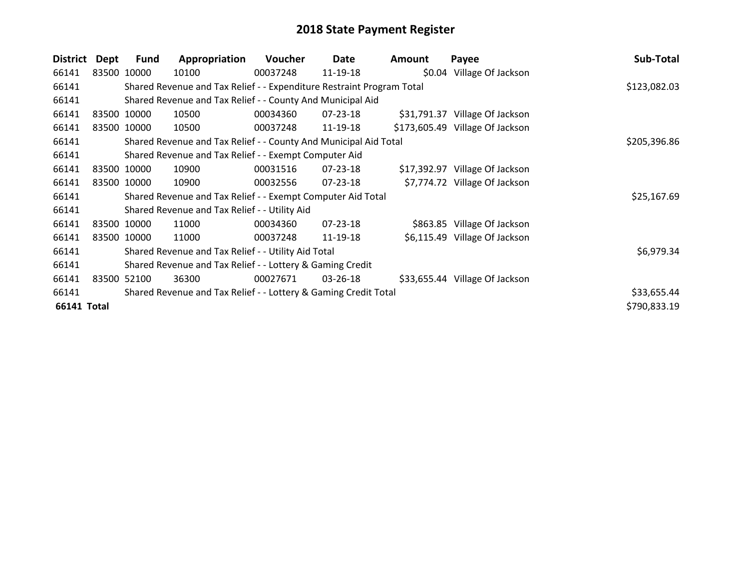# 2018 State Payment Register

| District | Dept | Fund | Appropriation | Voucher | Date | Amount | Payee | Sub-Total |
|---|---|---|---|---|---|---|---|---|
| 66141 | 83500 | 10000 | 10100 | 00037248 | 11-19-18 | $0.04 | Village Of Jackson | |
| 66141 | | Shared Revenue and Tax Relief - - Expenditure Restraint Program Total | | | | | | $123,082.03 |
| 66141 | | Shared Revenue and Tax Relief - - County And Municipal Aid | | | | | | |
| 66141 | 83500 | 10000 | 10500 | 00034360 | 07-23-18 | $31,791.37 | Village Of Jackson | |
| 66141 | 83500 | 10000 | 10500 | 00037248 | 11-19-18 | $173,605.49 | Village Of Jackson | |
| 66141 | | Shared Revenue and Tax Relief - - County And Municipal Aid Total | | | | | | $205,396.86 |
| 66141 | | Shared Revenue and Tax Relief - - Exempt Computer Aid | | | | | | |
| 66141 | 83500 | 10000 | 10900 | 00031516 | 07-23-18 | $17,392.97 | Village Of Jackson | |
| 66141 | 83500 | 10000 | 10900 | 00032556 | 07-23-18 | $7,774.72 | Village Of Jackson | |
| 66141 | | Shared Revenue and Tax Relief - - Exempt Computer Aid Total | | | | | | $25,167.69 |
| 66141 | | Shared Revenue and Tax Relief - - Utility Aid | | | | | | |
| 66141 | 83500 | 10000 | 11000 | 00034360 | 07-23-18 | $863.85 | Village Of Jackson | |
| 66141 | 83500 | 10000 | 11000 | 00037248 | 11-19-18 | $6,115.49 | Village Of Jackson | |
| 66141 | | Shared Revenue and Tax Relief - - Utility Aid Total | | | | | | $6,979.34 |
| 66141 | | Shared Revenue and Tax Relief - - Lottery & Gaming Credit | | | | | | |
| 66141 | 83500 | 52100 | 36300 | 00027671 | 03-26-18 | $33,655.44 | Village Of Jackson | |
| 66141 | | Shared Revenue and Tax Relief - - Lottery & Gaming Credit Total | | | | | | $33,655.44 |
| **66141 Total** | | | | | | | | $790,833.19 |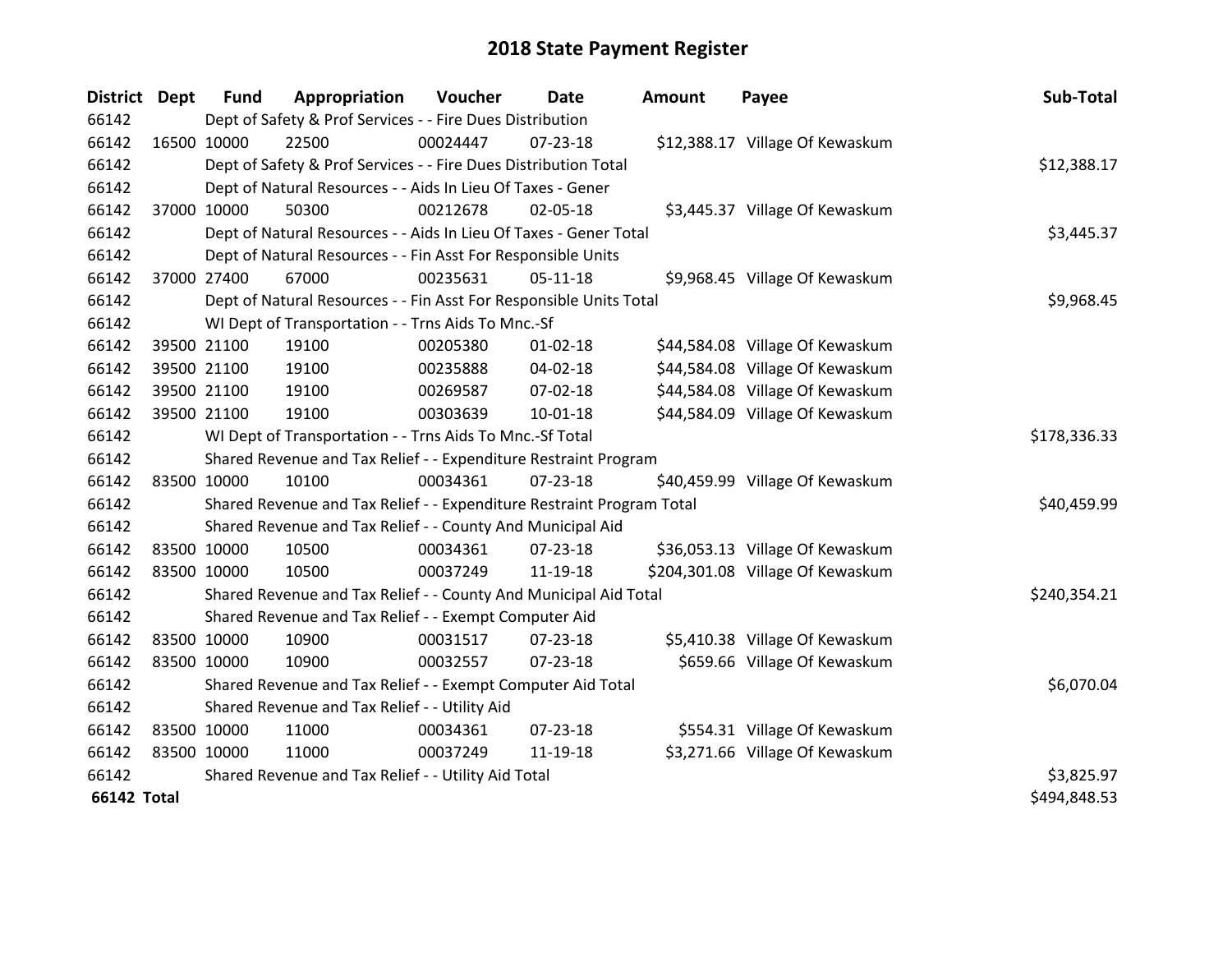# 2018 State Payment Register

| District | Dept | Fund | Appropriation | Voucher | Date | Amount | Payee | Sub-Total |
|---|---|---|---|---|---|---|---|---|
| 66142 | | Dept of Safety & Prof Services - - Fire Dues Distribution | | | | | | |
| 66142 | 16500 | 10000 | 22500 | 00024447 | 07-23-18 | $12,388.17 | Village Of Kewaskum | |
| 66142 | | Dept of Safety & Prof Services - - Fire Dues Distribution Total | | | | | | $12,388.17 |
| 66142 | | Dept of Natural Resources - - Aids In Lieu Of Taxes - Gener | | | | | | |
| 66142 | 37000 | 10000 | 50300 | 00212678 | 02-05-18 | $3,445.37 | Village Of Kewaskum | |
| 66142 | | Dept of Natural Resources - - Aids In Lieu Of Taxes - Gener Total | | | | | | $3,445.37 |
| 66142 | | Dept of Natural Resources - - Fin Asst For Responsible Units | | | | | | |
| 66142 | 37000 | 27400 | 67000 | 00235631 | 05-11-18 | $9,968.45 | Village Of Kewaskum | |
| 66142 | | Dept of Natural Resources - - Fin Asst For Responsible Units Total | | | | | | $9,968.45 |
| 66142 | | WI Dept of Transportation - - Trns Aids To Mnc.-Sf | | | | | | |
| 66142 | 39500 | 21100 | 19100 | 00205380 | 01-02-18 | $44,584.08 | Village Of Kewaskum | |
| 66142 | 39500 | 21100 | 19100 | 00235888 | 04-02-18 | $44,584.08 | Village Of Kewaskum | |
| 66142 | 39500 | 21100 | 19100 | 00269587 | 07-02-18 | $44,584.08 | Village Of Kewaskum | |
| 66142 | 39500 | 21100 | 19100 | 00303639 | 10-01-18 | $44,584.09 | Village Of Kewaskum | |
| 66142 | | WI Dept of Transportation - - Trns Aids To Mnc.-Sf Total | | | | | | $178,336.33 |
| 66142 | | Shared Revenue and Tax Relief - - Expenditure Restraint Program | | | | | | |
| 66142 | 83500 | 10000 | 10100 | 00034361 | 07-23-18 | $40,459.99 | Village Of Kewaskum | |
| 66142 | | Shared Revenue and Tax Relief - - Expenditure Restraint Program Total | | | | | | $40,459.99 |
| 66142 | | Shared Revenue and Tax Relief - - County And Municipal Aid | | | | | | |
| 66142 | 83500 | 10000 | 10500 | 00034361 | 07-23-18 | $36,053.13 | Village Of Kewaskum | |
| 66142 | 83500 | 10000 | 10500 | 00037249 | 11-19-18 | $204,301.08 | Village Of Kewaskum | |
| 66142 | | Shared Revenue and Tax Relief - - County And Municipal Aid Total | | | | | | $240,354.21 |
| 66142 | | Shared Revenue and Tax Relief - - Exempt Computer Aid | | | | | | |
| 66142 | 83500 | 10000 | 10900 | 00031517 | 07-23-18 | $5,410.38 | Village Of Kewaskum | |
| 66142 | 83500 | 10000 | 10900 | 00032557 | 07-23-18 | $659.66 | Village Of Kewaskum | |
| 66142 | | Shared Revenue and Tax Relief - - Exempt Computer Aid Total | | | | | | $6,070.04 |
| 66142 | | Shared Revenue and Tax Relief - - Utility Aid | | | | | | |
| 66142 | 83500 | 10000 | 11000 | 00034361 | 07-23-18 | $554.31 | Village Of Kewaskum | |
| 66142 | 83500 | 10000 | 11000 | 00037249 | 11-19-18 | $3,271.66 | Village Of Kewaskum | |
| 66142 | | Shared Revenue and Tax Relief - - Utility Aid Total | | | | | | $3,825.97 |
| **66142 Total** | | | | | | | | $494,848.53 |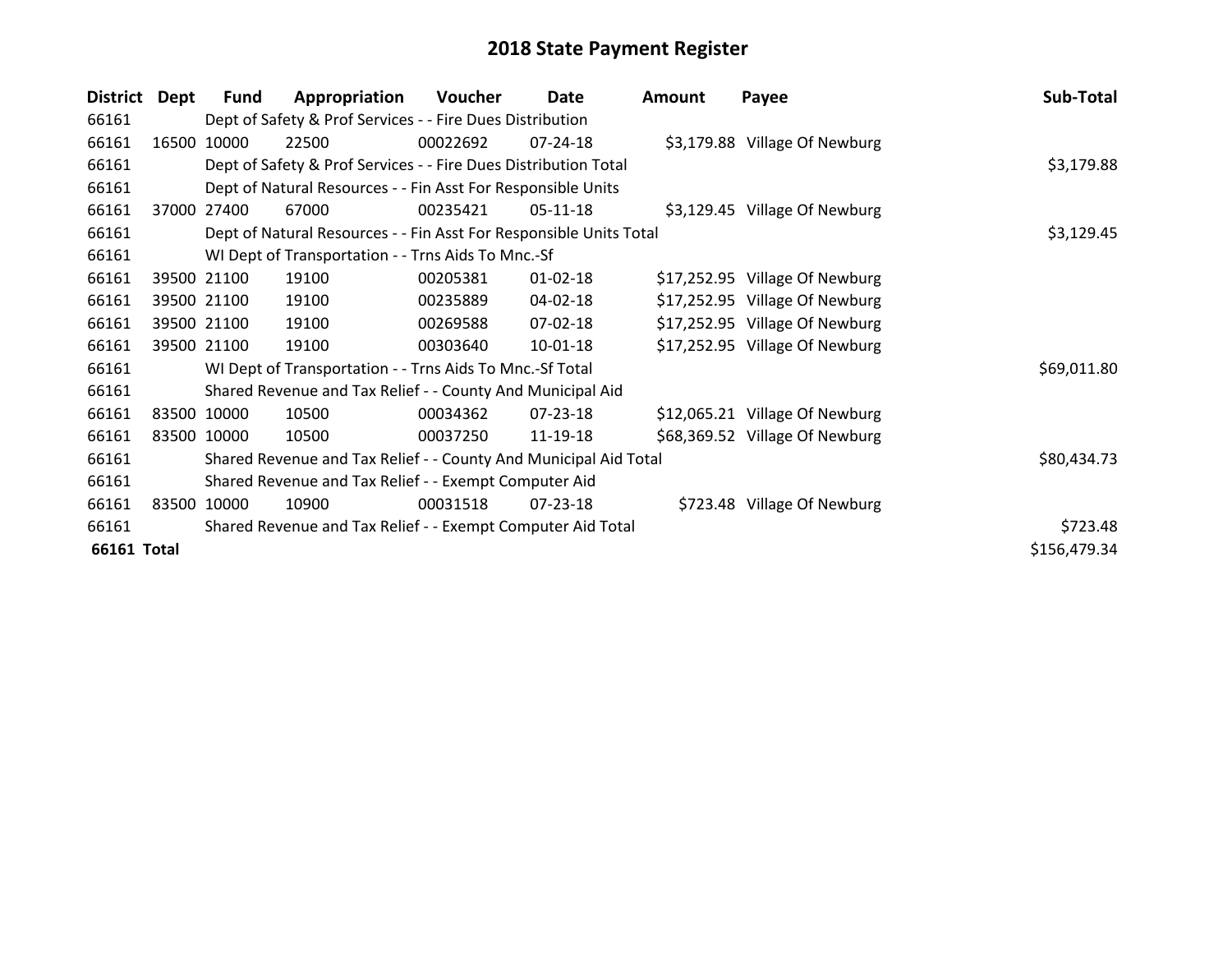# 2018 State Payment Register

| District | Dept | Fund | Appropriation | Voucher | Date | Amount | Payee | Sub-Total |
|---|---|---|---|---|---|---|---|---|
| 66161 | | Dept of Safety & Prof Services - - Fire Dues Distribution | | | | | | |
| 66161 | 16500 | 10000 | 22500 | 00022692 | 07-24-18 | $3,179.88 | Village Of Newburg | |
| 66161 | | Dept of Safety & Prof Services - - Fire Dues Distribution Total | | | | | | $3,179.88 |
| 66161 | | Dept of Natural Resources - - Fin Asst For Responsible Units | | | | | | |
| 66161 | 37000 | 27400 | 67000 | 00235421 | 05-11-18 | $3,129.45 | Village Of Newburg | |
| 66161 | | Dept of Natural Resources - - Fin Asst For Responsible Units Total | | | | | | $3,129.45 |
| 66161 | | WI Dept of Transportation - - Trns Aids To Mnc.-Sf | | | | | | |
| 66161 | 39500 | 21100 | 19100 | 00205381 | 01-02-18 | $17,252.95 | Village Of Newburg | |
| 66161 | 39500 | 21100 | 19100 | 00235889 | 04-02-18 | $17,252.95 | Village Of Newburg | |
| 66161 | 39500 | 21100 | 19100 | 00269588 | 07-02-18 | $17,252.95 | Village Of Newburg | |
| 66161 | 39500 | 21100 | 19100 | 00303640 | 10-01-18 | $17,252.95 | Village Of Newburg | |
| 66161 | | WI Dept of Transportation - - Trns Aids To Mnc.-Sf Total | | | | | | $69,011.80 |
| 66161 | | Shared Revenue and Tax Relief - - County And Municipal Aid | | | | | | |
| 66161 | 83500 | 10000 | 10500 | 00034362 | 07-23-18 | $12,065.21 | Village Of Newburg | |
| 66161 | 83500 | 10000 | 10500 | 00037250 | 11-19-18 | $68,369.52 | Village Of Newburg | |
| 66161 | | Shared Revenue and Tax Relief - - County And Municipal Aid Total | | | | | | $80,434.73 |
| 66161 | | Shared Revenue and Tax Relief - - Exempt Computer Aid | | | | | | |
| 66161 | 83500 | 10000 | 10900 | 00031518 | 07-23-18 | $723.48 | Village Of Newburg | |
| 66161 | | Shared Revenue and Tax Relief - - Exempt Computer Aid Total | | | | | | $723.48 |
| **66161 Total** | | | | | | | | $156,479.34 |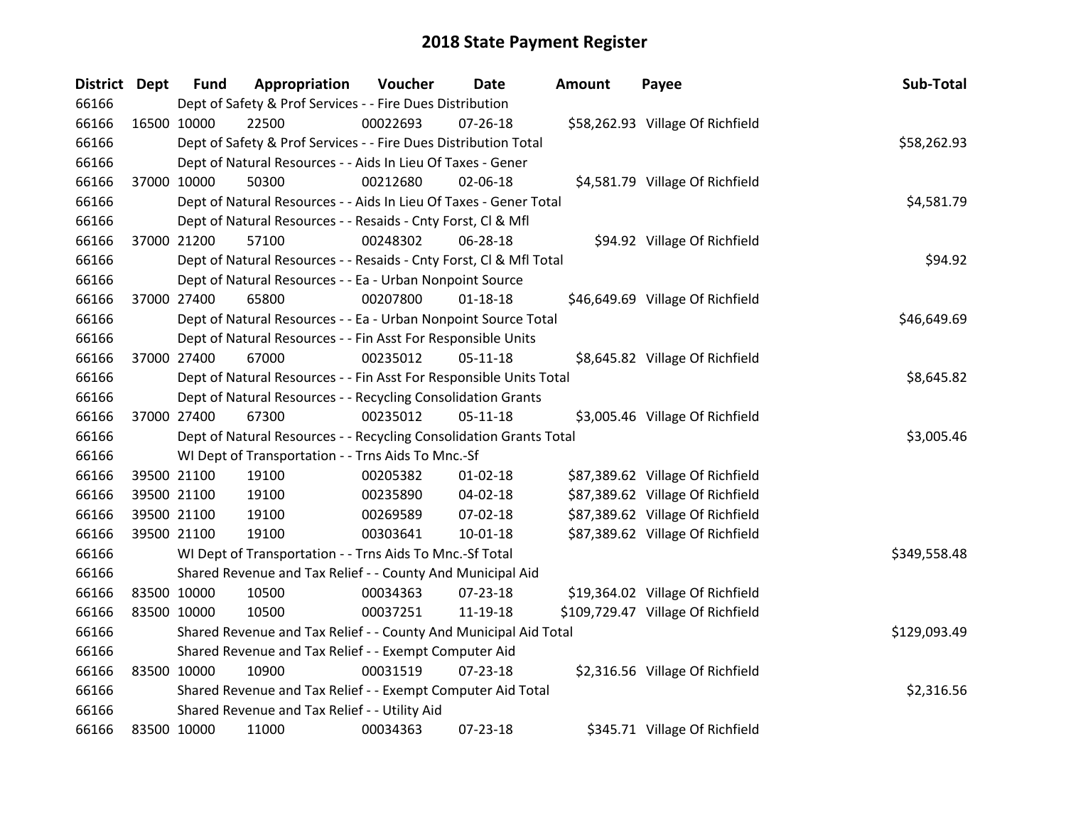# 2018 State Payment Register

| District | Dept | Fund | Appropriation | Voucher | Date | Amount | Payee | Sub-Total |
|---|---|---|---|---|---|---|---|---|
| 66166 | | Dept of Safety & Prof Services - - Fire Dues Distribution | | | | | | |
| 66166 | 16500 | 10000 | 22500 | 00022693 | 07-26-18 | $58,262.93 | Village Of Richfield | |
| 66166 | | Dept of Safety & Prof Services - - Fire Dues Distribution Total | | | | | | $58,262.93 |
| 66166 | | Dept of Natural Resources - - Aids In Lieu Of Taxes - Gener | | | | | | |
| 66166 | 37000 | 10000 | 50300 | 00212680 | 02-06-18 | $4,581.79 | Village Of Richfield | |
| 66166 | | Dept of Natural Resources - - Aids In Lieu Of Taxes - Gener Total | | | | | | $4,581.79 |
| 66166 | | Dept of Natural Resources - - Resaids - Cnty Forst, Cl & Mfl | | | | | | |
| 66166 | 37000 | 21200 | 57100 | 00248302 | 06-28-18 | $94.92 | Village Of Richfield | |
| 66166 | | Dept of Natural Resources - - Resaids - Cnty Forst, Cl & Mfl Total | | | | | | $94.92 |
| 66166 | | Dept of Natural Resources - - Ea - Urban Nonpoint Source | | | | | | |
| 66166 | 37000 | 27400 | 65800 | 00207800 | 01-18-18 | $46,649.69 | Village Of Richfield | |
| 66166 | | Dept of Natural Resources - - Ea - Urban Nonpoint Source Total | | | | | | $46,649.69 |
| 66166 | | Dept of Natural Resources - - Fin Asst For Responsible Units | | | | | | |
| 66166 | 37000 | 27400 | 67000 | 00235012 | 05-11-18 | $8,645.82 | Village Of Richfield | |
| 66166 | | Dept of Natural Resources - - Fin Asst For Responsible Units Total | | | | | | $8,645.82 |
| 66166 | | Dept of Natural Resources - - Recycling Consolidation Grants | | | | | | |
| 66166 | 37000 | 27400 | 67300 | 00235012 | 05-11-18 | $3,005.46 | Village Of Richfield | |
| 66166 | | Dept of Natural Resources - - Recycling Consolidation Grants Total | | | | | | $3,005.46 |
| 66166 | | WI Dept of Transportation - - Trns Aids To Mnc.-Sf | | | | | | |
| 66166 | 39500 | 21100 | 19100 | 00205382 | 01-02-18 | $87,389.62 | Village Of Richfield | |
| 66166 | 39500 | 21100 | 19100 | 00235890 | 04-02-18 | $87,389.62 | Village Of Richfield | |
| 66166 | 39500 | 21100 | 19100 | 00269589 | 07-02-18 | $87,389.62 | Village Of Richfield | |
| 66166 | 39500 | 21100 | 19100 | 00303641 | 10-01-18 | $87,389.62 | Village Of Richfield | |
| 66166 | | WI Dept of Transportation - - Trns Aids To Mnc.-Sf Total | | | | | | $349,558.48 |
| 66166 | | Shared Revenue and Tax Relief - - County And Municipal Aid | | | | | | |
| 66166 | 83500 | 10000 | 10500 | 00034363 | 07-23-18 | $19,364.02 | Village Of Richfield | |
| 66166 | 83500 | 10000 | 10500 | 00037251 | 11-19-18 | $109,729.47 | Village Of Richfield | |
| 66166 | | Shared Revenue and Tax Relief - - County And Municipal Aid Total | | | | | | $129,093.49 |
| 66166 | | Shared Revenue and Tax Relief - - Exempt Computer Aid | | | | | | |
| 66166 | 83500 | 10000 | 10900 | 00031519 | 07-23-18 | $2,316.56 | Village Of Richfield | |
| 66166 | | Shared Revenue and Tax Relief - - Exempt Computer Aid Total | | | | | | $2,316.56 |
| 66166 | | Shared Revenue and Tax Relief - - Utility Aid | | | | | | |
| 66166 | 83500 | 10000 | 11000 | 00034363 | 07-23-18 | $345.71 | Village Of Richfield | |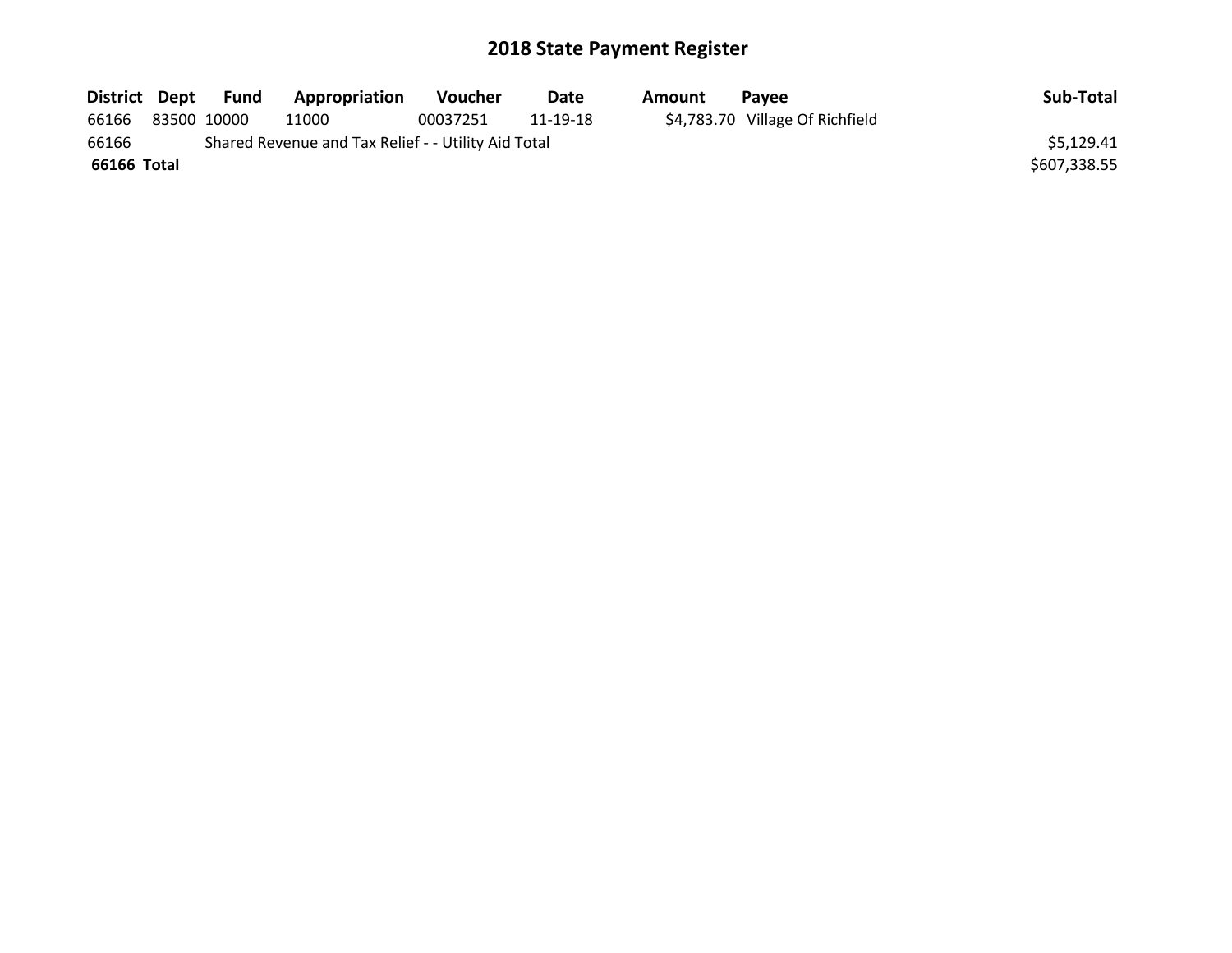# 2018 State Payment Register

| District | Dept | Fund | Appropriation | Voucher | Date | Amount | Payee | Sub-Total |
|---|---|---|---|---|---|---|---|---|
| 66166 | 83500 | 10000 | 11000 | 00037251 | 11-19-18 | $4,783.70 | Village Of Richfield | |
| 66166 | | Shared Revenue and Tax Relief - - Utility Aid Total | | | | | | $5,129.41 |
| **66166** | **Total** | | | | | | | $607,338.55 |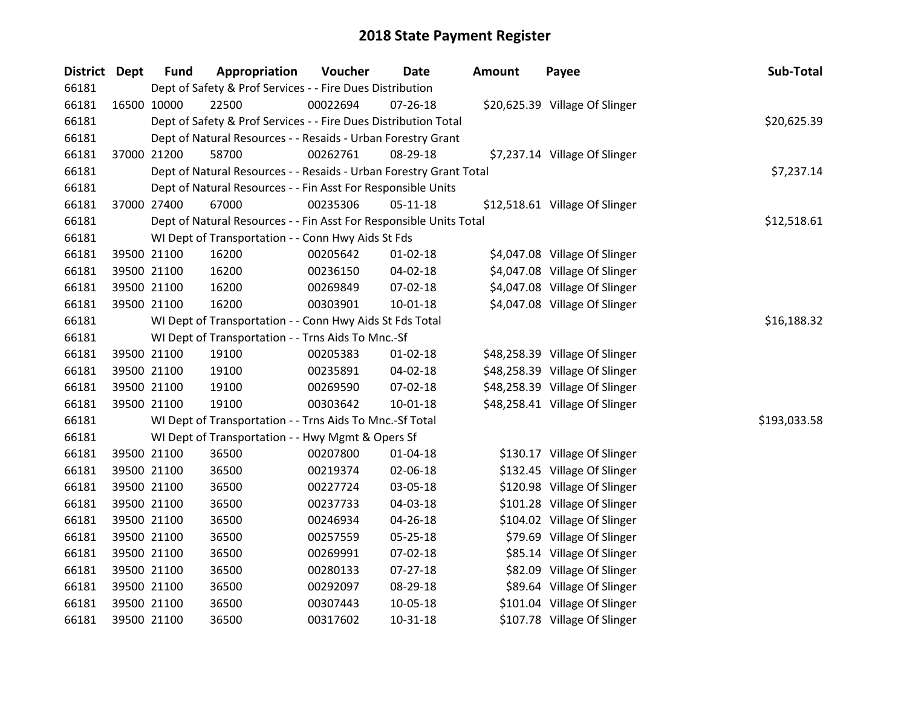# 2018 State Payment Register

| District | Dept | Fund | Appropriation | Voucher | Date | Amount | Payee | Sub-Total |
|---|---|---|---|---|---|---|---|---|
| 66181 | | Dept of Safety & Prof Services - - Fire Dues Distribution | | | | | | |
| 66181 | 16500 | 10000 | 22500 | 00022694 | 07-26-18 | $20,625.39 | Village Of Slinger | |
| 66181 | | Dept of Safety & Prof Services - - Fire Dues Distribution Total | | | | | | $20,625.39 |
| 66181 | | Dept of Natural Resources - - Resaids - Urban Forestry Grant | | | | | | |
| 66181 | 37000 | 21200 | 58700 | 00262761 | 08-29-18 | $7,237.14 | Village Of Slinger | |
| 66181 | | Dept of Natural Resources - - Resaids - Urban Forestry Grant Total | | | | | | $7,237.14 |
| 66181 | | Dept of Natural Resources - - Fin Asst For Responsible Units | | | | | | |
| 66181 | 37000 | 27400 | 67000 | 00235306 | 05-11-18 | $12,518.61 | Village Of Slinger | |
| 66181 | | Dept of Natural Resources - - Fin Asst For Responsible Units Total | | | | | | $12,518.61 |
| 66181 | | WI Dept of Transportation - - Conn Hwy Aids St Fds | | | | | | |
| 66181 | 39500 | 21100 | 16200 | 00205642 | 01-02-18 | $4,047.08 | Village Of Slinger | |
| 66181 | 39500 | 21100 | 16200 | 00236150 | 04-02-18 | $4,047.08 | Village Of Slinger | |
| 66181 | 39500 | 21100 | 16200 | 00269849 | 07-02-18 | $4,047.08 | Village Of Slinger | |
| 66181 | 39500 | 21100 | 16200 | 00303901 | 10-01-18 | $4,047.08 | Village Of Slinger | |
| 66181 | | WI Dept of Transportation - - Conn Hwy Aids St Fds Total | | | | | | $16,188.32 |
| 66181 | | WI Dept of Transportation - - Trns Aids To Mnc.-Sf | | | | | | |
| 66181 | 39500 | 21100 | 19100 | 00205383 | 01-02-18 | $48,258.39 | Village Of Slinger | |
| 66181 | 39500 | 21100 | 19100 | 00235891 | 04-02-18 | $48,258.39 | Village Of Slinger | |
| 66181 | 39500 | 21100 | 19100 | 00269590 | 07-02-18 | $48,258.39 | Village Of Slinger | |
| 66181 | 39500 | 21100 | 19100 | 00303642 | 10-01-18 | $48,258.41 | Village Of Slinger | |
| 66181 | | WI Dept of Transportation - - Trns Aids To Mnc.-Sf Total | | | | | | $193,033.58 |
| 66181 | | WI Dept of Transportation - - Hwy Mgmt & Opers Sf | | | | | | |
| 66181 | 39500 | 21100 | 36500 | 00207800 | 01-04-18 | $130.17 | Village Of Slinger | |
| 66181 | 39500 | 21100 | 36500 | 00219374 | 02-06-18 | $132.45 | Village Of Slinger | |
| 66181 | 39500 | 21100 | 36500 | 00227724 | 03-05-18 | $120.98 | Village Of Slinger | |
| 66181 | 39500 | 21100 | 36500 | 00237733 | 04-03-18 | $101.28 | Village Of Slinger | |
| 66181 | 39500 | 21100 | 36500 | 00246934 | 04-26-18 | $104.02 | Village Of Slinger | |
| 66181 | 39500 | 21100 | 36500 | 00257559 | 05-25-18 | $79.69 | Village Of Slinger | |
| 66181 | 39500 | 21100 | 36500 | 00269991 | 07-02-18 | $85.14 | Village Of Slinger | |
| 66181 | 39500 | 21100 | 36500 | 00280133 | 07-27-18 | $82.09 | Village Of Slinger | |
| 66181 | 39500 | 21100 | 36500 | 00292097 | 08-29-18 | $89.64 | Village Of Slinger | |
| 66181 | 39500 | 21100 | 36500 | 00307443 | 10-05-18 | $101.04 | Village Of Slinger | |
| 66181 | 39500 | 21100 | 36500 | 00317602 | 10-31-18 | $107.78 | Village Of Slinger | |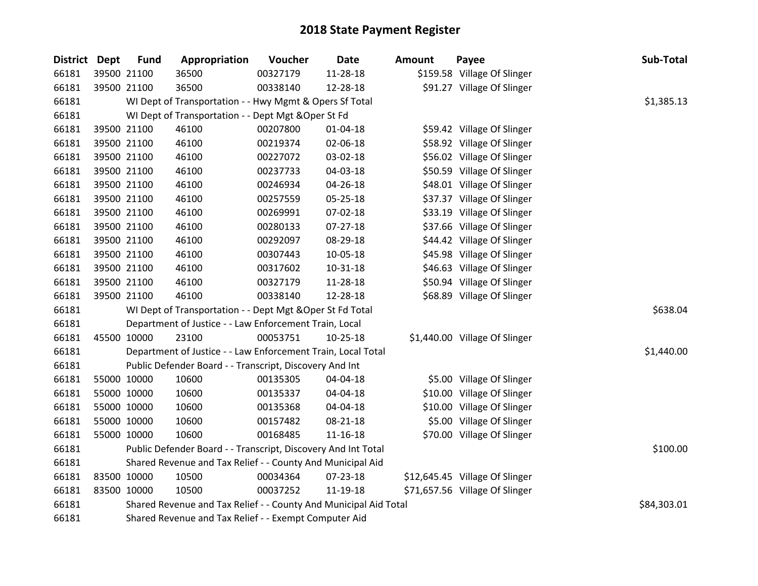# 2018 State Payment Register

| District | Dept | Fund | Appropriation | Voucher | Date | Amount | Payee | Sub-Total |
|---|---|---|---|---|---|---|---|---|
| 66181 | 39500 | 21100 | 36500 | 00327179 | 11-28-18 | $159.58 | Village Of Slinger | |
| 66181 | 39500 | 21100 | 36500 | 00338140 | 12-28-18 | $91.27 | Village Of Slinger | |
| 66181 | | WI Dept of Transportation - - Hwy Mgmt & Opers Sf Total | | | | | | $1,385.13 |
| 66181 | | WI Dept of Transportation - - Dept Mgt &Oper St Fd | | | | | | |
| 66181 | 39500 | 21100 | 46100 | 00207800 | 01-04-18 | $59.42 | Village Of Slinger | |
| 66181 | 39500 | 21100 | 46100 | 00219374 | 02-06-18 | $58.92 | Village Of Slinger | |
| 66181 | 39500 | 21100 | 46100 | 00227072 | 03-02-18 | $56.02 | Village Of Slinger | |
| 66181 | 39500 | 21100 | 46100 | 00237733 | 04-03-18 | $50.59 | Village Of Slinger | |
| 66181 | 39500 | 21100 | 46100 | 00246934 | 04-26-18 | $48.01 | Village Of Slinger | |
| 66181 | 39500 | 21100 | 46100 | 00257559 | 05-25-18 | $37.37 | Village Of Slinger | |
| 66181 | 39500 | 21100 | 46100 | 00269991 | 07-02-18 | $33.19 | Village Of Slinger | |
| 66181 | 39500 | 21100 | 46100 | 00280133 | 07-27-18 | $37.66 | Village Of Slinger | |
| 66181 | 39500 | 21100 | 46100 | 00292097 | 08-29-18 | $44.42 | Village Of Slinger | |
| 66181 | 39500 | 21100 | 46100 | 00307443 | 10-05-18 | $45.98 | Village Of Slinger | |
| 66181 | 39500 | 21100 | 46100 | 00317602 | 10-31-18 | $46.63 | Village Of Slinger | |
| 66181 | 39500 | 21100 | 46100 | 00327179 | 11-28-18 | $50.94 | Village Of Slinger | |
| 66181 | 39500 | 21100 | 46100 | 00338140 | 12-28-18 | $68.89 | Village Of Slinger | |
| 66181 | | WI Dept of Transportation - - Dept Mgt &Oper St Fd Total | | | | | | $638.04 |
| 66181 | | Department of Justice - - Law Enforcement Train, Local | | | | | | |
| 66181 | 45500 | 10000 | 23100 | 00053751 | 10-25-18 | $1,440.00 | Village Of Slinger | |
| 66181 | | Department of Justice - - Law Enforcement Train, Local Total | | | | | | $1,440.00 |
| 66181 | | Public Defender Board - - Transcript, Discovery And Int | | | | | | |
| 66181 | 55000 | 10000 | 10600 | 00135305 | 04-04-18 | $5.00 | Village Of Slinger | |
| 66181 | 55000 | 10000 | 10600 | 00135337 | 04-04-18 | $10.00 | Village Of Slinger | |
| 66181 | 55000 | 10000 | 10600 | 00135368 | 04-04-18 | $10.00 | Village Of Slinger | |
| 66181 | 55000 | 10000 | 10600 | 00157482 | 08-21-18 | $5.00 | Village Of Slinger | |
| 66181 | 55000 | 10000 | 10600 | 00168485 | 11-16-18 | $70.00 | Village Of Slinger | |
| 66181 | | Public Defender Board - - Transcript, Discovery And Int Total | | | | | | $100.00 |
| 66181 | | Shared Revenue and Tax Relief - - County And Municipal Aid | | | | | | |
| 66181 | 83500 | 10000 | 10500 | 00034364 | 07-23-18 | $12,645.45 | Village Of Slinger | |
| 66181 | 83500 | 10000 | 10500 | 00037252 | 11-19-18 | $71,657.56 | Village Of Slinger | |
| 66181 | | Shared Revenue and Tax Relief - - County And Municipal Aid Total | | | | | | $84,303.01 |
| 66181 | | Shared Revenue and Tax Relief - - Exempt Computer Aid | | | | | | |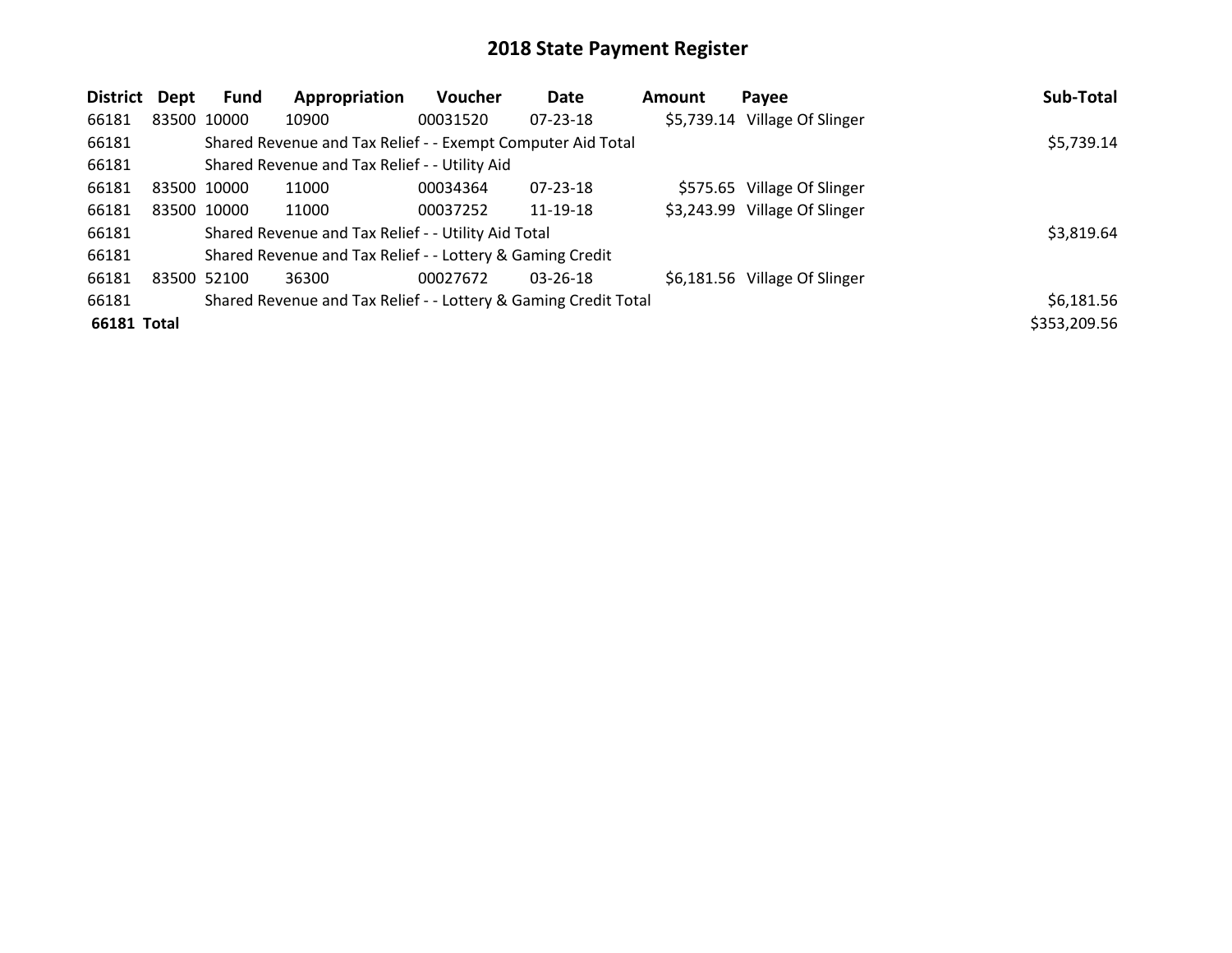# 2018 State Payment Register

| District | Dept | Fund | Appropriation | Voucher | Date | Amount | Payee | Sub-Total |
|---|---|---|---|---|---|---|---|---|
| 66181 | 83500 | 10000 | 10900 | 00031520 | 07-23-18 | $5,739.14 | Village Of Slinger | |
| 66181 | | Shared Revenue and Tax Relief - - Exempt Computer Aid Total | | | | | | $5,739.14 |
| 66181 | | Shared Revenue and Tax Relief - - Utility Aid | | | | | | |
| 66181 | 83500 | 10000 | 11000 | 00034364 | 07-23-18 | $575.65 | Village Of Slinger | |
| 66181 | 83500 | 10000 | 11000 | 00037252 | 11-19-18 | $3,243.99 | Village Of Slinger | |
| 66181 | | Shared Revenue and Tax Relief - - Utility Aid Total | | | | | | $3,819.64 |
| 66181 | | Shared Revenue and Tax Relief - - Lottery & Gaming Credit | | | | | | |
| 66181 | 83500 | 52100 | 36300 | 00027672 | 03-26-18 | $6,181.56 | Village Of Slinger | |
| 66181 | | Shared Revenue and Tax Relief - - Lottery & Gaming Credit Total | | | | | | $6,181.56 |
| **66181 Total** | | | | | | | | $353,209.56 |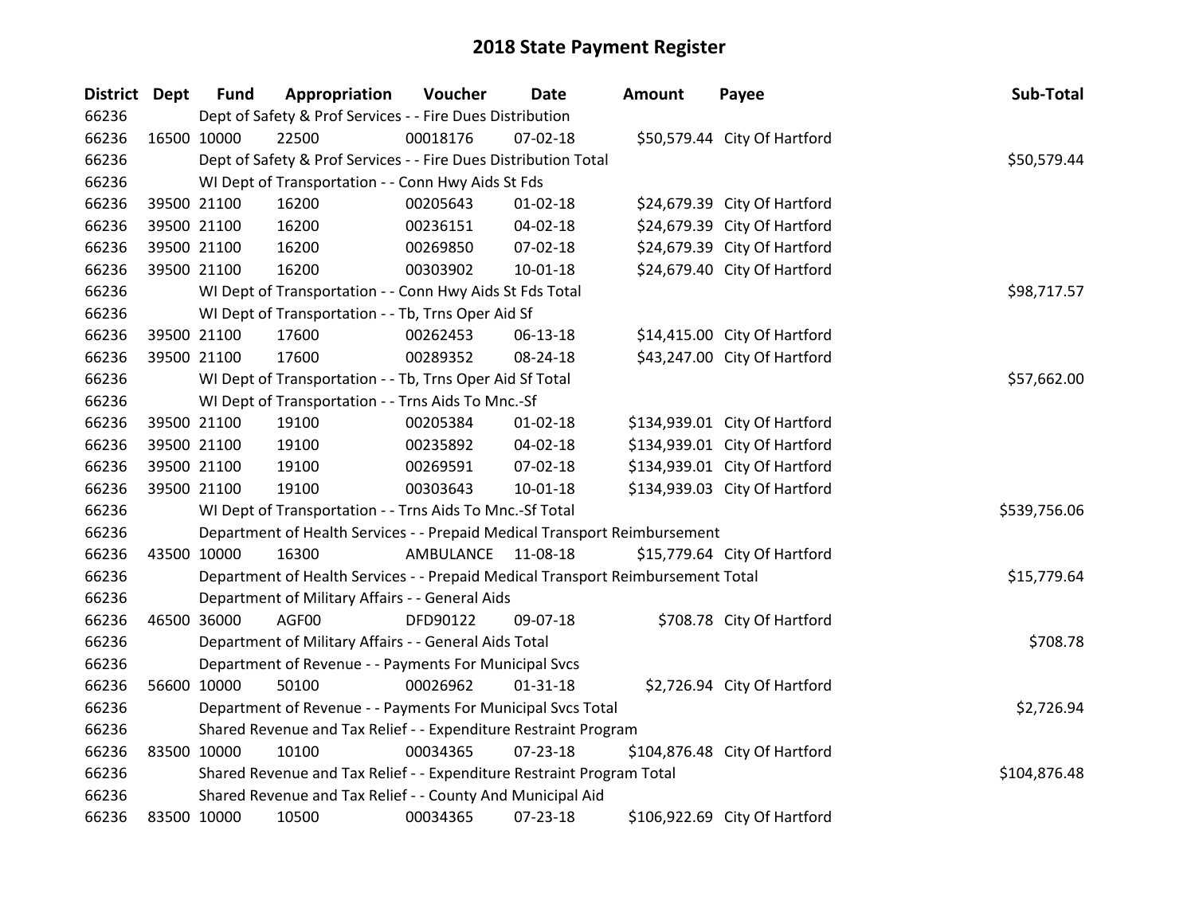# 2018 State Payment Register

| District | Dept | Fund | Appropriation | Voucher | Date | Amount | Payee | Sub-Total |
|---|---|---|---|---|---|---|---|---|
| 66236 | | Dept of Safety & Prof Services - - Fire Dues Distribution | | | | | | |
| 66236 | 16500 | 10000 | 22500 | 00018176 | 07-02-18 | $50,579.44 | City Of Hartford | |
| 66236 | | Dept of Safety & Prof Services - - Fire Dues Distribution Total | | | | | | $50,579.44 |
| 66236 | | WI Dept of Transportation - - Conn Hwy Aids St Fds | | | | | | |
| 66236 | 39500 | 21100 | 16200 | 00205643 | 01-02-18 | $24,679.39 | City Of Hartford | |
| 66236 | 39500 | 21100 | 16200 | 00236151 | 04-02-18 | $24,679.39 | City Of Hartford | |
| 66236 | 39500 | 21100 | 16200 | 00269850 | 07-02-18 | $24,679.39 | City Of Hartford | |
| 66236 | 39500 | 21100 | 16200 | 00303902 | 10-01-18 | $24,679.40 | City Of Hartford | |
| 66236 | | WI Dept of Transportation - - Conn Hwy Aids St Fds Total | | | | | | $98,717.57 |
| 66236 | | WI Dept of Transportation - - Tb, Trns Oper Aid Sf | | | | | | |
| 66236 | 39500 | 21100 | 17600 | 00262453 | 06-13-18 | $14,415.00 | City Of Hartford | |
| 66236 | 39500 | 21100 | 17600 | 00289352 | 08-24-18 | $43,247.00 | City Of Hartford | |
| 66236 | | WI Dept of Transportation - - Tb, Trns Oper Aid Sf Total | | | | | | $57,662.00 |
| 66236 | | WI Dept of Transportation - - Trns Aids To Mnc.-Sf | | | | | | |
| 66236 | 39500 | 21100 | 19100 | 00205384 | 01-02-18 | $134,939.01 | City Of Hartford | |
| 66236 | 39500 | 21100 | 19100 | 00235892 | 04-02-18 | $134,939.01 | City Of Hartford | |
| 66236 | 39500 | 21100 | 19100 | 00269591 | 07-02-18 | $134,939.01 | City Of Hartford | |
| 66236 | 39500 | 21100 | 19100 | 00303643 | 10-01-18 | $134,939.03 | City Of Hartford | |
| 66236 | | WI Dept of Transportation - - Trns Aids To Mnc.-Sf Total | | | | | | $539,756.06 |
| 66236 | | Department of Health Services - - Prepaid Medical Transport Reimbursement | | | | | | |
| 66236 | 43500 | 10000 | 16300 | AMBULANCE | 11-08-18 | $15,779.64 | City Of Hartford | |
| 66236 | | Department of Health Services - - Prepaid Medical Transport Reimbursement Total | | | | | | $15,779.64 |
| 66236 | | Department of Military Affairs - - General Aids | | | | | | |
| 66236 | 46500 | 36000 | AGF00 | DFD90122 | 09-07-18 | $708.78 | City Of Hartford | |
| 66236 | | Department of Military Affairs - - General Aids Total | | | | | | $708.78 |
| 66236 | | Department of Revenue - - Payments For Municipal Svcs | | | | | | |
| 66236 | 56600 | 10000 | 50100 | 00026962 | 01-31-18 | $2,726.94 | City Of Hartford | |
| 66236 | | Department of Revenue - - Payments For Municipal Svcs Total | | | | | | $2,726.94 |
| 66236 | | Shared Revenue and Tax Relief - - Expenditure Restraint Program | | | | | | |
| 66236 | 83500 | 10000 | 10100 | 00034365 | 07-23-18 | $104,876.48 | City Of Hartford | |
| 66236 | | Shared Revenue and Tax Relief - - Expenditure Restraint Program Total | | | | | | $104,876.48 |
| 66236 | | Shared Revenue and Tax Relief - - County And Municipal Aid | | | | | | |
| 66236 | 83500 | 10000 | 10500 | 00034365 | 07-23-18 | $106,922.69 | City Of Hartford | |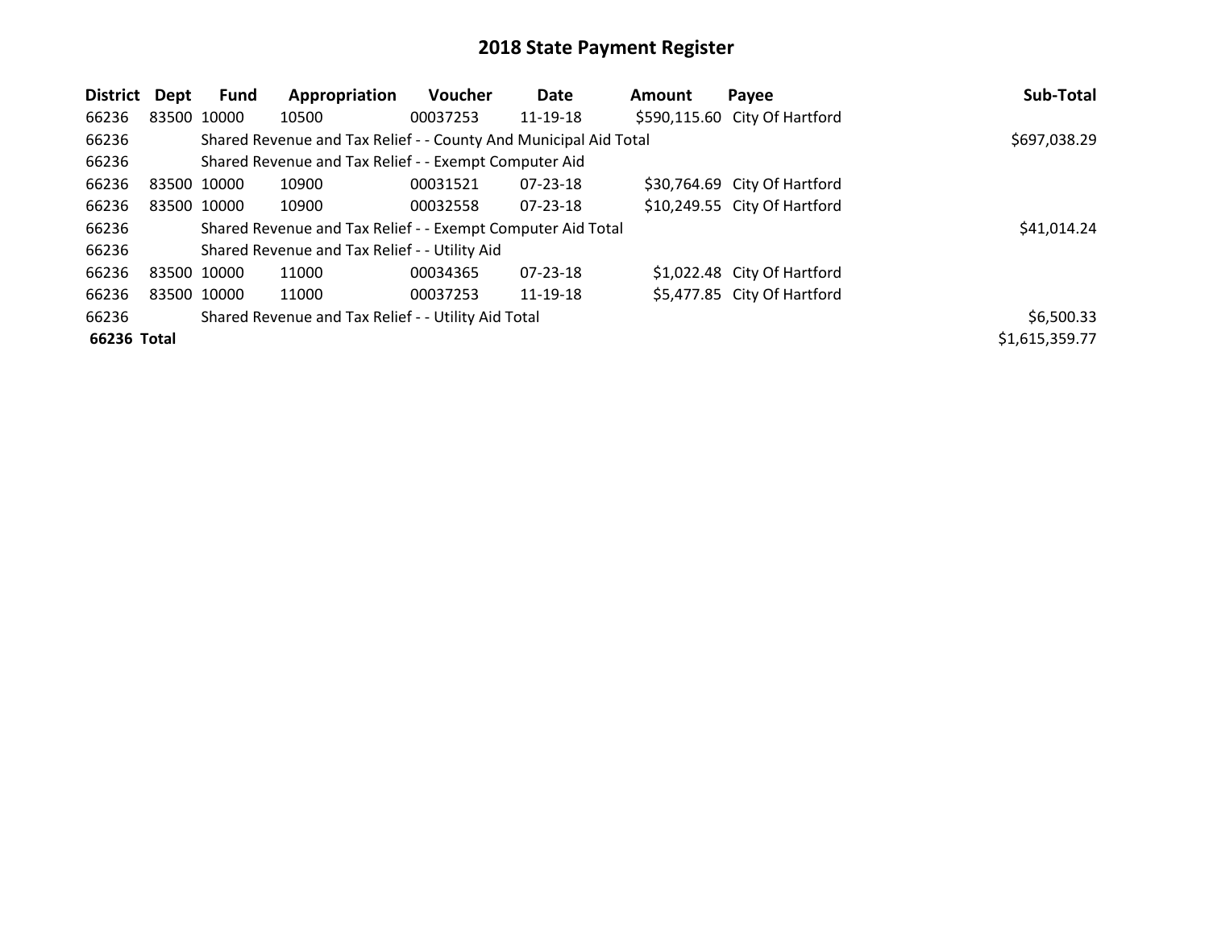# 2018 State Payment Register

| District | Dept | Fund | Appropriation | Voucher | Date | Amount | Payee | Sub-Total |
|---|---|---|---|---|---|---|---|---|
| 66236 | 83500 | 10000 | 10500 | 00037253 | 11-19-18 | $590,115.60 | City Of Hartford | |
| 66236 | | Shared Revenue and Tax Relief - - County And Municipal Aid Total | | | | | | $697,038.29 |
| 66236 | | Shared Revenue and Tax Relief - - Exempt Computer Aid | | | | | | |
| 66236 | 83500 | 10000 | 10900 | 00031521 | 07-23-18 | $30,764.69 | City Of Hartford | |
| 66236 | 83500 | 10000 | 10900 | 00032558 | 07-23-18 | $10,249.55 | City Of Hartford | |
| 66236 | | Shared Revenue and Tax Relief - - Exempt Computer Aid Total | | | | | | $41,014.24 |
| 66236 | | Shared Revenue and Tax Relief - - Utility Aid | | | | | | |
| 66236 | 83500 | 10000 | 11000 | 00034365 | 07-23-18 | $1,022.48 | City Of Hartford | |
| 66236 | 83500 | 10000 | 11000 | 00037253 | 11-19-18 | $5,477.85 | City Of Hartford | |
| 66236 | | Shared Revenue and Tax Relief - - Utility Aid Total | | | | | | $6,500.33 |
| **66236 Total** | | | | | | | | $1,615,359.77 |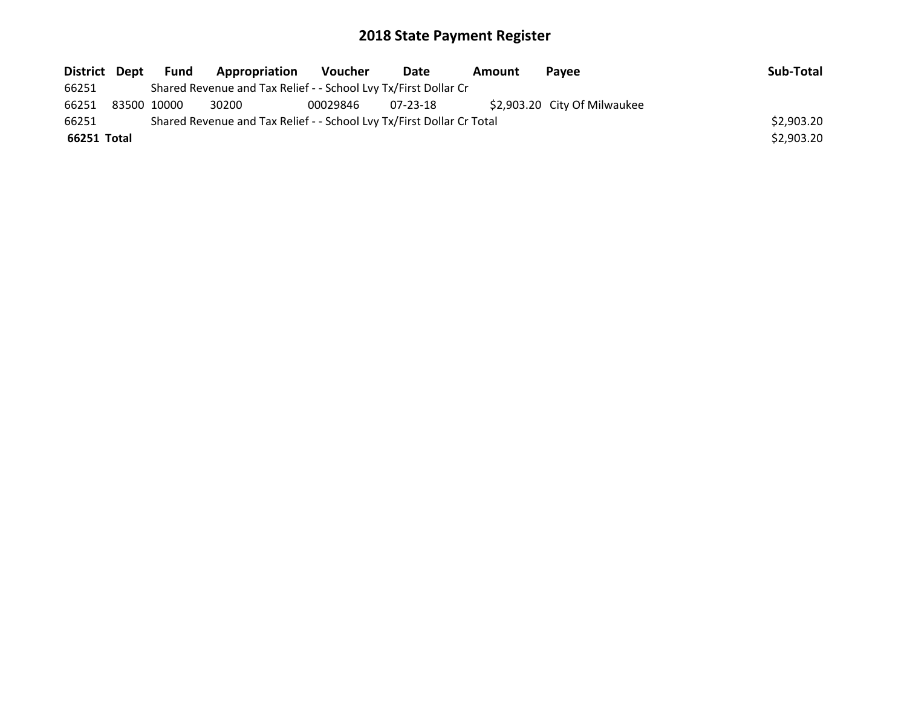# 2018 State Payment Register

| District | Dept | Fund | Appropriation | Voucher | Date | Amount | Payee | Sub-Total |
|---|---|---|---|---|---|---|---|---|
| 66251 | | Shared Revenue and Tax Relief - - School Lvy Tx/First Dollar Cr | | | | | | |
| 66251 | 83500 | 10000 | 30200 | 00029846 | 07-23-18 | $2,903.20 | City Of Milwaukee | |
| 66251 | | Shared Revenue and Tax Relief - - School Lvy Tx/First Dollar Cr Total | | | | | | $2,903.20 |
| **66251** | **Total** | | | | | | | $2,903.20 |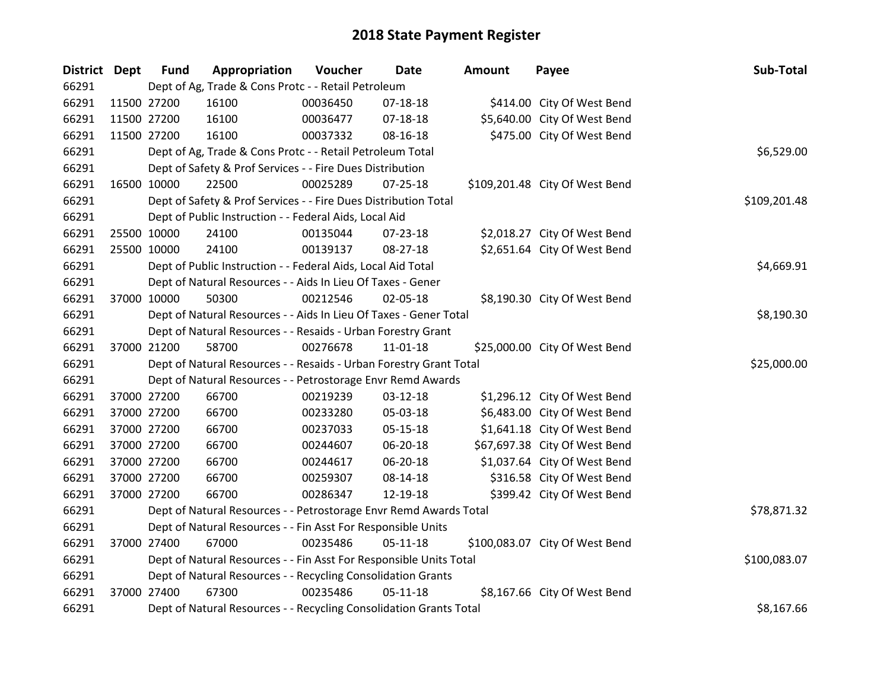# 2018 State Payment Register

| District | Dept | Fund | Appropriation | Voucher | Date | Amount | Payee | Sub-Total |
|---|---|---|---|---|---|---|---|---|
| 66291 | Dept of Ag, Trade & Cons Protc - - Retail Petroleum | | | | | | | |
| 66291 | 11500 | 27200 | 16100 | 00036450 | 07-18-18 | $414.00 | City Of West Bend | |
| 66291 | 11500 | 27200 | 16100 | 00036477 | 07-18-18 | $5,640.00 | City Of West Bend | |
| 66291 | 11500 | 27200 | 16100 | 00037332 | 08-16-18 | $475.00 | City Of West Bend | |
| 66291 | Dept of Ag, Trade & Cons Protc - - Retail Petroleum Total | | | | | | | $6,529.00 |
| 66291 | Dept of Safety & Prof Services - - Fire Dues Distribution | | | | | | | |
| 66291 | 16500 | 10000 | 22500 | 00025289 | 07-25-18 | $109,201.48 | City Of West Bend | |
| 66291 | Dept of Safety & Prof Services - - Fire Dues Distribution Total | | | | | | | $109,201.48 |
| 66291 | Dept of Public Instruction - - Federal Aids, Local Aid | | | | | | | |
| 66291 | 25500 | 10000 | 24100 | 00135044 | 07-23-18 | $2,018.27 | City Of West Bend | |
| 66291 | 25500 | 10000 | 24100 | 00139137 | 08-27-18 | $2,651.64 | City Of West Bend | |
| 66291 | Dept of Public Instruction - - Federal Aids, Local Aid Total | | | | | | | $4,669.91 |
| 66291 | Dept of Natural Resources - - Aids In Lieu Of Taxes - Gener | | | | | | | |
| 66291 | 37000 | 10000 | 50300 | 00212546 | 02-05-18 | $8,190.30 | City Of West Bend | |
| 66291 | Dept of Natural Resources - - Aids In Lieu Of Taxes - Gener Total | | | | | | | $8,190.30 |
| 66291 | Dept of Natural Resources - - Resaids - Urban Forestry Grant | | | | | | | |
| 66291 | 37000 | 21200 | 58700 | 00276678 | 11-01-18 | $25,000.00 | City Of West Bend | |
| 66291 | Dept of Natural Resources - - Resaids - Urban Forestry Grant Total | | | | | | | $25,000.00 |
| 66291 | Dept of Natural Resources - - Petrostorage Envr Remd Awards | | | | | | | |
| 66291 | 37000 | 27200 | 66700 | 00219239 | 03-12-18 | $1,296.12 | City Of West Bend | |
| 66291 | 37000 | 27200 | 66700 | 00233280 | 05-03-18 | $6,483.00 | City Of West Bend | |
| 66291 | 37000 | 27200 | 66700 | 00237033 | 05-15-18 | $1,641.18 | City Of West Bend | |
| 66291 | 37000 | 27200 | 66700 | 00244607 | 06-20-18 | $67,697.38 | City Of West Bend | |
| 66291 | 37000 | 27200 | 66700 | 00244617 | 06-20-18 | $1,037.64 | City Of West Bend | |
| 66291 | 37000 | 27200 | 66700 | 00259307 | 08-14-18 | $316.58 | City Of West Bend | |
| 66291 | 37000 | 27200 | 66700 | 00286347 | 12-19-18 | $399.42 | City Of West Bend | |
| 66291 | Dept of Natural Resources - - Petrostorage Envr Remd Awards Total | | | | | | | $78,871.32 |
| 66291 | Dept of Natural Resources - - Fin Asst For Responsible Units | | | | | | | |
| 66291 | 37000 | 27400 | 67000 | 00235486 | 05-11-18 | $100,083.07 | City Of West Bend | |
| 66291 | Dept of Natural Resources - - Fin Asst For Responsible Units Total | | | | | | | $100,083.07 |
| 66291 | Dept of Natural Resources - - Recycling Consolidation Grants | | | | | | | |
| 66291 | 37000 | 27400 | 67300 | 00235486 | 05-11-18 | $8,167.66 | City Of West Bend | |
| 66291 | Dept of Natural Resources - - Recycling Consolidation Grants Total | | | | | | | $8,167.66 |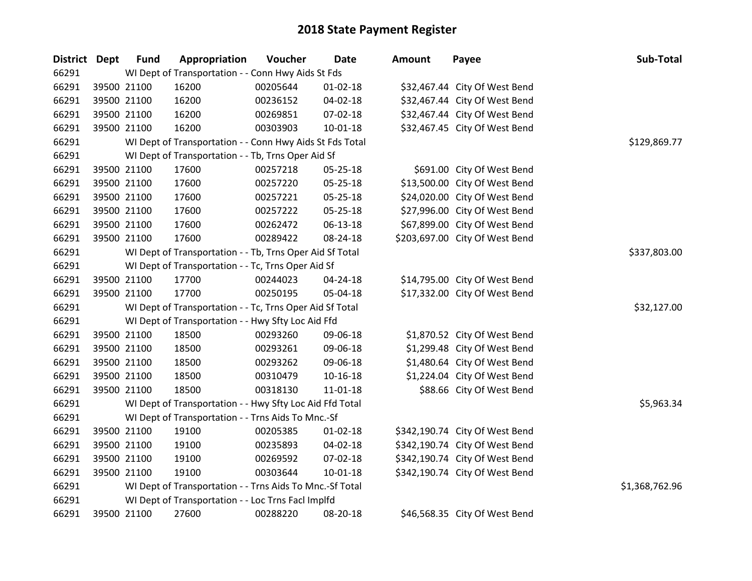# 2018 State Payment Register

| District | Dept | Fund | Appropriation | Voucher | Date | Amount | Payee | Sub-Total |
|---|---|---|---|---|---|---|---|---|
| 66291 | | WI Dept of Transportation - - Conn Hwy Aids St Fds | | | | | | |
| 66291 | 39500 | 21100 | 16200 | 00205644 | 01-02-18 | $32,467.44 | City Of West Bend | |
| 66291 | 39500 | 21100 | 16200 | 00236152 | 04-02-18 | $32,467.44 | City Of West Bend | |
| 66291 | 39500 | 21100 | 16200 | 00269851 | 07-02-18 | $32,467.44 | City Of West Bend | |
| 66291 | 39500 | 21100 | 16200 | 00303903 | 10-01-18 | $32,467.45 | City Of West Bend | |
| 66291 | | WI Dept of Transportation - - Conn Hwy Aids St Fds Total | | | | | | $129,869.77 |
| 66291 | | WI Dept of Transportation - - Tb, Trns Oper Aid Sf | | | | | | |
| 66291 | 39500 | 21100 | 17600 | 00257218 | 05-25-18 | $691.00 | City Of West Bend | |
| 66291 | 39500 | 21100 | 17600 | 00257220 | 05-25-18 | $13,500.00 | City Of West Bend | |
| 66291 | 39500 | 21100 | 17600 | 00257221 | 05-25-18 | $24,020.00 | City Of West Bend | |
| 66291 | 39500 | 21100 | 17600 | 00257222 | 05-25-18 | $27,996.00 | City Of West Bend | |
| 66291 | 39500 | 21100 | 17600 | 00262472 | 06-13-18 | $67,899.00 | City Of West Bend | |
| 66291 | 39500 | 21100 | 17600 | 00289422 | 08-24-18 | $203,697.00 | City Of West Bend | |
| 66291 | | WI Dept of Transportation - - Tb, Trns Oper Aid Sf Total | | | | | | $337,803.00 |
| 66291 | | WI Dept of Transportation - - Tc, Trns Oper Aid Sf | | | | | | |
| 66291 | 39500 | 21100 | 17700 | 00244023 | 04-24-18 | $14,795.00 | City Of West Bend | |
| 66291 | 39500 | 21100 | 17700 | 00250195 | 05-04-18 | $17,332.00 | City Of West Bend | |
| 66291 | | WI Dept of Transportation - - Tc, Trns Oper Aid Sf Total | | | | | | $32,127.00 |
| 66291 | | WI Dept of Transportation - - Hwy Sfty Loc Aid Ffd | | | | | | |
| 66291 | 39500 | 21100 | 18500 | 00293260 | 09-06-18 | $1,870.52 | City Of West Bend | |
| 66291 | 39500 | 21100 | 18500 | 00293261 | 09-06-18 | $1,299.48 | City Of West Bend | |
| 66291 | 39500 | 21100 | 18500 | 00293262 | 09-06-18 | $1,480.64 | City Of West Bend | |
| 66291 | 39500 | 21100 | 18500 | 00310479 | 10-16-18 | $1,224.04 | City Of West Bend | |
| 66291 | 39500 | 21100 | 18500 | 00318130 | 11-01-18 | $88.66 | City Of West Bend | |
| 66291 | | WI Dept of Transportation - - Hwy Sfty Loc Aid Ffd Total | | | | | | $5,963.34 |
| 66291 | | WI Dept of Transportation - - Trns Aids To Mnc.-Sf | | | | | | |
| 66291 | 39500 | 21100 | 19100 | 00205385 | 01-02-18 | $342,190.74 | City Of West Bend | |
| 66291 | 39500 | 21100 | 19100 | 00235893 | 04-02-18 | $342,190.74 | City Of West Bend | |
| 66291 | 39500 | 21100 | 19100 | 00269592 | 07-02-18 | $342,190.74 | City Of West Bend | |
| 66291 | 39500 | 21100 | 19100 | 00303644 | 10-01-18 | $342,190.74 | City Of West Bend | |
| 66291 | | WI Dept of Transportation - - Trns Aids To Mnc.-Sf Total | | | | | | $1,368,762.96 |
| 66291 | | WI Dept of Transportation - - Loc Trns Facl Implfd | | | | | | |
| 66291 | 39500 | 21100 | 27600 | 00288220 | 08-20-18 | $46,568.35 | City Of West Bend | |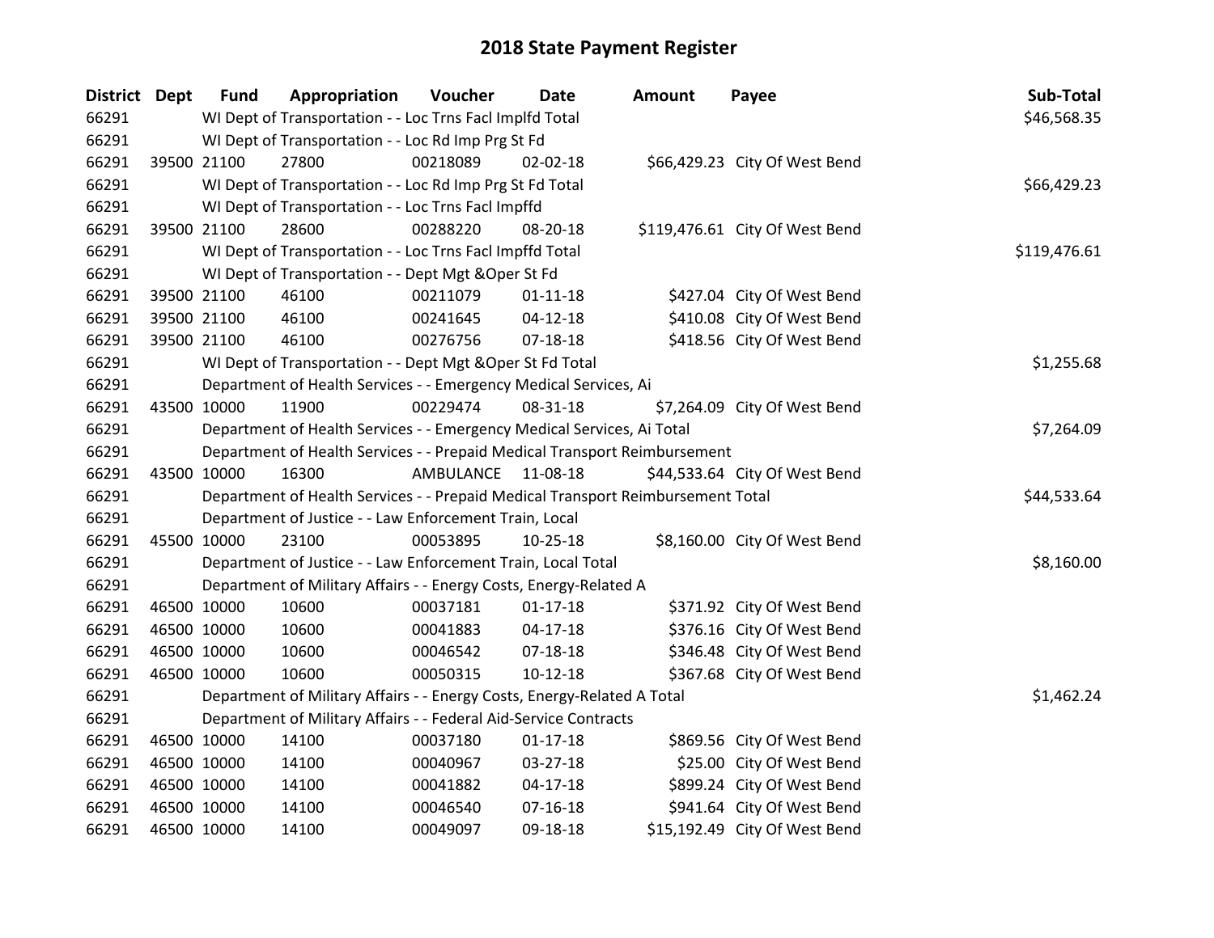# 2018 State Payment Register

| District | Dept | Fund | Appropriation | Voucher | Date | Amount | Payee | Sub-Total |
|---|---|---|---|---|---|---|---|---|
| 66291 | | WI Dept of Transportation - - Loc Trns Facl Implfd Total | | | | | | $46,568.35 |
| 66291 | | WI Dept of Transportation - - Loc Rd Imp Prg St Fd | | | | | | |
| 66291 | 39500 | 21100 | 27800 | 00218089 | 02-02-18 | $66,429.23 | City Of West Bend | |
| 66291 | | WI Dept of Transportation - - Loc Rd Imp Prg St Fd Total | | | | | | $66,429.23 |
| 66291 | | WI Dept of Transportation - - Loc Trns Facl Impffd | | | | | | |
| 66291 | 39500 | 21100 | 28600 | 00288220 | 08-20-18 | $119,476.61 | City Of West Bend | |
| 66291 | | WI Dept of Transportation - - Loc Trns Facl Impffd Total | | | | | | $119,476.61 |
| 66291 | | WI Dept of Transportation - - Dept Mgt &Oper St Fd | | | | | | |
| 66291 | 39500 | 21100 | 46100 | 00211079 | 01-11-18 | $427.04 | City Of West Bend | |
| 66291 | 39500 | 21100 | 46100 | 00241645 | 04-12-18 | $410.08 | City Of West Bend | |
| 66291 | 39500 | 21100 | 46100 | 00276756 | 07-18-18 | $418.56 | City Of West Bend | |
| 66291 | | WI Dept of Transportation - - Dept Mgt &Oper St Fd Total | | | | | | $1,255.68 |
| 66291 | | Department of Health Services - - Emergency Medical Services, Ai | | | | | | |
| 66291 | 43500 | 10000 | 11900 | 00229474 | 08-31-18 | $7,264.09 | City Of West Bend | |
| 66291 | | Department of Health Services - - Emergency Medical Services, Ai Total | | | | | | $7,264.09 |
| 66291 | | Department of Health Services - - Prepaid Medical Transport Reimbursement | | | | | | |
| 66291 | 43500 | 10000 | 16300 | AMBULANCE | 11-08-18 | $44,533.64 | City Of West Bend | |
| 66291 | | Department of Health Services - - Prepaid Medical Transport Reimbursement Total | | | | | | $44,533.64 |
| 66291 | | Department of Justice - - Law Enforcement Train, Local | | | | | | |
| 66291 | 45500 | 10000 | 23100 | 00053895 | 10-25-18 | $8,160.00 | City Of West Bend | |
| 66291 | | Department of Justice - - Law Enforcement Train, Local Total | | | | | | $8,160.00 |
| 66291 | | Department of Military Affairs - - Energy Costs, Energy-Related A | | | | | | |
| 66291 | 46500 | 10000 | 10600 | 00037181 | 01-17-18 | $371.92 | City Of West Bend | |
| 66291 | 46500 | 10000 | 10600 | 00041883 | 04-17-18 | $376.16 | City Of West Bend | |
| 66291 | 46500 | 10000 | 10600 | 00046542 | 07-18-18 | $346.48 | City Of West Bend | |
| 66291 | 46500 | 10000 | 10600 | 00050315 | 10-12-18 | $367.68 | City Of West Bend | |
| 66291 | | Department of Military Affairs - - Energy Costs, Energy-Related A Total | | | | | | $1,462.24 |
| 66291 | | Department of Military Affairs - - Federal Aid-Service Contracts | | | | | | |
| 66291 | 46500 | 10000 | 14100 | 00037180 | 01-17-18 | $869.56 | City Of West Bend | |
| 66291 | 46500 | 10000 | 14100 | 00040967 | 03-27-18 | $25.00 | City Of West Bend | |
| 66291 | 46500 | 10000 | 14100 | 00041882 | 04-17-18 | $899.24 | City Of West Bend | |
| 66291 | 46500 | 10000 | 14100 | 00046540 | 07-16-18 | $941.64 | City Of West Bend | |
| 66291 | 46500 | 10000 | 14100 | 00049097 | 09-18-18 | $15,192.49 | City Of West Bend | |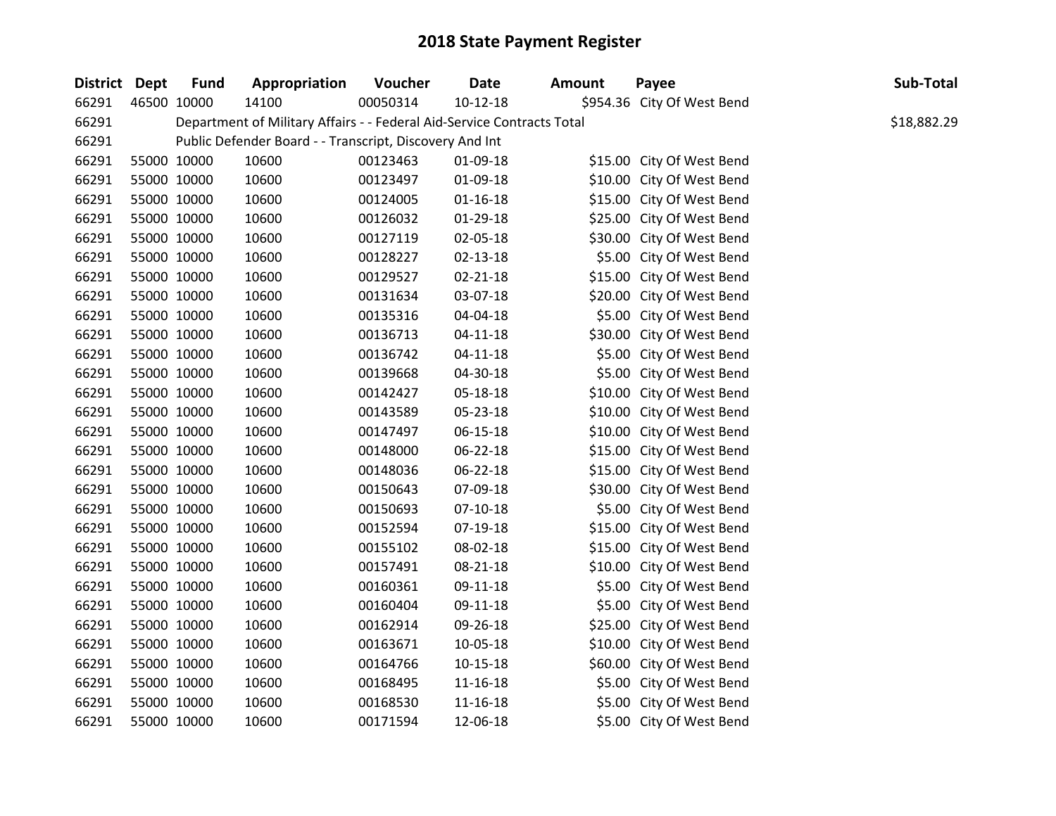# 2018 State Payment Register

| District | Dept | Fund | Appropriation | Voucher | Date | Amount | Payee | Sub-Total |
|---|---|---|---|---|---|---|---|---|
| 66291 | 46500 | 10000 | 14100 | 00050314 | 10-12-18 | $954.36 | City Of West Bend | |
| 66291 | | Department of Military Affairs - - Federal Aid-Service Contracts Total | | | | | | $18,882.29 |
| 66291 | | Public Defender Board - - Transcript, Discovery And Int | | | | | | |
| 66291 | 55000 | 10000 | 10600 | 00123463 | 01-09-18 | $15.00 | City Of West Bend | |
| 66291 | 55000 | 10000 | 10600 | 00123497 | 01-09-18 | $10.00 | City Of West Bend | |
| 66291 | 55000 | 10000 | 10600 | 00124005 | 01-16-18 | $15.00 | City Of West Bend | |
| 66291 | 55000 | 10000 | 10600 | 00126032 | 01-29-18 | $25.00 | City Of West Bend | |
| 66291 | 55000 | 10000 | 10600 | 00127119 | 02-05-18 | $30.00 | City Of West Bend | |
| 66291 | 55000 | 10000 | 10600 | 00128227 | 02-13-18 | $5.00 | City Of West Bend | |
| 66291 | 55000 | 10000 | 10600 | 00129527 | 02-21-18 | $15.00 | City Of West Bend | |
| 66291 | 55000 | 10000 | 10600 | 00131634 | 03-07-18 | $20.00 | City Of West Bend | |
| 66291 | 55000 | 10000 | 10600 | 00135316 | 04-04-18 | $5.00 | City Of West Bend | |
| 66291 | 55000 | 10000 | 10600 | 00136713 | 04-11-18 | $30.00 | City Of West Bend | |
| 66291 | 55000 | 10000 | 10600 | 00136742 | 04-11-18 | $5.00 | City Of West Bend | |
| 66291 | 55000 | 10000 | 10600 | 00139668 | 04-30-18 | $5.00 | City Of West Bend | |
| 66291 | 55000 | 10000 | 10600 | 00142427 | 05-18-18 | $10.00 | City Of West Bend | |
| 66291 | 55000 | 10000 | 10600 | 00143589 | 05-23-18 | $10.00 | City Of West Bend | |
| 66291 | 55000 | 10000 | 10600 | 00147497 | 06-15-18 | $10.00 | City Of West Bend | |
| 66291 | 55000 | 10000 | 10600 | 00148000 | 06-22-18 | $15.00 | City Of West Bend | |
| 66291 | 55000 | 10000 | 10600 | 00148036 | 06-22-18 | $15.00 | City Of West Bend | |
| 66291 | 55000 | 10000 | 10600 | 00150643 | 07-09-18 | $30.00 | City Of West Bend | |
| 66291 | 55000 | 10000 | 10600 | 00150693 | 07-10-18 | $5.00 | City Of West Bend | |
| 66291 | 55000 | 10000 | 10600 | 00152594 | 07-19-18 | $15.00 | City Of West Bend | |
| 66291 | 55000 | 10000 | 10600 | 00155102 | 08-02-18 | $15.00 | City Of West Bend | |
| 66291 | 55000 | 10000 | 10600 | 00157491 | 08-21-18 | $10.00 | City Of West Bend | |
| 66291 | 55000 | 10000 | 10600 | 00160361 | 09-11-18 | $5.00 | City Of West Bend | |
| 66291 | 55000 | 10000 | 10600 | 00160404 | 09-11-18 | $5.00 | City Of West Bend | |
| 66291 | 55000 | 10000 | 10600 | 00162914 | 09-26-18 | $25.00 | City Of West Bend | |
| 66291 | 55000 | 10000 | 10600 | 00163671 | 10-05-18 | $10.00 | City Of West Bend | |
| 66291 | 55000 | 10000 | 10600 | 00164766 | 10-15-18 | $60.00 | City Of West Bend | |
| 66291 | 55000 | 10000 | 10600 | 00168495 | 11-16-18 | $5.00 | City Of West Bend | |
| 66291 | 55000 | 10000 | 10600 | 00168530 | 11-16-18 | $5.00 | City Of West Bend | |
| 66291 | 55000 | 10000 | 10600 | 00171594 | 12-06-18 | $5.00 | City Of West Bend | |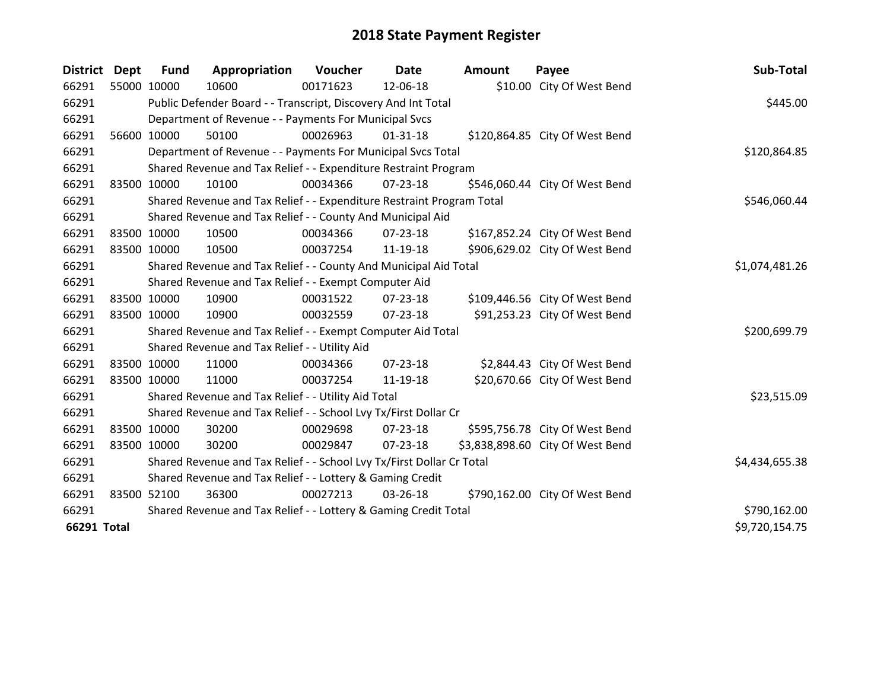# 2018 State Payment Register

| District | Dept | Fund | Appropriation | Voucher | Date | Amount | Payee | Sub-Total |
|---|---|---|---|---|---|---|---|---|
| 66291 | 55000 | 10000 | 10600 | 00171623 | 12-06-18 | $10.00 | City Of West Bend | |
| 66291 | | Public Defender Board - - Transcript, Discovery And Int Total | | | | | | $445.00 |
| 66291 | | Department of Revenue - - Payments For Municipal Svcs | | | | | | |
| 66291 | 56600 | 10000 | 50100 | 00026963 | 01-31-18 | $120,864.85 | City Of West Bend | |
| 66291 | | Department of Revenue - - Payments For Municipal Svcs Total | | | | | | $120,864.85 |
| 66291 | | Shared Revenue and Tax Relief - - Expenditure Restraint Program | | | | | | |
| 66291 | 83500 | 10000 | 10100 | 00034366 | 07-23-18 | $546,060.44 | City Of West Bend | |
| 66291 | | Shared Revenue and Tax Relief - - Expenditure Restraint Program Total | | | | | | $546,060.44 |
| 66291 | | Shared Revenue and Tax Relief - - County And Municipal Aid | | | | | | |
| 66291 | 83500 | 10000 | 10500 | 00034366 | 07-23-18 | $167,852.24 | City Of West Bend | |
| 66291 | 83500 | 10000 | 10500 | 00037254 | 11-19-18 | $906,629.02 | City Of West Bend | |
| 66291 | | Shared Revenue and Tax Relief - - County And Municipal Aid Total | | | | | | $1,074,481.26 |
| 66291 | | Shared Revenue and Tax Relief - - Exempt Computer Aid | | | | | | |
| 66291 | 83500 | 10000 | 10900 | 00031522 | 07-23-18 | $109,446.56 | City Of West Bend | |
| 66291 | 83500 | 10000 | 10900 | 00032559 | 07-23-18 | $91,253.23 | City Of West Bend | |
| 66291 | | Shared Revenue and Tax Relief - - Exempt Computer Aid Total | | | | | | $200,699.79 |
| 66291 | | Shared Revenue and Tax Relief - - Utility Aid | | | | | | |
| 66291 | 83500 | 10000 | 11000 | 00034366 | 07-23-18 | $2,844.43 | City Of West Bend | |
| 66291 | 83500 | 10000 | 11000 | 00037254 | 11-19-18 | $20,670.66 | City Of West Bend | |
| 66291 | | Shared Revenue and Tax Relief - - Utility Aid Total | | | | | | $23,515.09 |
| 66291 | | Shared Revenue and Tax Relief - - School Lvy Tx/First Dollar Cr | | | | | | |
| 66291 | 83500 | 10000 | 30200 | 00029698 | 07-23-18 | $595,756.78 | City Of West Bend | |
| 66291 | 83500 | 10000 | 30200 | 00029847 | 07-23-18 | $3,838,898.60 | City Of West Bend | |
| 66291 | | Shared Revenue and Tax Relief - - School Lvy Tx/First Dollar Cr Total | | | | | | $4,434,655.38 |
| 66291 | | Shared Revenue and Tax Relief - - Lottery & Gaming Credit | | | | | | |
| 66291 | 83500 | 52100 | 36300 | 00027213 | 03-26-18 | $790,162.00 | City Of West Bend | |
| 66291 | | Shared Revenue and Tax Relief - - Lottery & Gaming Credit Total | | | | | | $790,162.00 |
| **66291 Total** | | | | | | | | $9,720,154.75 |